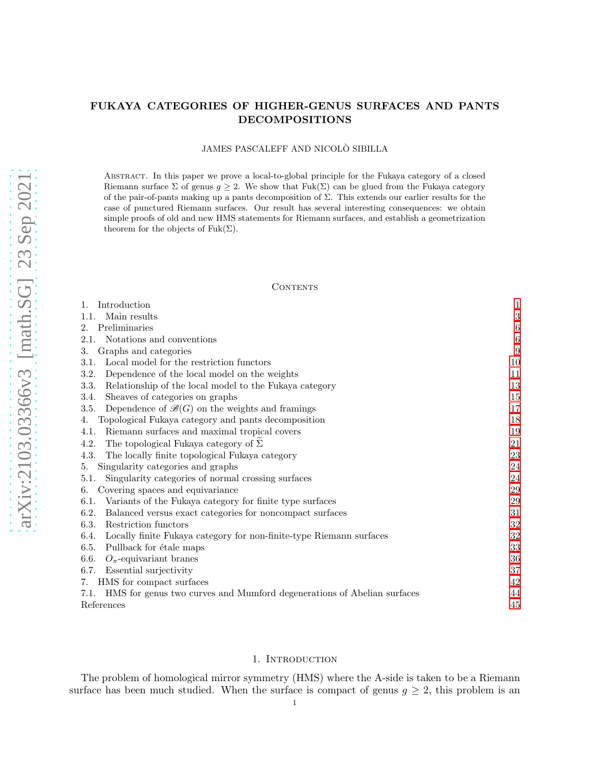# FUKAYA CATEGORIES OF HIGHER-GENUS SURFACES AND PANTS DECOMPOSITIONS

JAMES PASCALEFF AND NICOLÒ SIBILLA

Abstract. In this paper we prove a local-to-global principle for the Fukaya category of a closed Riemann surface $\Sigma$ of genus $g \geq 2$. We show that $\mathrm{Fuk}(\Sigma)$ can be glued from the Fukaya category of the pair-of-pants making up a pants decomposition of $\Sigma$. This extends our earlier results for the case of punctured Riemann surfaces. Our result has several interesting consequences: we obtain simple proofs of old and new HMS statements for Riemann surfaces, and establish a geometrization theorem for the objects of $\mathrm{Fuk}(\Sigma)$.

## Contents

1. Introduction — 1
   - 1.1. Main results — 3
2. Preliminaries — 6
   - 2.1. Notations and conventions — 6
3. Graphs and categories — 9
   - 3.1. Local model for the restriction functors — 10
   - 3.2. Dependence of the local model on the weights — 11
   - 3.3. Relationship of the local model to the Fukaya category — 13
   - 3.4. Sheaves of categories on graphs — 15
   - 3.5. Dependence of $\mathscr{B}(G)$ on the weights and framings — 17
4. Topological Fukaya category and pants decomposition — 18
   - 4.1. Riemann surfaces and maximal tropical covers — 19
   - 4.2. The topological Fukaya category of $\widetilde{\Sigma}$ — 21
   - 4.3. The locally finite topological Fukaya category — 23
5. Singularity categories and graphs — 24
   - 5.1. Singularity categories of normal crossing surfaces — 24
6. Covering spaces and equivariance — 29
   - 6.1. Variants of the Fukaya category for finite type surfaces — 29
   - 6.2. Balanced versus exact categories for noncompact surfaces — 31
   - 6.3. Restriction functors — 32
   - 6.4. Locally finite Fukaya category for non-finite-type Riemann surfaces — 32
   - 6.5. Pullback for étale maps — 33
   - 6.6. $O_\pi$-equivariant branes — 36
   - 6.7. Essential surjectivity — 37
7. HMS for compact surfaces — 42
   - 7.1. HMS for genus two curves and Mumford degenerations of Abelian surfaces — 44

References — 45

## 1. Introduction

The problem of homological mirror symmetry (HMS) where the A-side is taken to be a Riemann surface has been much studied. When the surface is compact of genus $g \geq 2$, this problem is an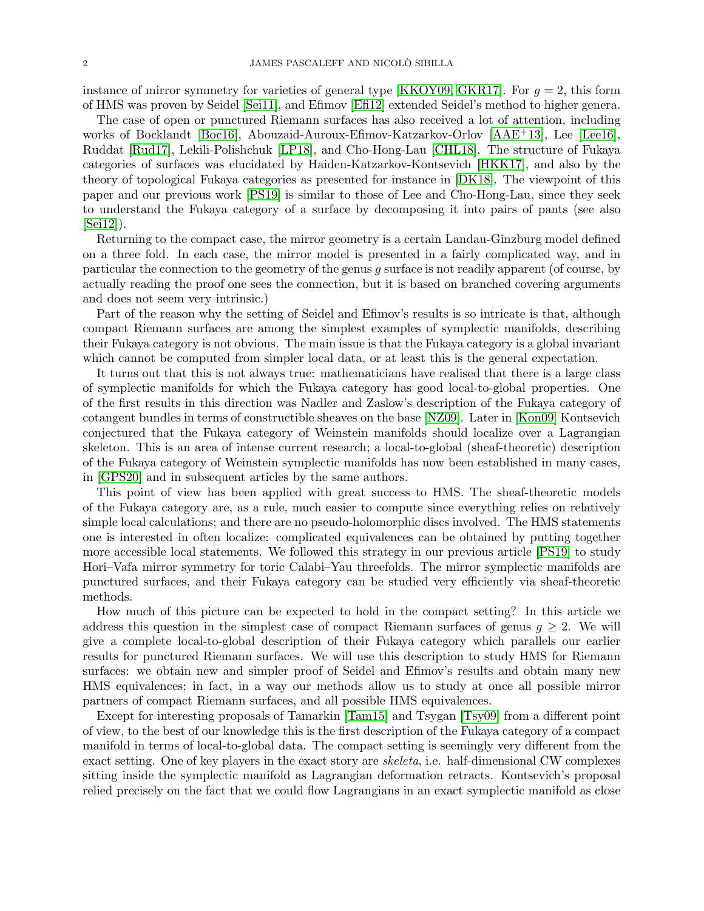instance of mirror symmetry for varieties of general type [KKOY09, GKR17]. For $g = 2$, this form of HMS was proven by Seidel [Sei11], and Efimov [Efi12] extended Seidel's method to higher genera.

The case of open or punctured Riemann surfaces has also received a lot of attention, including works of Bocklandt [Boc16], Abouzaid-Auroux-Efimov-Katzarkov-Orlov [AAE+13], Lee [Lee16], Ruddat [Rud17], Lekili-Polishchuk [LP18], and Cho-Hong-Lau [CHL18]. The structure of Fukaya categories of surfaces was elucidated by Haiden-Katzarkov-Kontsevich [HKK17], and also by the theory of topological Fukaya categories as presented for instance in [DK18]. The viewpoint of this paper and our previous work [PS19] is similar to those of Lee and Cho-Hong-Lau, since they seek to understand the Fukaya category of a surface by decomposing it into pairs of pants (see also [Sei12]).

Returning to the compact case, the mirror geometry is a certain Landau-Ginzburg model defined on a three fold. In each case, the mirror model is presented in a fairly complicated way, and in particular the connection to the geometry of the genus $g$ surface is not readily apparent (of course, by actually reading the proof one sees the connection, but it is based on branched covering arguments and does not seem very intrinsic.)

Part of the reason why the setting of Seidel and Efimov's results is so intricate is that, although compact Riemann surfaces are among the simplest examples of symplectic manifolds, describing their Fukaya category is not obvious. The main issue is that the Fukaya category is a global invariant which cannot be computed from simpler local data, or at least this is the general expectation.

It turns out that this is not always true: mathematicians have realised that there is a large class of symplectic manifolds for which the Fukaya category has good local-to-global properties. One of the first results in this direction was Nadler and Zaslow's description of the Fukaya category of cotangent bundles in terms of constructible sheaves on the base [NZ09]. Later in [Kon09] Kontsevich conjectured that the Fukaya category of Weinstein manifolds should localize over a Lagrangian skeleton. This is an area of intense current research; a local-to-global (sheaf-theoretic) description of the Fukaya category of Weinstein symplectic manifolds has now been established in many cases, in [GPS20] and in subsequent articles by the same authors.

This point of view has been applied with great success to HMS. The sheaf-theoretic models of the Fukaya category are, as a rule, much easier to compute since everything relies on relatively simple local calculations; and there are no pseudo-holomorphic discs involved. The HMS statements one is interested in often localize: complicated equivalences can be obtained by putting together more accessible local statements. We followed this strategy in our previous article [PS19] to study Hori–Vafa mirror symmetry for toric Calabi–Yau threefolds. The mirror symplectic manifolds are punctured surfaces, and their Fukaya category can be studied very efficiently via sheaf-theoretic methods.

How much of this picture can be expected to hold in the compact setting? In this article we address this question in the simplest case of compact Riemann surfaces of genus $g \geq 2$. We will give a complete local-to-global description of their Fukaya category which parallels our earlier results for punctured Riemann surfaces. We will use this description to study HMS for Riemann surfaces: we obtain new and simpler proof of Seidel and Efimov's results and obtain many new HMS equivalences; in fact, in a way our methods allow us to study at once all possible mirror partners of compact Riemann surfaces, and all possible HMS equivalences.

Except for interesting proposals of Tamarkin [Tam15] and Tsygan [Tsy09] from a different point of view, to the best of our knowledge this is the first description of the Fukaya category of a compact manifold in terms of local-to-global data. The compact setting is seemingly very different from the exact setting. One of key players in the exact story are *skeleta*, i.e. half-dimensional CW complexes sitting inside the symplectic manifold as Lagrangian deformation retracts. Kontsevich's proposal relied precisely on the fact that we could flow Lagrangians in an exact symplectic manifold as close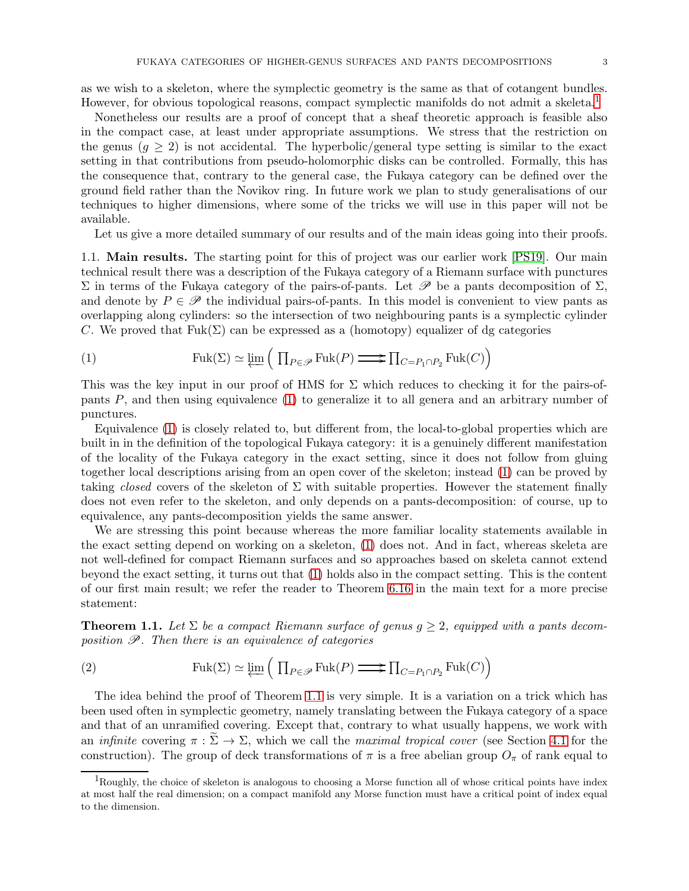as we wish to a skeleton, where the symplectic geometry is the same as that of cotangent bundles. However, for obvious topological reasons, compact symplectic manifolds do not admit a skeleta.[1]

Nonetheless our results are a proof of concept that a sheaf theoretic approach is feasible also in the compact case, at least under appropriate assumptions. We stress that the restriction on the genus ($g \geq 2$) is not accidental. The hyperbolic/general type setting is similar to the exact setting in that contributions from pseudo-holomorphic disks can be controlled. Formally, this has the consequence that, contrary to the general case, the Fukaya category can be defined over the ground field rather than the Novikov ring. In future work we plan to study generalisations of our techniques to higher dimensions, where some of the tricks we will use in this paper will not be available.

Let us give a more detailed summary of our results and of the main ideas going into their proofs.

### 1.1. Main results.

The starting point for this of project was our earlier work [PS19]. Our main technical result there was a description of the Fukaya category of a Riemann surface with punctures $\Sigma$ in terms of the Fukaya category of the pairs-of-pants. Let $\mathscr{P}$ be a pants decomposition of $\Sigma$, and denote by $P \in \mathscr{P}$ the individual pairs-of-pants. In this model is convenient to view pants as overlapping along cylinders: so the intersection of two neighbouring pants is a symplectic cylinder $C$. We proved that $\mathrm{Fuk}(\Sigma)$ can be expressed as a (homotopy) equalizer of dg categories

$$\mathrm{Fuk}(\Sigma) \simeq \varprojlim \Big( \prod_{P \in \mathscr{P}} \mathrm{Fuk}(P) \rightrightarrows \prod_{C = P_1 \cap P_2} \mathrm{Fuk}(C) \Big) \tag{1}$$

This was the key input in our proof of HMS for $\Sigma$ which reduces to checking it for the pairs-of-pants $P$, and then using equivalence (1) to generalize it to all genera and an arbitrary number of punctures.

Equivalence (1) is closely related to, but different from, the local-to-global properties which are built in in the definition of the topological Fukaya category: it is a genuinely different manifestation of the locality of the Fukaya category in the exact setting, since it does not follow from gluing together local descriptions arising from an open cover of the skeleton; instead (1) can be proved by taking *closed* covers of the skeleton of $\Sigma$ with suitable properties. However the statement finally does not even refer to the skeleton, and only depends on a pants-decomposition: of course, up to equivalence, any pants-decomposition yields the same answer.

We are stressing this point because whereas the more familiar locality statements available in the exact setting depend on working on a skeleton, (1) does not. And in fact, whereas skeleta are not well-defined for compact Riemann surfaces and so approaches based on skeleta cannot extend beyond the exact setting, it turns out that (1) holds also in the compact setting. This is the content of our first main result; we refer the reader to Theorem 6.16 in the main text for a more precise statement:

**Theorem 1.1.** *Let $\Sigma$ be a compact Riemann surface of genus $g \geq 2$, equipped with a pants decomposition $\mathscr{P}$. Then there is an equivalence of categories*

$$\mathrm{Fuk}(\Sigma) \simeq \varprojlim \Big( \prod_{P \in \mathscr{P}} \mathrm{Fuk}(P) \rightrightarrows \prod_{C = P_1 \cap P_2} \mathrm{Fuk}(C) \Big) \tag{2}$$

The idea behind the proof of Theorem 1.1 is very simple. It is a variation on a trick which has been used often in symplectic geometry, namely translating between the Fukaya category of a space and that of an unramified covering. Except that, contrary to what usually happens, we work with an *infinite* covering $\pi : \widetilde{\Sigma} \to \Sigma$, which we call the *maximal tropical cover* (see Section 4.1 for the construction). The group of deck transformations of $\pi$ is a free abelian group $O_\pi$ of rank equal to

[1] Roughly, the choice of skeleton is analogous to choosing a Morse function all of whose critical points have index at most half the real dimension; on a compact manifold any Morse function must have a critical point of index equal to the dimension.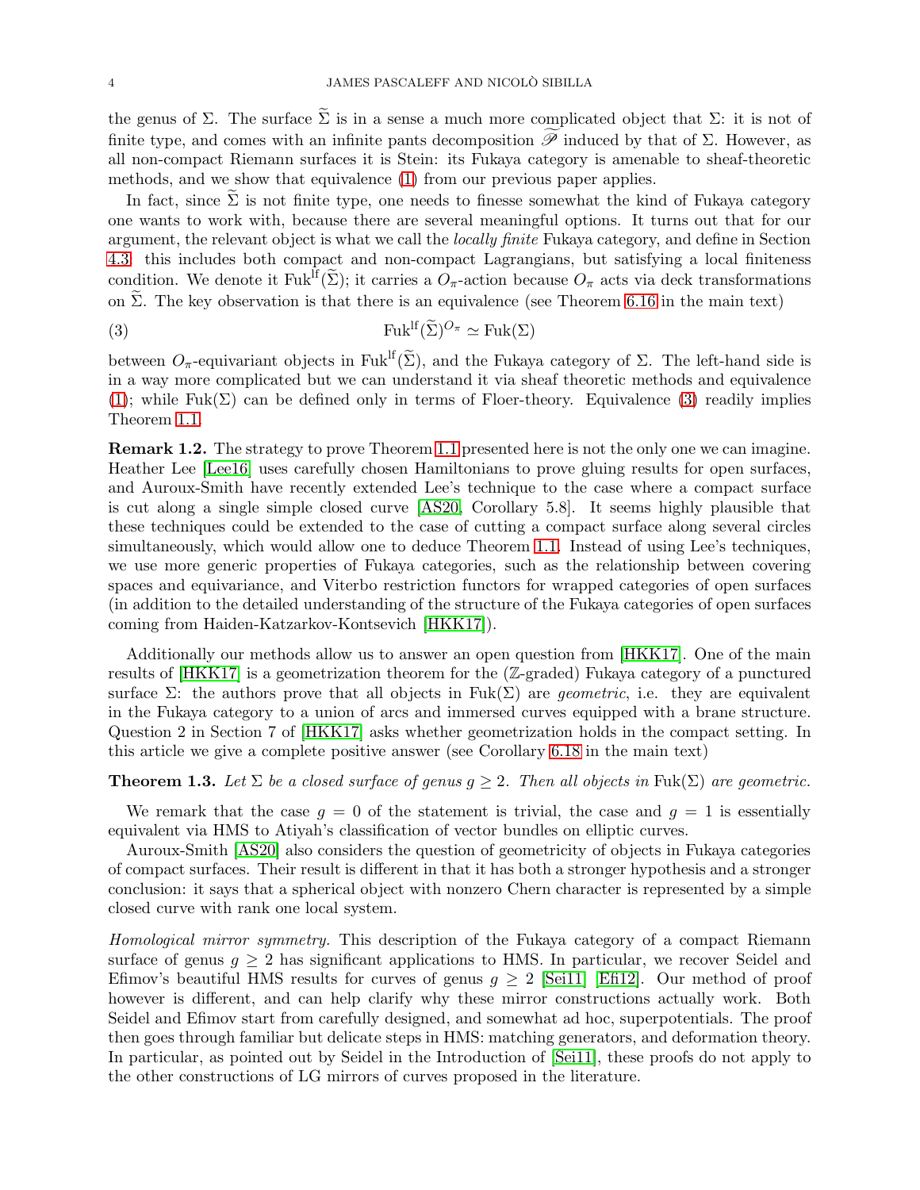the genus of $\Sigma$. The surface $\widetilde{\Sigma}$ is in a sense a much more complicated object that $\Sigma$: it is not of finite type, and comes with an infinite pants decomposition $\widetilde{\mathscr{P}}$ induced by that of $\Sigma$. However, as all non-compact Riemann surfaces it is Stein: its Fukaya category is amenable to sheaf-theoretic methods, and we show that equivalence (1) from our previous paper applies.

In fact, since $\widetilde{\Sigma}$ is not finite type, one needs to finesse somewhat the kind of Fukaya category one wants to work with, because there are several meaningful options. It turns out that for our argument, the relevant object is what we call the *locally finite* Fukaya category, and define in Section 4.3: this includes both compact and non-compact Lagrangians, but satisfying a local finiteness condition. We denote it $\mathrm{Fuk}^{\mathrm{lf}}(\widetilde{\Sigma})$; it carries a $O_\pi$-action because $O_\pi$ acts via deck transformations on $\widetilde{\Sigma}$. The key observation is that there is an equivalence (see Theorem 6.16 in the main text)

$$\mathrm{Fuk}^{\mathrm{lf}}(\widetilde{\Sigma})^{O_\pi} \simeq \mathrm{Fuk}(\Sigma) \tag{3}$$

between $O_\pi$-equivariant objects in $\mathrm{Fuk}^{\mathrm{lf}}(\widetilde{\Sigma})$, and the Fukaya category of $\Sigma$. The left-hand side is in a way more complicated but we can understand it via sheaf theoretic methods and equivalence (1); while $\mathrm{Fuk}(\Sigma)$ can be defined only in terms of Floer-theory. Equivalence (3) readily implies Theorem 1.1.

**Remark 1.2.** The strategy to prove Theorem 1.1 presented here is not the only one we can imagine. Heather Lee [Lee16] uses carefully chosen Hamiltonians to prove gluing results for open surfaces, and Auroux-Smith have recently extended Lee's technique to the case where a compact surface is cut along a single simple closed curve [AS20, Corollary 5.8]. It seems highly plausible that these techniques could be extended to the case of cutting a compact surface along several circles simultaneously, which would allow one to deduce Theorem 1.1. Instead of using Lee's techniques, we use more generic properties of Fukaya categories, such as the relationship between covering spaces and equivariance, and Viterbo restriction functors for wrapped categories of open surfaces (in addition to the detailed understanding of the structure of the Fukaya categories of open surfaces coming from Haiden-Katzarkov-Kontsevich [HKK17]).

Additionally our methods allow us to answer an open question from [HKK17]. One of the main results of [HKK17] is a geometrization theorem for the ($\mathbb{Z}$-graded) Fukaya category of a punctured surface $\Sigma$: the authors prove that all objects in $\mathrm{Fuk}(\Sigma)$ are *geometric*, i.e. they are equivalent in the Fukaya category to a union of arcs and immersed curves equipped with a brane structure. Question 2 in Section 7 of [HKK17] asks whether geometrization holds in the compact setting. In this article we give a complete positive answer (see Corollary 6.18 in the main text)

**Theorem 1.3.** *Let $\Sigma$ be a closed surface of genus $g \geq 2$. Then all objects in $\mathrm{Fuk}(\Sigma)$ are geometric.*

We remark that the case $g = 0$ of the statement is trivial, the case and $g = 1$ is essentially equivalent via HMS to Atiyah's classification of vector bundles on elliptic curves.

Auroux-Smith [AS20] also considers the question of geometricity of objects in Fukaya categories of compact surfaces. Their result is different in that it has both a stronger hypothesis and a stronger conclusion: it says that a spherical object with nonzero Chern character is represented by a simple closed curve with rank one local system.

*Homological mirror symmetry.* This description of the Fukaya category of a compact Riemann surface of genus $g \geq 2$ has significant applications to HMS. In particular, we recover Seidel and Efimov's beautiful HMS results for curves of genus $g \geq 2$ [Sei11] [Efi12]. Our method of proof however is different, and can help clarify why these mirror constructions actually work. Both Seidel and Efimov start from carefully designed, and somewhat ad hoc, superpotentials. The proof then goes through familiar but delicate steps in HMS: matching generators, and deformation theory. In particular, as pointed out by Seidel in the Introduction of [Sei11], these proofs do not apply to the other constructions of LG mirrors of curves proposed in the literature.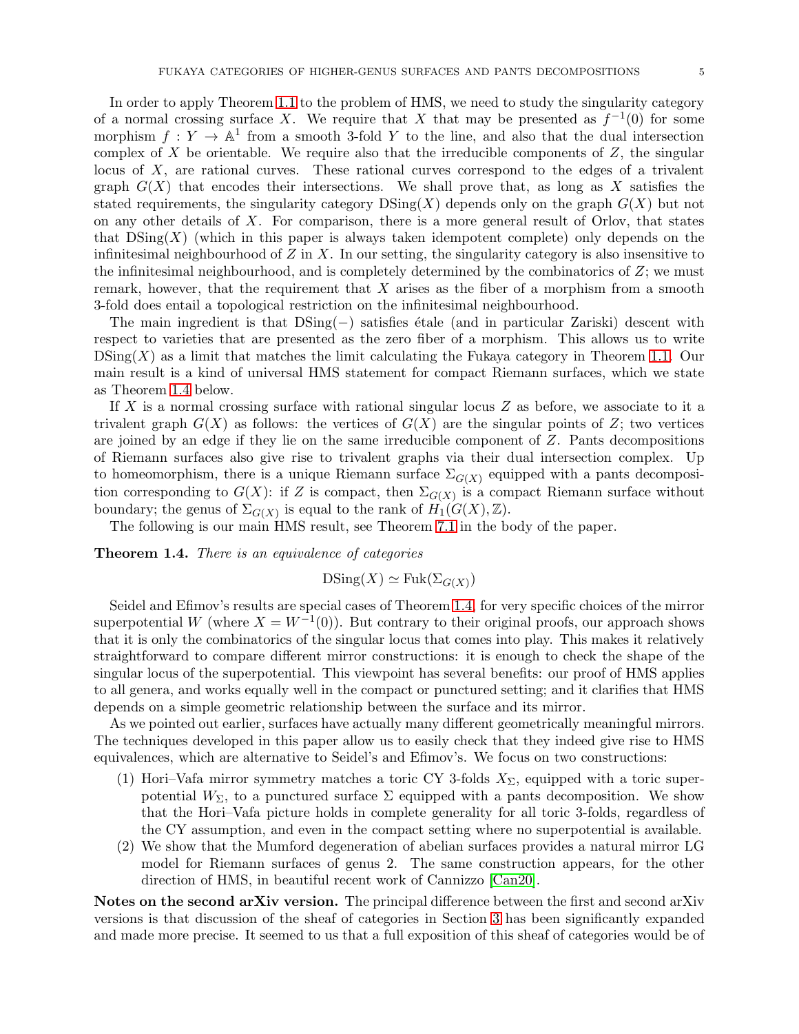In order to apply Theorem 1.1 to the problem of HMS, we need to study the singularity category of a normal crossing surface $X$. We require that $X$ that may be presented as $f^{-1}(0)$ for some morphism $f : Y \to \mathbb{A}^1$ from a smooth 3-fold $Y$ to the line, and also that the dual intersection complex of $X$ be orientable. We require also that the irreducible components of $Z$, the singular locus of $X$, are rational curves. These rational curves correspond to the edges of a trivalent graph $G(X)$ that encodes their intersections. We shall prove that, as long as $X$ satisfies the stated requirements, the singularity category $\mathrm{DSing}(X)$ depends only on the graph $G(X)$ but not on any other details of $X$. For comparison, there is a more general result of Orlov, that states that $\mathrm{DSing}(X)$ (which in this paper is always taken idempotent complete) only depends on the infinitesimal neighbourhood of $Z$ in $X$. In our setting, the singularity category is also insensitive to the infinitesimal neighbourhood, and is completely determined by the combinatorics of $Z$; we must remark, however, that the requirement that $X$ arises as the fiber of a morphism from a smooth 3-fold does entail a topological restriction on the infinitesimal neighbourhood.

The main ingredient is that $\mathrm{DSing}(-)$ satisfies étale (and in particular Zariski) descent with respect to varieties that are presented as the zero fiber of a morphism. This allows us to write $\mathrm{DSing}(X)$ as a limit that matches the limit calculating the Fukaya category in Theorem 1.1. Our main result is a kind of universal HMS statement for compact Riemann surfaces, which we state as Theorem 1.4 below.

If $X$ is a normal crossing surface with rational singular locus $Z$ as before, we associate to it a trivalent graph $G(X)$ as follows: the vertices of $G(X)$ are the singular points of $Z$; two vertices are joined by an edge if they lie on the same irreducible component of $Z$. Pants decompositions of Riemann surfaces also give rise to trivalent graphs via their dual intersection complex. Up to homeomorphism, there is a unique Riemann surface $\Sigma_{G(X)}$ equipped with a pants decomposition corresponding to $G(X)$: if $Z$ is compact, then $\Sigma_{G(X)}$ is a compact Riemann surface without boundary; the genus of $\Sigma_{G(X)}$ is equal to the rank of $H_1(G(X), \mathbb{Z})$.

The following is our main HMS result, see Theorem 7.1 in the body of the paper.

**Theorem 1.4.** *There is an equivalence of categories*

$$\mathrm{DSing}(X) \simeq \mathrm{Fuk}(\Sigma_{G(X)})$$

Seidel and Efimov's results are special cases of Theorem 1.4, for very specific choices of the mirror superpotential $W$ (where $X = W^{-1}(0)$). But contrary to their original proofs, our approach shows that it is only the combinatorics of the singular locus that comes into play. This makes it relatively straightforward to compare different mirror constructions: it is enough to check the shape of the singular locus of the superpotential. This viewpoint has several benefits: our proof of HMS applies to all genera, and works equally well in the compact or punctured setting; and it clarifies that HMS depends on a simple geometric relationship between the surface and its mirror.

As we pointed out earlier, surfaces have actually many different geometrically meaningful mirrors. The techniques developed in this paper allow us to easily check that they indeed give rise to HMS equivalences, which are alternative to Seidel's and Efimov's. We focus on two constructions:

1. Hori–Vafa mirror symmetry matches a toric CY 3-folds $X_\Sigma$, equipped with a toric superpotential $W_\Sigma$, to a punctured surface $\Sigma$ equipped with a pants decomposition. We show that the Hori–Vafa picture holds in complete generality for all toric 3-folds, regardless of the CY assumption, and even in the compact setting where no superpotential is available.
2. We show that the Mumford degeneration of abelian surfaces provides a natural mirror LG model for Riemann surfaces of genus 2. The same construction appears, for the other direction of HMS, in beautiful recent work of Cannizzo [Can20].

**Notes on the second arXiv version.** The principal difference between the first and second arXiv versions is that discussion of the sheaf of categories in Section 3 has been significantly expanded and made more precise. It seemed to us that a full exposition of this sheaf of categories would be of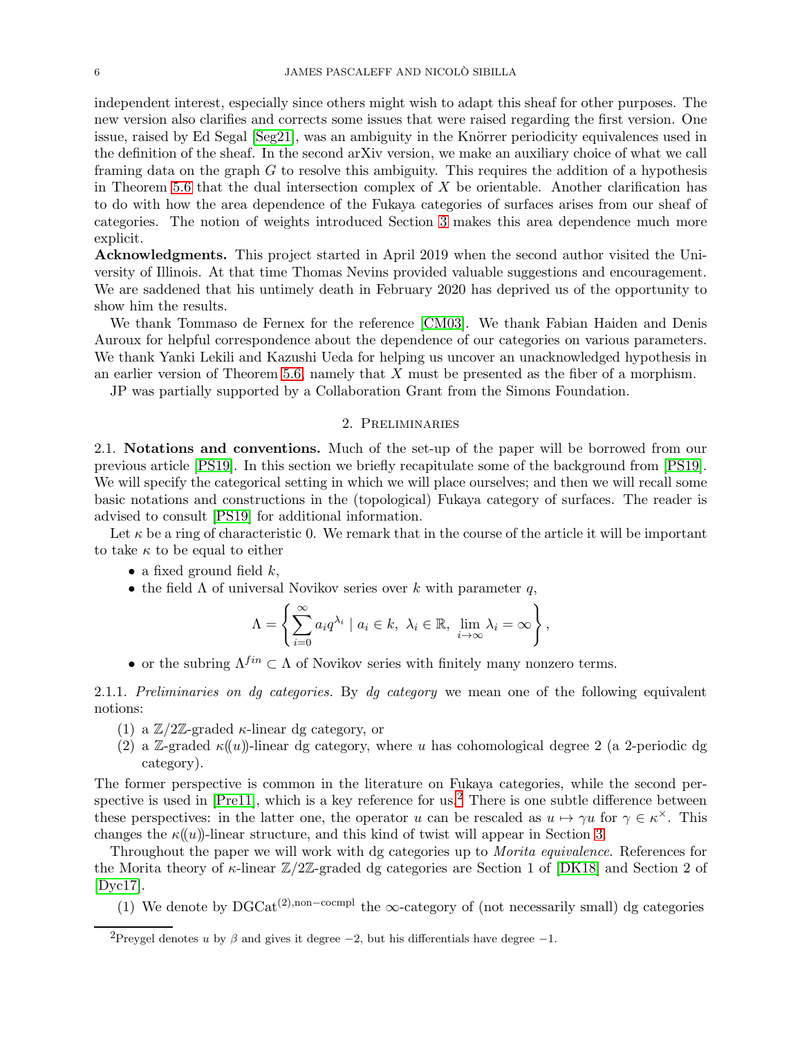independent interest, especially since others might wish to adapt this sheaf for other purposes. The new version also clarifies and corrects some issues that were raised regarding the first version. One issue, raised by Ed Segal [Seg21], was an ambiguity in the Knörrer periodicity equivalences used in the definition of the sheaf. In the second arXiv version, we make an auxiliary choice of what we call framing data on the graph $G$ to resolve this ambiguity. This requires the addition of a hypothesis in Theorem 5.6 that the dual intersection complex of $X$ be orientable. Another clarification has to do with how the area dependence of the Fukaya categories of surfaces arises from our sheaf of categories. The notion of weights introduced Section 3 makes this area dependence much more explicit.

**Acknowledgments.** This project started in April 2019 when the second author visited the University of Illinois. At that time Thomas Nevins provided valuable suggestions and encouragement. We are saddened that his untimely death in February 2020 has deprived us of the opportunity to show him the results.

We thank Tommaso de Fernex for the reference [CM03]. We thank Fabian Haiden and Denis Auroux for helpful correspondence about the dependence of our categories on various parameters. We thank Yanki Lekili and Kazushi Ueda for helping us uncover an unacknowledged hypothesis in an earlier version of Theorem 5.6, namely that $X$ must be presented as the fiber of a morphism.

JP was partially supported by a Collaboration Grant from the Simons Foundation.

## 2. Preliminaries

2.1. **Notations and conventions.** Much of the set-up of the paper will be borrowed from our previous article [PS19]. In this section we briefly recapitulate some of the background from [PS19]. We will specify the categorical setting in which we will place ourselves; and then we will recall some basic notations and constructions in the (topological) Fukaya category of surfaces. The reader is advised to consult [PS19] for additional information.

Let $\kappa$ be a ring of characteristic 0. We remark that in the course of the article it will be important to take $\kappa$ to be equal to either

- a fixed ground field $k$,
- the field $\Lambda$ of universal Novikov series over $k$ with parameter $q$,
$$\Lambda = \left\{ \sum_{i=0}^{\infty} a_i q^{\lambda_i} \mid a_i \in k,\ \lambda_i \in \mathbb{R},\ \lim_{i\to\infty} \lambda_i = \infty \right\},$$
- or the subring $\Lambda^{fin} \subset \Lambda$ of Novikov series with finitely many nonzero terms.

2.1.1. *Preliminaries on dg categories.* By *dg category* we mean one of the following equivalent notions:

1. a $\mathbb{Z}/2\mathbb{Z}$-graded $\kappa$-linear dg category, or
2. a $\mathbb{Z}$-graded $\kappa((u))$-linear dg category, where $u$ has cohomological degree 2 (a 2-periodic dg category).

The former perspective is common in the literature on Fukaya categories, while the second perspective is used in [Pre11], which is a key reference for us.[2] There is one subtle difference between these perspectives: in the latter one, the operator $u$ can be rescaled as $u \mapsto \gamma u$ for $\gamma \in \kappa^\times$. This changes the $\kappa((u))$-linear structure, and this kind of twist will appear in Section 3.

Throughout the paper we will work with dg categories up to *Morita equivalence*. References for the Morita theory of $\kappa$-linear $\mathbb{Z}/2\mathbb{Z}$-graded dg categories are Section 1 of [DK18] and Section 2 of [Dyc17].

(1) We denote by $\mathrm{DGCat}^{(2),\mathrm{non-cocmpl}}$ the $\infty$-category of (not necessarily small) dg categories

[2] Preygel denotes $u$ by $\beta$ and gives it degree $-2$, but his differentials have degree $-1$.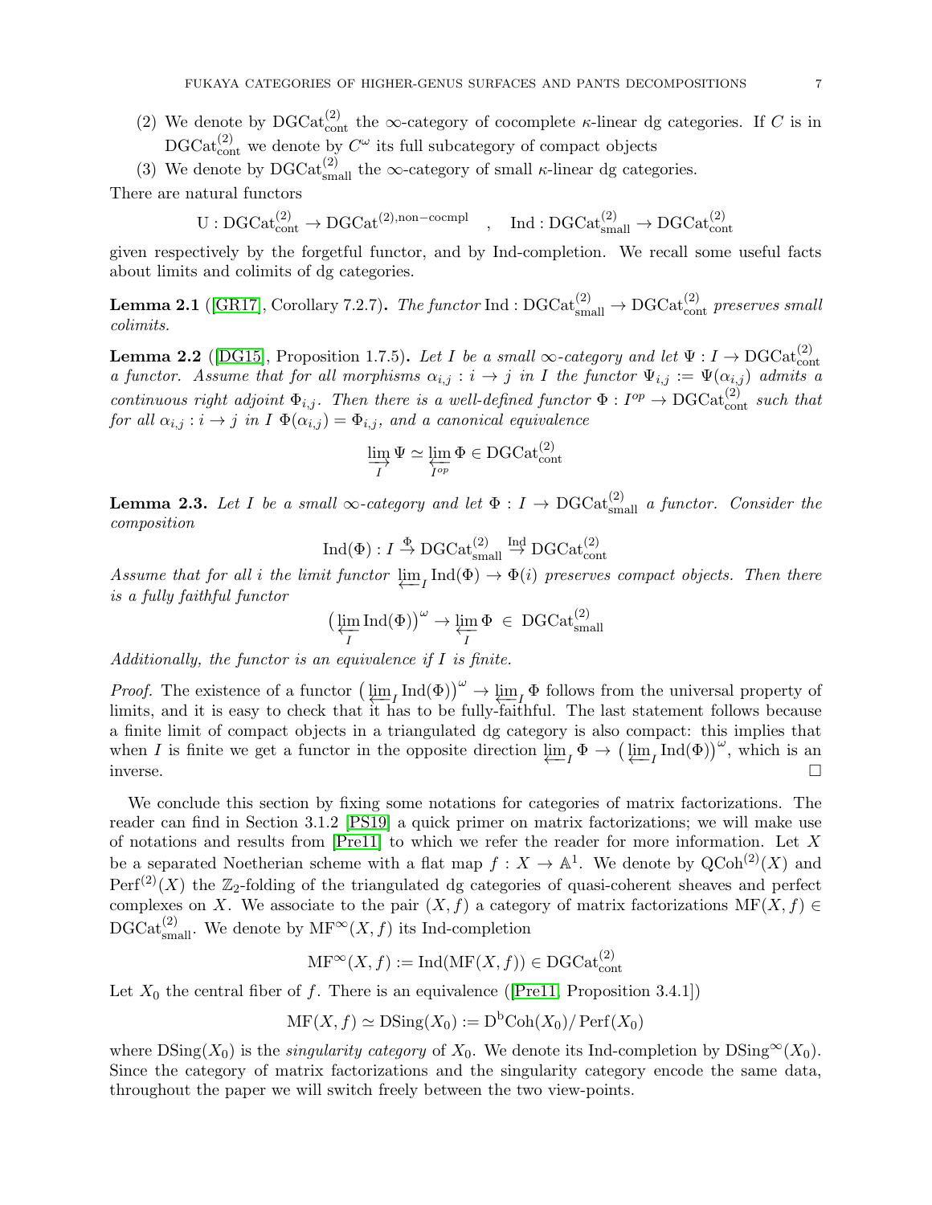(2) We denote by $\mathrm{DGCat}^{(2)}_{\mathrm{cont}}$ the $\infty$-category of cocomplete $\kappa$-linear dg categories. If $C$ is in $\mathrm{DGCat}^{(2)}_{\mathrm{cont}}$ we denote by $C^{\omega}$ its full subcategory of compact objects

(3) We denote by $\mathrm{DGCat}^{(2)}_{\mathrm{small}}$ the $\infty$-category of small $\kappa$-linear dg categories.

There are natural functors

$$\mathrm{U} : \mathrm{DGCat}^{(2)}_{\mathrm{cont}} \to \mathrm{DGCat}^{(2),\mathrm{non-cocmpl}} \quad , \quad \mathrm{Ind} : \mathrm{DGCat}^{(2)}_{\mathrm{small}} \to \mathrm{DGCat}^{(2)}_{\mathrm{cont}}$$

given respectively by the forgetful functor, and by Ind-completion. We recall some useful facts about limits and colimits of dg categories.

**Lemma 2.1** ([GR17], Corollary 7.2.7)**.** *The functor* $\mathrm{Ind} : \mathrm{DGCat}^{(2)}_{\mathrm{small}} \to \mathrm{DGCat}^{(2)}_{\mathrm{cont}}$ *preserves small colimits.*

**Lemma 2.2** ([DG15], Proposition 1.7.5)**.** *Let $I$ be a small $\infty$-category and let $\Psi : I \to \mathrm{DGCat}^{(2)}_{\mathrm{cont}}$ a functor. Assume that for all morphisms $\alpha_{i,j} : i \to j$ in $I$ the functor $\Psi_{i,j} := \Psi(\alpha_{i,j})$ admits a continuous right adjoint $\Phi_{i,j}$. Then there is a well-defined functor $\Phi : I^{op} \to \mathrm{DGCat}^{(2)}_{\mathrm{cont}}$ such that for all $\alpha_{i,j} : i \to j$ in $I$ $\Phi(\alpha_{i,j}) = \Phi_{i,j}$, and a canonical equivalence*

$$\varinjlim_{I} \Psi \simeq \varprojlim_{I^{op}} \Phi \in \mathrm{DGCat}^{(2)}_{\mathrm{cont}}$$

**Lemma 2.3.** *Let $I$ be a small $\infty$-category and let $\Phi : I \to \mathrm{DGCat}^{(2)}_{\mathrm{small}}$ a functor. Consider the composition*

$$\mathrm{Ind}(\Phi) : I \overset{\Phi}{\to} \mathrm{DGCat}^{(2)}_{\mathrm{small}} \overset{\mathrm{Ind}}{\to} \mathrm{DGCat}^{(2)}_{\mathrm{cont}}$$

*Assume that for all $i$ the limit functor $\varprojlim_I \mathrm{Ind}(\Phi) \to \Phi(i)$ preserves compact objects. Then there is a fully faithful functor*

$$\big(\varprojlim_{I} \mathrm{Ind}(\Phi)\big)^{\omega} \to \varprojlim_{I} \Phi \ \in \ \mathrm{DGCat}^{(2)}_{\mathrm{small}}$$

*Additionally, the functor is an equivalence if $I$ is finite.*

*Proof.* The existence of a functor $\big(\varprojlim_I \mathrm{Ind}(\Phi)\big)^{\omega} \to \varprojlim_I \Phi$ follows from the universal property of limits, and it is easy to check that it has to be fully-faithful. The last statement follows because a finite limit of compact objects in a triangulated dg category is also compact: this implies that when $I$ is finite we get a functor in the opposite direction $\varprojlim_I \Phi \to \big(\varprojlim_I \mathrm{Ind}(\Phi)\big)^{\omega}$, which is an inverse. $\square$

We conclude this section by fixing some notations for categories of matrix factorizations. The reader can find in Section 3.1.2 [PS19] a quick primer on matrix factorizations; we will make use of notations and results from [Pre11] to which we refer the reader for more information. Let $X$ be a separated Noetherian scheme with a flat map $f : X \to \mathbb{A}^1$. We denote by $\mathrm{QCoh}^{(2)}(X)$ and $\mathrm{Perf}^{(2)}(X)$ the $\mathbb{Z}_2$-folding of the triangulated dg categories of quasi-coherent sheaves and perfect complexes on $X$. We associate to the pair $(X, f)$ a category of matrix factorizations $\mathrm{MF}(X, f) \in \mathrm{DGCat}^{(2)}_{\mathrm{small}}$. We denote by $\mathrm{MF}^{\infty}(X, f)$ its Ind-completion

$$\mathrm{MF}^{\infty}(X, f) := \mathrm{Ind}(\mathrm{MF}(X, f)) \in \mathrm{DGCat}^{(2)}_{\mathrm{cont}}$$

Let $X_0$ the central fiber of $f$. There is an equivalence ([Pre11, Proposition 3.4.1])

$$\mathrm{MF}(X, f) \simeq \mathrm{DSing}(X_0) := \mathrm{D^bCoh}(X_0)/\,\mathrm{Perf}(X_0)$$

where $\mathrm{DSing}(X_0)$ is the *singularity category* of $X_0$. We denote its Ind-completion by $\mathrm{DSing}^{\infty}(X_0)$. Since the category of matrix factorizations and the singularity category encode the same data, throughout the paper we will switch freely between the two view-points.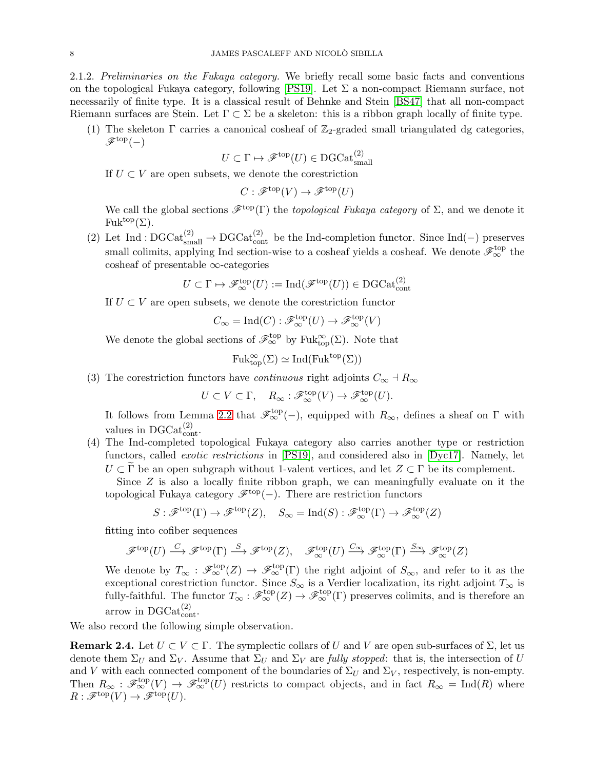2.1.2. *Preliminaries on the Fukaya category.* We briefly recall some basic facts and conventions on the topological Fukaya category, following [PS19]. Let $\Sigma$ a non-compact Riemann surface, not necessarily of finite type. It is a classical result of Behnke and Stein [BS47] that all non-compact Riemann surfaces are Stein. Let $\Gamma \subset \Sigma$ be a skeleton: this is a ribbon graph locally of finite type.

(1) The skeleton $\Gamma$ carries a canonical cosheaf of $\mathbb{Z}_2$-graded small triangulated dg categories, $\mathscr{F}^{\mathrm{top}}(-)$

$$U \subset \Gamma \mapsto \mathscr{F}^{\mathrm{top}}(U) \in \mathrm{DGCat}^{(2)}_{\mathrm{small}}$$

If $U \subset V$ are open subsets, we denote the corestriction

$$C : \mathscr{F}^{\mathrm{top}}(V) \to \mathscr{F}^{\mathrm{top}}(U)$$

We call the global sections $\mathscr{F}^{\mathrm{top}}(\Gamma)$ the *topological Fukaya category* of $\Sigma$, and we denote it $\mathrm{Fuk}^{\mathrm{top}}(\Sigma)$.

(2) Let $\mathrm{Ind} : \mathrm{DGCat}^{(2)}_{\mathrm{small}} \to \mathrm{DGCat}^{(2)}_{\mathrm{cont}}$ be the Ind-completion functor. Since $\mathrm{Ind}(-)$ preserves small colimits, applying Ind section-wise to a cosheaf yields a cosheaf. We denote $\mathscr{F}^{\mathrm{top}}_{\infty}$ the cosheaf of presentable $\infty$-categories

$$U \subset \Gamma \mapsto \mathscr{F}^{\mathrm{top}}_{\infty}(U) := \mathrm{Ind}(\mathscr{F}^{\mathrm{top}}(U)) \in \mathrm{DGCat}^{(2)}_{\mathrm{cont}}$$

If $U \subset V$ are open subsets, we denote the corestriction functor

$$C_{\infty} = \mathrm{Ind}(C) : \mathscr{F}^{\mathrm{top}}_{\infty}(U) \to \mathscr{F}^{\mathrm{top}}_{\infty}(V)$$

We denote the global sections of $\mathscr{F}^{\mathrm{top}}_{\infty}$ by $\mathrm{Fuk}^{\infty}_{\mathrm{top}}(\Sigma)$. Note that

$$\mathrm{Fuk}^{\infty}_{\mathrm{top}}(\Sigma) \simeq \mathrm{Ind}(\mathrm{Fuk}^{\mathrm{top}}(\Sigma))$$

(3) The corestriction functors have *continuous* right adjoints $C_{\infty} \dashv R_{\infty}$

$$U \subset V \subset \Gamma, \quad R_{\infty} : \mathscr{F}^{\mathrm{top}}_{\infty}(V) \to \mathscr{F}^{\mathrm{top}}_{\infty}(U).$$

It follows from Lemma 2.2 that $\mathscr{F}^{\mathrm{top}}_{\infty}(-)$, equipped with $R_{\infty}$, defines a sheaf on $\Gamma$ with values in $\mathrm{DGCat}^{(2)}_{\mathrm{cont}}$.

(4) The Ind-completed topological Fukaya category also carries another type or restriction functors, called *exotic restrictions* in [PS19], and considered also in [Dyc17]. Namely, let $U \subset \widetilde{\Gamma}$ be an open subgraph without 1-valent vertices, and let $Z \subset \Gamma$ be its complement.

Since $Z$ is also a locally finite ribbon graph, we can meaningfully evaluate on it the topological Fukaya category $\mathscr{F}^{\mathrm{top}}(-)$. There are restriction functors

$$S : \mathscr{F}^{\mathrm{top}}(\Gamma) \to \mathscr{F}^{\mathrm{top}}(Z), \quad S_{\infty} = \mathrm{Ind}(S) : \mathscr{F}^{\mathrm{top}}_{\infty}(\Gamma) \to \mathscr{F}^{\mathrm{top}}_{\infty}(Z)$$

fitting into cofiber sequences

$$\mathscr{F}^{\mathrm{top}}(U) \xrightarrow{C} \mathscr{F}^{\mathrm{top}}(\Gamma) \xrightarrow{S} \mathscr{F}^{\mathrm{top}}(Z), \quad \mathscr{F}^{\mathrm{top}}_{\infty}(U) \xrightarrow{C_{\infty}} \mathscr{F}^{\mathrm{top}}_{\infty}(\Gamma) \xrightarrow{S_{\infty}} \mathscr{F}^{\mathrm{top}}_{\infty}(Z)$$

We denote by $T_{\infty} : \mathscr{F}^{\mathrm{top}}_{\infty}(Z) \to \mathscr{F}^{\mathrm{top}}_{\infty}(\Gamma)$ the right adjoint of $S_{\infty}$, and refer to it as the exceptional corestriction functor. Since $S_{\infty}$ is a Verdier localization, its right adjoint $T_{\infty}$ is fully-faithful. The functor $T_{\infty} : \mathscr{F}^{\mathrm{top}}_{\infty}(Z) \to \mathscr{F}^{\mathrm{top}}_{\infty}(\Gamma)$ preserves colimits, and is therefore an arrow in $\mathrm{DGCat}^{(2)}_{\mathrm{cont}}$.

We also record the following simple observation.

**Remark 2.4.** Let $U \subset V \subset \Gamma$. The symplectic collars of $U$ and $V$ are open sub-surfaces of $\Sigma$, let us denote them $\Sigma_U$ and $\Sigma_V$. Assume that $\Sigma_U$ and $\Sigma_V$ are *fully stopped*: that is, the intersection of $U$ and $V$ with each connected component of the boundaries of $\Sigma_U$ and $\Sigma_V$, respectively, is non-empty. Then $R_{\infty} : \mathscr{F}^{\mathrm{top}}_{\infty}(V) \to \mathscr{F}^{\mathrm{top}}_{\infty}(U)$ restricts to compact objects, and in fact $R_{\infty} = \mathrm{Ind}(R)$ where $R : \mathscr{F}^{\mathrm{top}}(V) \to \mathscr{F}^{\mathrm{top}}(U)$.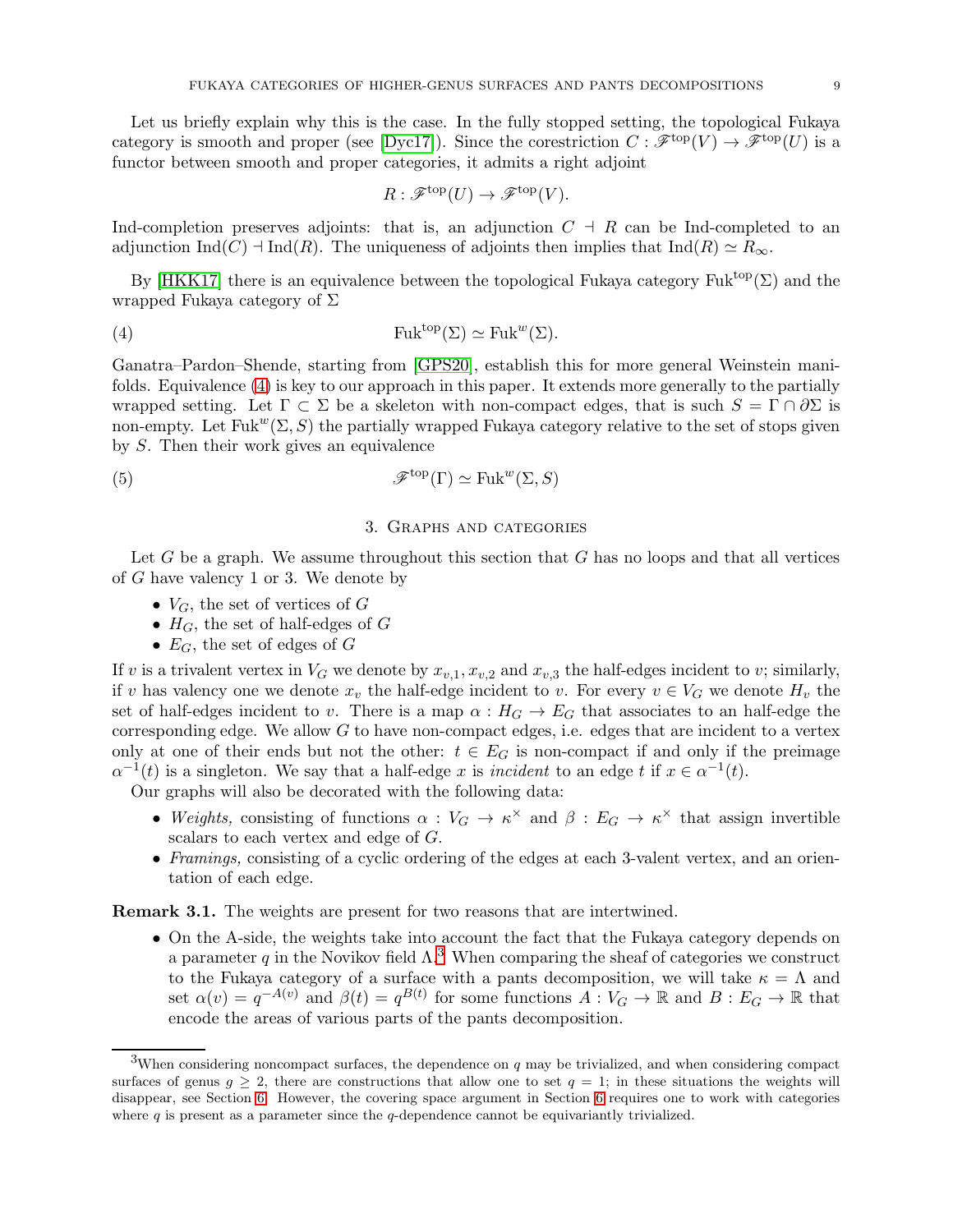Let us briefly explain why this is the case. In the fully stopped setting, the topological Fukaya category is smooth and proper (see [Dyc17]). Since the corestriction $C : \mathscr{F}^{\mathrm{top}}(V) \to \mathscr{F}^{\mathrm{top}}(U)$ is a functor between smooth and proper categories, it admits a right adjoint

$$R : \mathscr{F}^{\mathrm{top}}(U) \to \mathscr{F}^{\mathrm{top}}(V).$$

Ind-completion preserves adjoints: that is, an adjunction $C \dashv R$ can be Ind-completed to an adjunction $\mathrm{Ind}(C) \dashv \mathrm{Ind}(R)$. The uniqueness of adjoints then implies that $\mathrm{Ind}(R) \simeq R_\infty$.

By [HKK17] there is an equivalence between the topological Fukaya category $\mathrm{Fuk}^{\mathrm{top}}(\Sigma)$ and the wrapped Fukaya category of $\Sigma$

$$\mathrm{Fuk}^{\mathrm{top}}(\Sigma) \simeq \mathrm{Fuk}^{w}(\Sigma). \tag{4}$$

Ganatra–Pardon–Shende, starting from [GPS20], establish this for more general Weinstein manifolds. Equivalence (4) is key to our approach in this paper. It extends more generally to the partially wrapped setting. Let $\Gamma \subset \Sigma$ be a skeleton with non-compact edges, that is such $S = \Gamma \cap \partial\Sigma$ is non-empty. Let $\mathrm{Fuk}^{w}(\Sigma, S)$ the partially wrapped Fukaya category relative to the set of stops given by $S$. Then their work gives an equivalence

$$\mathscr{F}^{\mathrm{top}}(\Gamma) \simeq \mathrm{Fuk}^{w}(\Sigma, S) \tag{5}$$

## 3. Graphs and categories

Let $G$ be a graph. We assume throughout this section that $G$ has no loops and that all vertices of $G$ have valency 1 or 3. We denote by

- $V_G$, the set of vertices of $G$
- $H_G$, the set of half-edges of $G$
- $E_G$, the set of edges of $G$

If $v$ is a trivalent vertex in $V_G$ we denote by $x_{v,1}, x_{v,2}$ and $x_{v,3}$ the half-edges incident to $v$; similarly, if $v$ has valency one we denote $x_v$ the half-edge incident to $v$. For every $v \in V_G$ we denote $H_v$ the set of half-edges incident to $v$. There is a map $\alpha : H_G \to E_G$ that associates to an half-edge the corresponding edge. We allow $G$ to have non-compact edges, i.e. edges that are incident to a vertex only at one of their ends but not the other: $t \in E_G$ is non-compact if and only if the preimage $\alpha^{-1}(t)$ is a singleton. We say that a half-edge $x$ is *incident* to an edge $t$ if $x \in \alpha^{-1}(t)$.

Our graphs will also be decorated with the following data:

- *Weights,* consisting of functions $\alpha : V_G \to \kappa^\times$ and $\beta : E_G \to \kappa^\times$ that assign invertible scalars to each vertex and edge of $G$.
- *Framings,* consisting of a cyclic ordering of the edges at each 3-valent vertex, and an orientation of each edge.

**Remark 3.1.** The weights are present for two reasons that are intertwined.

- On the A-side, the weights take into account the fact that the Fukaya category depends on a parameter $q$ in the Novikov field $\Lambda$.[3] When comparing the sheaf of categories we construct to the Fukaya category of a surface with a pants decomposition, we will take $\kappa = \Lambda$ and set $\alpha(v) = q^{-A(v)}$ and $\beta(t) = q^{B(t)}$ for some functions $A : V_G \to \mathbb{R}$ and $B : E_G \to \mathbb{R}$ that encode the areas of various parts of the pants decomposition.

[3] When considering noncompact surfaces, the dependence on $q$ may be trivialized, and when considering compact surfaces of genus $g \geq 2$, there are constructions that allow one to set $q = 1$; in these situations the weights will disappear, see Section 6. However, the covering space argument in Section 6 requires one to work with categories where $q$ is present as a parameter since the $q$-dependence cannot be equivariantly trivialized.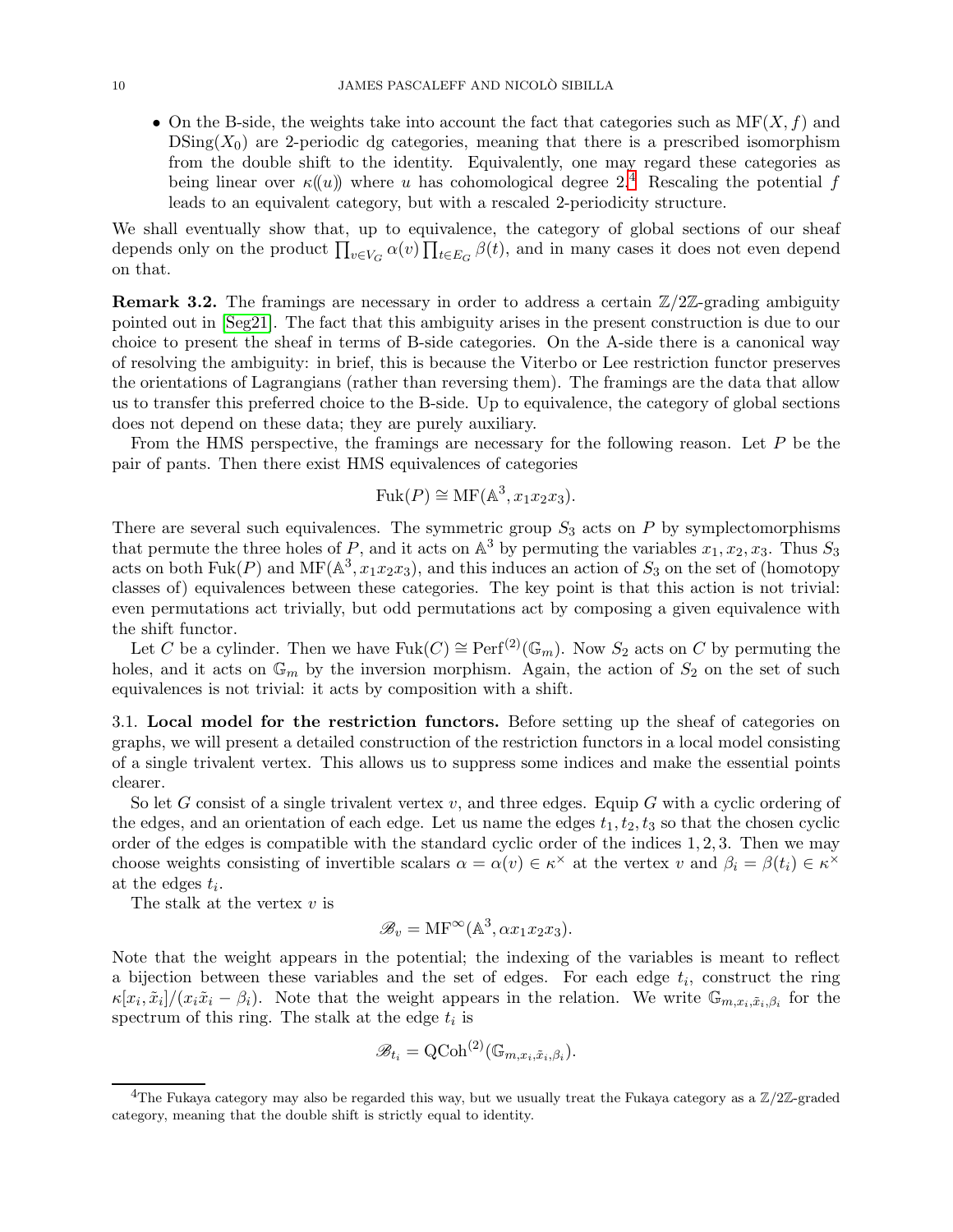- On the B-side, the weights take into account the fact that categories such as $\mathrm{MF}(X, f)$ and $\mathrm{DSing}(X_0)$ are 2-periodic dg categories, meaning that there is a prescribed isomorphism from the double shift to the identity. Equivalently, one may regard these categories as being linear over $\kappa(\!(u)\!)$ where $u$ has cohomological degree 2.[4] Rescaling the potential $f$ leads to an equivalent category, but with a rescaled 2-periodicity structure.

We shall eventually show that, up to equivalence, the category of global sections of our sheaf depends only on the product $\prod_{v \in V_G} \alpha(v) \prod_{t \in E_G} \beta(t)$, and in many cases it does not even depend on that.

**Remark 3.2.** The framings are necessary in order to address a certain $\mathbb{Z}/2\mathbb{Z}$-grading ambiguity pointed out in [Seg21]. The fact that this ambiguity arises in the present construction is due to our choice to present the sheaf in terms of B-side categories. On the A-side there is a canonical way of resolving the ambiguity: in brief, this is because the Viterbo or Lee restriction functor preserves the orientations of Lagrangians (rather than reversing them). The framings are the data that allow us to transfer this preferred choice to the B-side. Up to equivalence, the category of global sections does not depend on these data; they are purely auxiliary.

From the HMS perspective, the framings are necessary for the following reason. Let $P$ be the pair of pants. Then there exist HMS equivalences of categories

$$\mathrm{Fuk}(P) \cong \mathrm{MF}(\mathbb{A}^3, x_1x_2x_3).$$

There are several such equivalences. The symmetric group $S_3$ acts on $P$ by symplectomorphisms that permute the three holes of $P$, and it acts on $\mathbb{A}^3$ by permuting the variables $x_1, x_2, x_3$. Thus $S_3$ acts on both $\mathrm{Fuk}(P)$ and $\mathrm{MF}(\mathbb{A}^3, x_1x_2x_3)$, and this induces an action of $S_3$ on the set of (homotopy classes of) equivalences between these categories. The key point is that this action is not trivial: even permutations act trivially, but odd permutations act by composing a given equivalence with the shift functor.

Let $C$ be a cylinder. Then we have $\mathrm{Fuk}(C) \cong \mathrm{Perf}^{(2)}(\mathbb{G}_m)$. Now $S_2$ acts on $C$ by permuting the holes, and it acts on $\mathbb{G}_m$ by the inversion morphism. Again, the action of $S_2$ on the set of such equivalences is not trivial: it acts by composition with a shift.

3.1. **Local model for the restriction functors.** Before setting up the sheaf of categories on graphs, we will present a detailed construction of the restriction functors in a local model consisting of a single trivalent vertex. This allows us to suppress some indices and make the essential points clearer.

So let $G$ consist of a single trivalent vertex $v$, and three edges. Equip $G$ with a cyclic ordering of the edges, and an orientation of each edge. Let us name the edges $t_1, t_2, t_3$ so that the chosen cyclic order of the edges is compatible with the standard cyclic order of the indices $1, 2, 3$. Then we may choose weights consisting of invertible scalars $\alpha = \alpha(v) \in \kappa^\times$ at the vertex $v$ and $\beta_i = \beta(t_i) \in \kappa^\times$ at the edges $t_i$.

The stalk at the vertex $v$ is

$$\mathscr{B}_v = \mathrm{MF}^\infty(\mathbb{A}^3, \alpha x_1x_2x_3).$$

Note that the weight appears in the potential; the indexing of the variables is meant to reflect a bijection between these variables and the set of edges. For each edge $t_i$, construct the ring $\kappa[x_i, \tilde{x}_i]/(x_i\tilde{x}_i - \beta_i)$. Note that the weight appears in the relation. We write $\mathbb{G}_{m,x_i,\tilde{x}_i,\beta_i}$ for the spectrum of this ring. The stalk at the edge $t_i$ is

$$\mathscr{B}_{t_i} = \mathrm{QCoh}^{(2)}(\mathbb{G}_{m,x_i,\tilde{x}_i,\beta_i}).$$

[4] The Fukaya category may also be regarded this way, but we usually treat the Fukaya category as a $\mathbb{Z}/2\mathbb{Z}$-graded category, meaning that the double shift is strictly equal to identity.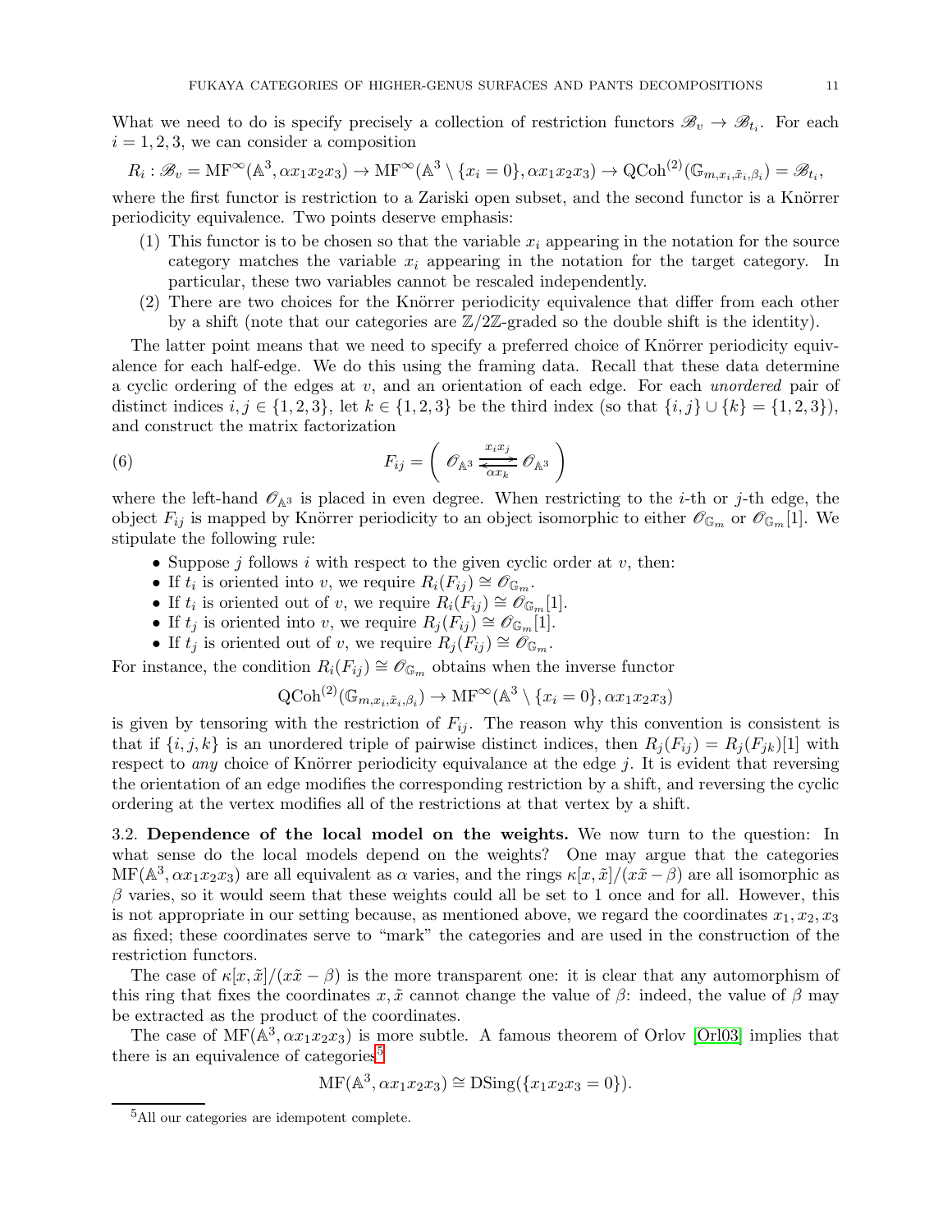What we need to do is specify precisely a collection of restriction functors $\mathscr{B}_v \to \mathscr{B}_{t_i}$. For each $i = 1, 2, 3$, we can consider a composition

$$R_i : \mathscr{B}_v = \mathrm{MF}^\infty(\mathbb{A}^3, \alpha x_1 x_2 x_3) \to \mathrm{MF}^\infty(\mathbb{A}^3 \setminus \{x_i = 0\}, \alpha x_1 x_2 x_3) \to \mathrm{QCoh}^{(2)}(\mathbb{G}_{m,x_i,\tilde{x}_i,\beta_i}) = \mathscr{B}_{t_i},$$

where the first functor is restriction to a Zariski open subset, and the second functor is a Knörrer periodicity equivalence. Two points deserve emphasis:

1. This functor is to be chosen so that the variable $x_i$ appearing in the notation for the source category matches the variable $x_i$ appearing in the notation for the target category. In particular, these two variables cannot be rescaled independently.
2. There are two choices for the Knörrer periodicity equivalence that differ from each other by a shift (note that our categories are $\mathbb{Z}/2\mathbb{Z}$-graded so the double shift is the identity).

The latter point means that we need to specify a preferred choice of Knörrer periodicity equivalence for each half-edge. We do this using the framing data. Recall that these data determine a cyclic ordering of the edges at $v$, and an orientation of each edge. For each *unordered* pair of distinct indices $i, j \in \{1, 2, 3\}$, let $k \in \{1, 2, 3\}$ be the third index (so that $\{i, j\} \cup \{k\} = \{1, 2, 3\}$), and construct the matrix factorization

$$F_{ij} = \left( \mathscr{O}_{\mathbb{A}^3} \underset{\alpha x_k}{\overset{x_i x_j}{\rightleftarrows}} \mathscr{O}_{\mathbb{A}^3} \right) \tag{6}$$

where the left-hand $\mathscr{O}_{\mathbb{A}^3}$ is placed in even degree. When restricting to the $i$-th or $j$-th edge, the object $F_{ij}$ is mapped by Knörrer periodicity to an object isomorphic to either $\mathscr{O}_{\mathbb{G}_m}$ or $\mathscr{O}_{\mathbb{G}_m}[1]$. We stipulate the following rule:

- Suppose $j$ follows $i$ with respect to the given cyclic order at $v$, then:
- If $t_i$ is oriented into $v$, we require $R_i(F_{ij}) \cong \mathscr{O}_{\mathbb{G}_m}$.
- If $t_i$ is oriented out of $v$, we require $R_i(F_{ij}) \cong \mathscr{O}_{\mathbb{G}_m}[1]$.
- If $t_j$ is oriented into $v$, we require $R_j(F_{ij}) \cong \mathscr{O}_{\mathbb{G}_m}[1]$.
- If $t_j$ is oriented out of $v$, we require $R_j(F_{ij}) \cong \mathscr{O}_{\mathbb{G}_m}$.

For instance, the condition $R_i(F_{ij}) \cong \mathscr{O}_{\mathbb{G}_m}$ obtains when the inverse functor

$$\mathrm{QCoh}^{(2)}(\mathbb{G}_{m,x_i,\tilde{x}_i,\beta_i}) \to \mathrm{MF}^\infty(\mathbb{A}^3 \setminus \{x_i = 0\}, \alpha x_1 x_2 x_3)$$

is given by tensoring with the restriction of $F_{ij}$. The reason why this convention is consistent is that if $\{i, j, k\}$ is an unordered triple of pairwise distinct indices, then $R_j(F_{ij}) = R_j(F_{jk})[1]$ with respect to *any* choice of Knörrer periodicity equivalance at the edge $j$. It is evident that reversing the orientation of an edge modifies the corresponding restriction by a shift, and reversing the cyclic ordering at the vertex modifies all of the restrictions at that vertex by a shift.

### 3.2. Dependence of the local model on the weights.

We now turn to the question: In what sense do the local models depend on the weights? One may argue that the categories $\mathrm{MF}(\mathbb{A}^3, \alpha x_1 x_2 x_3)$ are all equivalent as $\alpha$ varies, and the rings $\kappa[x, \tilde{x}]/(x\tilde{x} - \beta)$ are all isomorphic as $\beta$ varies, so it would seem that these weights could all be set to 1 once and for all. However, this is not appropriate in our setting because, as mentioned above, we regard the coordinates $x_1, x_2, x_3$ as fixed; these coordinates serve to "mark" the categories and are used in the construction of the restriction functors.

The case of $\kappa[x, \tilde{x}]/(x\tilde{x} - \beta)$ is the more transparent one: it is clear that any automorphism of this ring that fixes the coordinates $x, \tilde{x}$ cannot change the value of $\beta$: indeed, the value of $\beta$ may be extracted as the product of the coordinates.

The case of $\mathrm{MF}(\mathbb{A}^3, \alpha x_1 x_2 x_3)$ is more subtle. A famous theorem of Orlov [Orl03] implies that there is an equivalence of categories[5]

$$\mathrm{MF}(\mathbb{A}^3, \alpha x_1 x_2 x_3) \cong \mathrm{DSing}(\{x_1 x_2 x_3 = 0\}).$$

[5] All our categories are idempotent complete.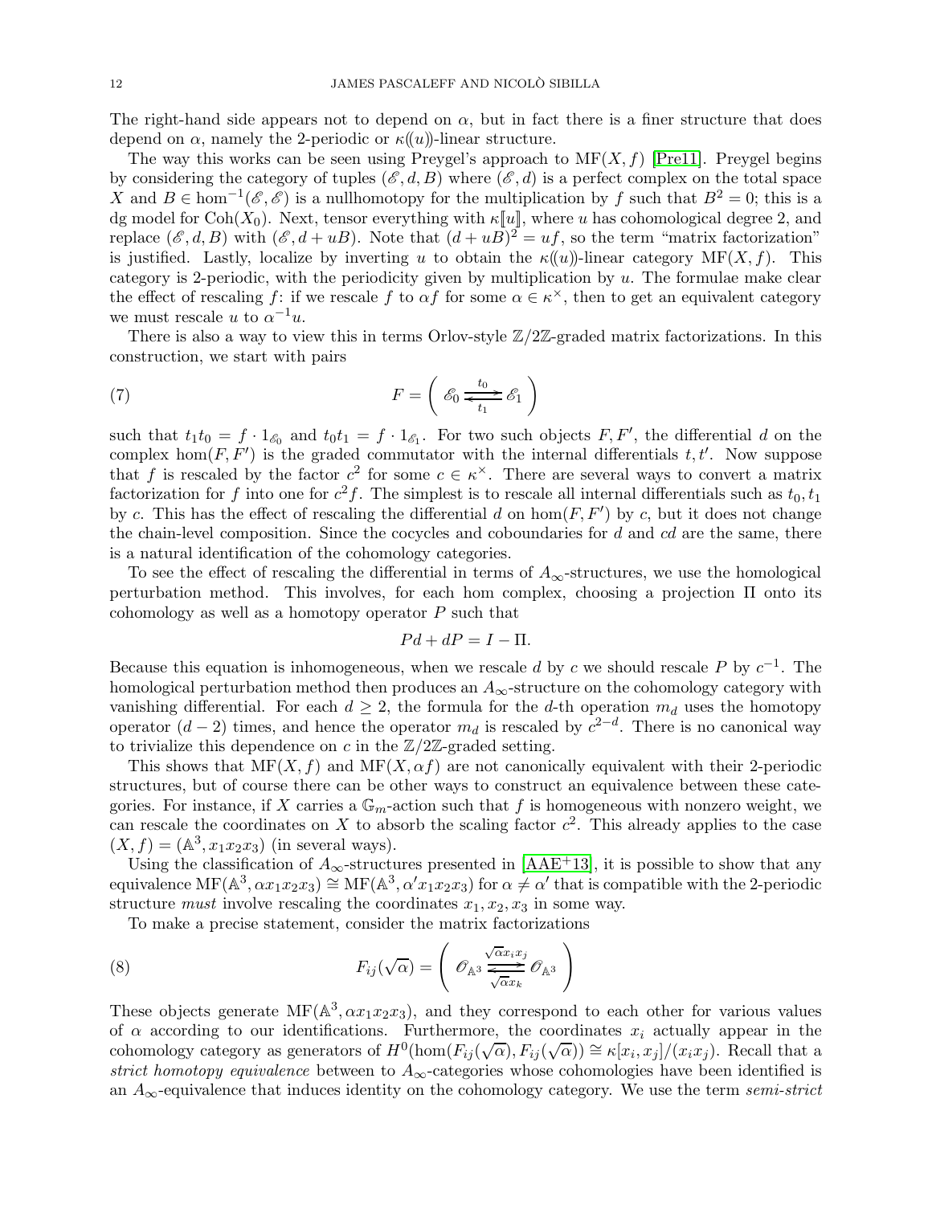The right-hand side appears not to depend on $\alpha$, but in fact there is a finer structure that does depend on $\alpha$, namely the 2-periodic or $\kappa(\!(u)\!)$-linear structure.

The way this works can be seen using Preygel's approach to $\mathrm{MF}(X, f)$ [Pre11]. Preygel begins by considering the category of tuples $(\mathscr{E}, d, B)$ where $(\mathscr{E}, d)$ is a perfect complex on the total space $X$ and $B \in \hom^{-1}(\mathscr{E}, \mathscr{E})$ is a nullhomotopy for the multiplication by $f$ such that $B^2 = 0$; this is a dg model for $\mathrm{Coh}(X_0)$. Next, tensor everything with $\kappa[\![u]\!]$, where $u$ has cohomological degree 2, and replace $(\mathscr{E}, d, B)$ with $(\mathscr{E}, d + uB)$. Note that $(d + uB)^2 = uf$, so the term "matrix factorization" is justified. Lastly, localize by inverting $u$ to obtain the $\kappa(\!(u)\!)$-linear category $\mathrm{MF}(X, f)$. This category is 2-periodic, with the periodicity given by multiplication by $u$. The formulae make clear the effect of rescaling $f$: if we rescale $f$ to $\alpha f$ for some $\alpha \in \kappa^\times$, then to get an equivalent category we must rescale $u$ to $\alpha^{-1} u$.

There is also a way to view this in terms Orlov-style $\mathbb{Z}/2\mathbb{Z}$-graded matrix factorizations. In this construction, we start with pairs

$$F = \left( \mathscr{E}_0 \underset{t_1}{\overset{t_0}{\rightleftarrows}} \mathscr{E}_1 \right) \tag{7}$$

such that $t_1 t_0 = f \cdot 1_{\mathscr{E}_0}$ and $t_0 t_1 = f \cdot 1_{\mathscr{E}_1}$. For two such objects $F, F'$, the differential $d$ on the complex $\hom(F, F')$ is the graded commutator with the internal differentials $t, t'$. Now suppose that $f$ is rescaled by the factor $c^2$ for some $c \in \kappa^\times$. There are several ways to convert a matrix factorization for $f$ into one for $c^2 f$. The simplest is to rescale all internal differentials such as $t_0, t_1$ by $c$. This has the effect of rescaling the differential $d$ on $\hom(F, F')$ by $c$, but it does not change the chain-level composition. Since the cocycles and coboundaries for $d$ and $cd$ are the same, there is a natural identification of the cohomology categories.

To see the effect of rescaling the differential in terms of $A_\infty$-structures, we use the homological perturbation method. This involves, for each hom complex, choosing a projection $\Pi$ onto its cohomology as well as a homotopy operator $P$ such that

$$Pd + dP = I - \Pi.$$

Because this equation is inhomogeneous, when we rescale $d$ by $c$ we should rescale $P$ by $c^{-1}$. The homological perturbation method then produces an $A_\infty$-structure on the cohomology category with vanishing differential. For each $d \geq 2$, the formula for the $d$-th operation $m_d$ uses the homotopy operator $(d-2)$ times, and hence the operator $m_d$ is rescaled by $c^{2-d}$. There is no canonical way to trivialize this dependence on $c$ in the $\mathbb{Z}/2\mathbb{Z}$-graded setting.

This shows that $\mathrm{MF}(X, f)$ and $\mathrm{MF}(X, \alpha f)$ are not canonically equivalent with their 2-periodic structures, but of course there can be other ways to construct an equivalence between these categories. For instance, if $X$ carries a $\mathbb{G}_m$-action such that $f$ is homogeneous with nonzero weight, we can rescale the coordinates on $X$ to absorb the scaling factor $c^2$. This already applies to the case $(X, f) = (\mathbb{A}^3, x_1 x_2 x_3)$ (in several ways).

Using the classification of $A_\infty$-structures presented in [AAE+13], it is possible to show that any equivalence $\mathrm{MF}(\mathbb{A}^3, \alpha x_1 x_2 x_3) \cong \mathrm{MF}(\mathbb{A}^3, \alpha' x_1 x_2 x_3)$ for $\alpha \neq \alpha'$ that is compatible with the 2-periodic structure *must* involve rescaling the coordinates $x_1, x_2, x_3$ in some way.

To make a precise statement, consider the matrix factorizations

$$F_{ij}(\sqrt{\alpha}) = \left( \mathscr{O}_{\mathbb{A}^3} \underset{\sqrt{\alpha} x_k}{\overset{\sqrt{\alpha} x_i x_j}{\rightleftarrows}} \mathscr{O}_{\mathbb{A}^3} \right) \tag{8}$$

These objects generate $\mathrm{MF}(\mathbb{A}^3, \alpha x_1 x_2 x_3)$, and they correspond to each other for various values of $\alpha$ according to our identifications. Furthermore, the coordinates $x_i$ actually appear in the cohomology category as generators of $H^0(\hom(F_{ij}(\sqrt{\alpha}), F_{ij}(\sqrt{\alpha})) \cong \kappa[x_i, x_j]/(x_i x_j)$. Recall that a *strict homotopy equivalence* between to $A_\infty$-categories whose cohomologies have been identified is an $A_\infty$-equivalence that induces identity on the cohomology category. We use the term *semi-strict*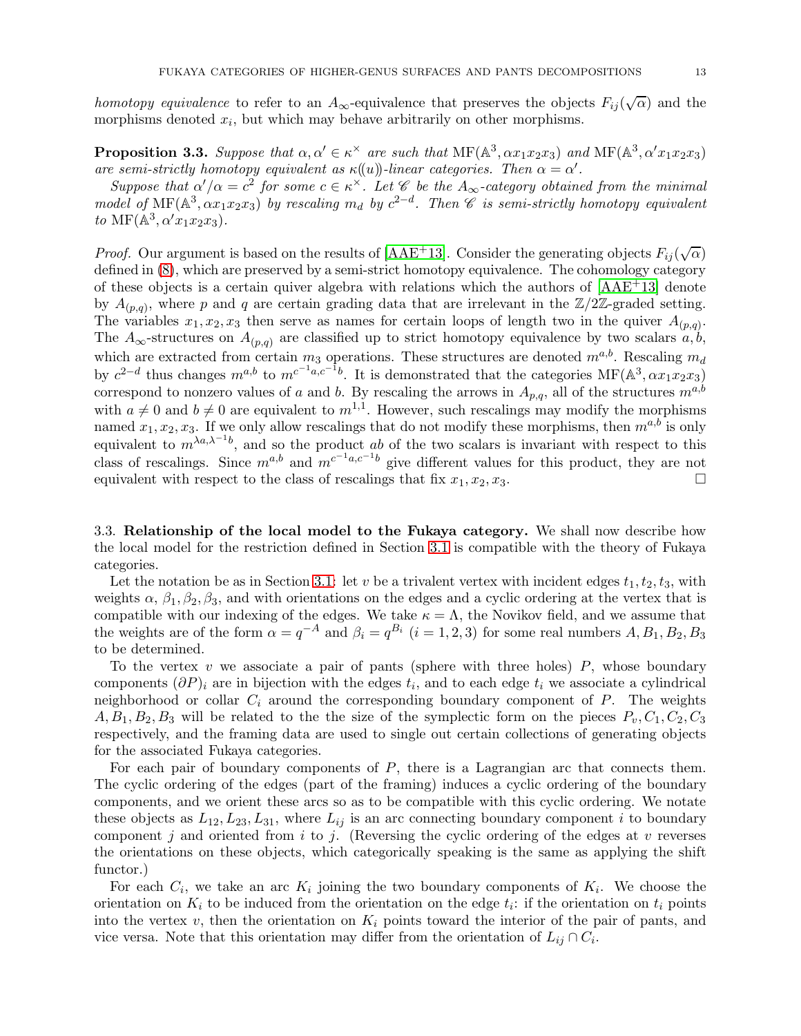*homotopy equivalence* to refer to an $A_\infty$-equivalence that preserves the objects $F_{ij}(\sqrt{\alpha})$ and the morphisms denoted $x_i$, but which may behave arbitrarily on other morphisms.

**Proposition 3.3.** *Suppose that $\alpha, \alpha' \in \kappa^\times$ are such that $\mathrm{MF}(\mathbb{A}^3, \alpha x_1 x_2 x_3)$ and $\mathrm{MF}(\mathbb{A}^3, \alpha' x_1 x_2 x_3)$ are semi-strictly homotopy equivalent as $\kappa((u))$-linear categories. Then $\alpha = \alpha'$.*

*Suppose that $\alpha'/\alpha = c^2$ for some $c \in \kappa^\times$. Let $\mathscr{C}$ be the $A_\infty$-category obtained from the minimal model of $\mathrm{MF}(\mathbb{A}^3, \alpha x_1 x_2 x_3)$ by rescaling $m_d$ by $c^{2-d}$. Then $\mathscr{C}$ is semi-strictly homotopy equivalent to $\mathrm{MF}(\mathbb{A}^3, \alpha' x_1 x_2 x_3)$.*

*Proof.* Our argument is based on the results of [AAE+13]. Consider the generating objects $F_{ij}(\sqrt{\alpha})$ defined in (8), which are preserved by a semi-strict homotopy equivalence. The cohomology category of these objects is a certain quiver algebra with relations which the authors of [AAE+13] denote by $A_{(p,q)}$, where $p$ and $q$ are certain grading data that are irrelevant in the $\mathbb{Z}/2\mathbb{Z}$-graded setting. The variables $x_1, x_2, x_3$ then serve as names for certain loops of length two in the quiver $A_{(p,q)}$. The $A_\infty$-structures on $A_{(p,q)}$ are classified up to strict homotopy equivalence by two scalars $a, b$, which are extracted from certain $m_3$ operations. These structures are denoted $m^{a,b}$. Rescaling $m_d$ by $c^{2-d}$ thus changes $m^{a,b}$ to $m^{c^{-1}a, c^{-1}b}$. It is demonstrated that the categories $\mathrm{MF}(\mathbb{A}^3, \alpha x_1 x_2 x_3)$ correspond to nonzero values of $a$ and $b$. By rescaling the arrows in $A_{p,q}$, all of the structures $m^{a,b}$ with $a \neq 0$ and $b \neq 0$ are equivalent to $m^{1,1}$. However, such rescalings may modify the morphisms named $x_1, x_2, x_3$. If we only allow rescalings that do not modify these morphisms, then $m^{a,b}$ is only equivalent to $m^{\lambda a, \lambda^{-1} b}$, and so the product $ab$ of the two scalars is invariant with respect to this class of rescalings. Since $m^{a,b}$ and $m^{c^{-1}a, c^{-1}b}$ give different values for this product, they are not equivalent with respect to the class of rescalings that fix $x_1, x_2, x_3$. □

3.3. **Relationship of the local model to the Fukaya category.** We shall now describe how the local model for the restriction defined in Section 3.1 is compatible with the theory of Fukaya categories.

Let the notation be as in Section 3.1: let $v$ be a trivalent vertex with incident edges $t_1, t_2, t_3$, with weights $\alpha$, $\beta_1, \beta_2, \beta_3$, and with orientations on the edges and a cyclic ordering at the vertex that is compatible with our indexing of the edges. We take $\kappa = \Lambda$, the Novikov field, and we assume that the weights are of the form $\alpha = q^{-A}$ and $\beta_i = q^{B_i}$ $(i = 1, 2, 3)$ for some real numbers $A, B_1, B_2, B_3$ to be determined.

To the vertex $v$ we associate a pair of pants (sphere with three holes) $P$, whose boundary components $(\partial P)_i$ are in bijection with the edges $t_i$, and to each edge $t_i$ we associate a cylindrical neighborhood or collar $C_i$ around the corresponding boundary component of $P$. The weights $A, B_1, B_2, B_3$ will be related to the the size of the symplectic form on the pieces $P_v, C_1, C_2, C_3$ respectively, and the framing data are used to single out certain collections of generating objects for the associated Fukaya categories.

For each pair of boundary components of $P$, there is a Lagrangian arc that connects them. The cyclic ordering of the edges (part of the framing) induces a cyclic ordering of the boundary components, and we orient these arcs so as to be compatible with this cyclic ordering. We notate these objects as $L_{12}, L_{23}, L_{31}$, where $L_{ij}$ is an arc connecting boundary component $i$ to boundary component $j$ and oriented from $i$ to $j$. (Reversing the cyclic ordering of the edges at $v$ reverses the orientations on these objects, which categorically speaking is the same as applying the shift functor.)

For each $C_i$, we take an arc $K_i$ joining the two boundary components of $K_i$. We choose the orientation on $K_i$ to be induced from the orientation on the edge $t_i$: if the orientation on $t_i$ points into the vertex $v$, then the orientation on $K_i$ points toward the interior of the pair of pants, and vice versa. Note that this orientation may differ from the orientation of $L_{ij} \cap C_i$.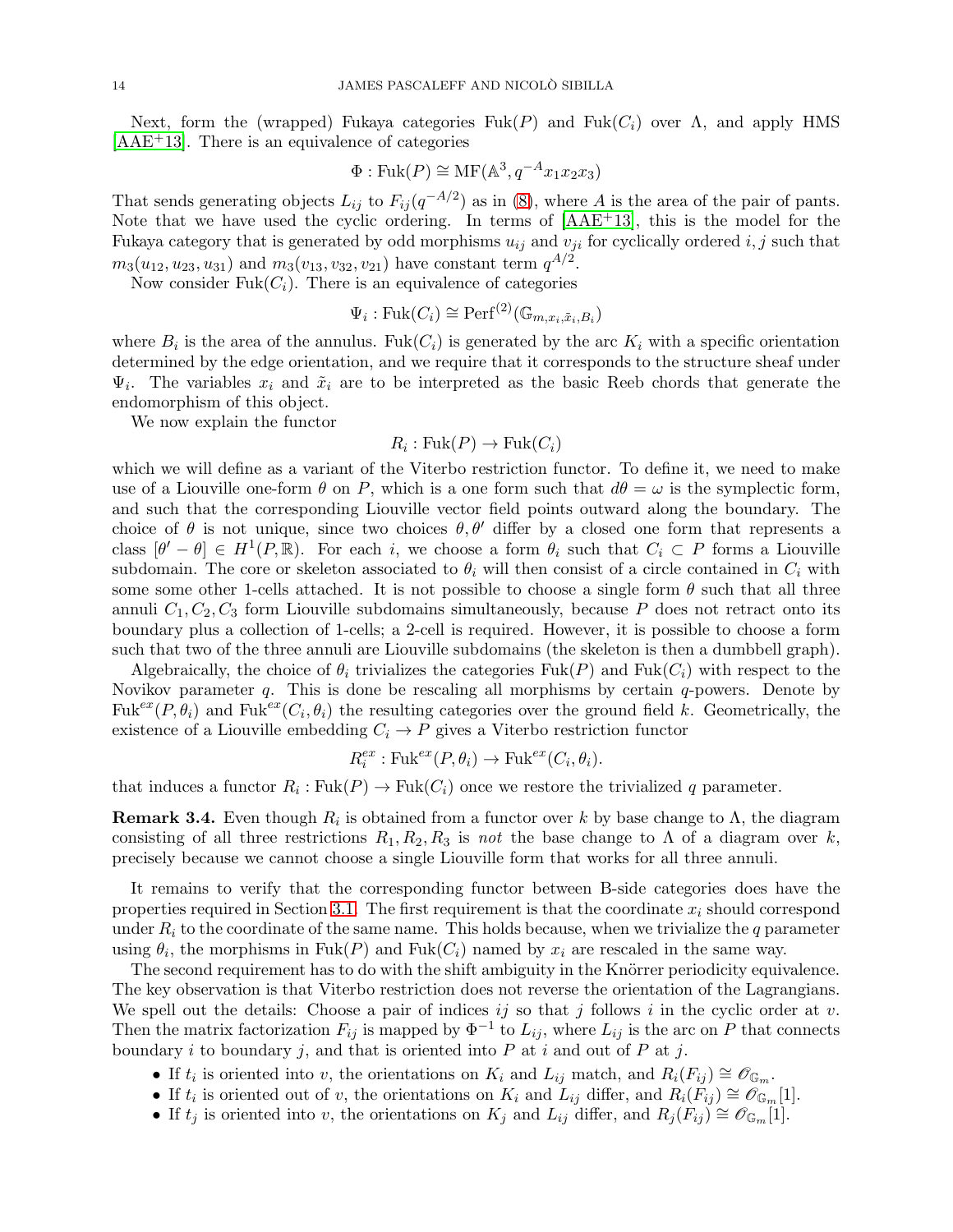Next, form the (wrapped) Fukaya categories $\mathrm{Fuk}(P)$ and $\mathrm{Fuk}(C_i)$ over $\Lambda$, and apply HMS [AAE+13]. There is an equivalence of categories

$$\Phi : \mathrm{Fuk}(P) \cong \mathrm{MF}(\mathbb{A}^3, q^{-A} x_1 x_2 x_3)$$

That sends generating objects $L_{ij}$ to $F_{ij}(q^{-A/2})$ as in (8), where $A$ is the area of the pair of pants. Note that we have used the cyclic ordering. In terms of [AAE+13], this is the model for the Fukaya category that is generated by odd morphisms $u_{ij}$ and $v_{ji}$ for cyclically ordered $i, j$ such that $m_3(u_{12}, u_{23}, u_{31})$ and $m_3(v_{13}, v_{32}, v_{21})$ have constant term $q^{A/2}$.

Now consider $\mathrm{Fuk}(C_i)$. There is an equivalence of categories

$$\Psi_i : \mathrm{Fuk}(C_i) \cong \mathrm{Perf}^{(2)}(\mathbb{G}_{m, x_i, \tilde{x}_i, B_i})$$

where $B_i$ is the area of the annulus. $\mathrm{Fuk}(C_i)$ is generated by the arc $K_i$ with a specific orientation determined by the edge orientation, and we require that it corresponds to the structure sheaf under $\Psi_i$. The variables $x_i$ and $\tilde{x}_i$ are to be interpreted as the basic Reeb chords that generate the endomorphism of this object.

We now explain the functor

$$R_i : \mathrm{Fuk}(P) \to \mathrm{Fuk}(C_i)$$

which we will define as a variant of the Viterbo restriction functor. To define it, we need to make use of a Liouville one-form $\theta$ on $P$, which is a one form such that $d\theta = \omega$ is the symplectic form, and such that the corresponding Liouville vector field points outward along the boundary. The choice of $\theta$ is not unique, since two choices $\theta, \theta'$ differ by a closed one form that represents a class $[\theta' - \theta] \in H^1(P, \mathbb{R})$. For each $i$, we choose a form $\theta_i$ such that $C_i \subset P$ forms a Liouville subdomain. The core or skeleton associated to $\theta_i$ will then consist of a circle contained in $C_i$ with some some other 1-cells attached. It is not possible to choose a single form $\theta$ such that all three annuli $C_1, C_2, C_3$ form Liouville subdomains simultaneously, because $P$ does not retract onto its boundary plus a collection of 1-cells; a 2-cell is required. However, it is possible to choose a form such that two of the three annuli are Liouville subdomains (the skeleton is then a dumbbell graph).

Algebraically, the choice of $\theta_i$ trivializes the categories $\mathrm{Fuk}(P)$ and $\mathrm{Fuk}(C_i)$ with respect to the Novikov parameter $q$. This is done be rescaling all morphisms by certain $q$-powers. Denote by $\mathrm{Fuk}^{ex}(P, \theta_i)$ and $\mathrm{Fuk}^{ex}(C_i, \theta_i)$ the resulting categories over the ground field $k$. Geometrically, the existence of a Liouville embedding $C_i \to P$ gives a Viterbo restriction functor

$$R_i^{ex} : \mathrm{Fuk}^{ex}(P, \theta_i) \to \mathrm{Fuk}^{ex}(C_i, \theta_i).$$

that induces a functor $R_i : \mathrm{Fuk}(P) \to \mathrm{Fuk}(C_i)$ once we restore the trivialized $q$ parameter.

**Remark 3.4.** Even though $R_i$ is obtained from a functor over $k$ by base change to $\Lambda$, the diagram consisting of all three restrictions $R_1, R_2, R_3$ is *not* the base change to $\Lambda$ of a diagram over $k$, precisely because we cannot choose a single Liouville form that works for all three annuli.

It remains to verify that the corresponding functor between B-side categories does have the properties required in Section 3.1. The first requirement is that the coordinate $x_i$ should correspond under $R_i$ to the coordinate of the same name. This holds because, when we trivialize the $q$ parameter using $\theta_i$, the morphisms in $\mathrm{Fuk}(P)$ and $\mathrm{Fuk}(C_i)$ named by $x_i$ are rescaled in the same way.

The second requirement has to do with the shift ambiguity in the Knörrer periodicity equivalence. The key observation is that Viterbo restriction does not reverse the orientation of the Lagrangians. We spell out the details: Choose a pair of indices $ij$ so that $j$ follows $i$ in the cyclic order at $v$. Then the matrix factorization $F_{ij}$ is mapped by $\Phi^{-1}$ to $L_{ij}$, where $L_{ij}$ is the arc on $P$ that connects boundary $i$ to boundary $j$, and that is oriented into $P$ at $i$ and out of $P$ at $j$.

- If $t_i$ is oriented into $v$, the orientations on $K_i$ and $L_{ij}$ match, and $R_i(F_{ij}) \cong \mathscr{O}_{\mathbb{G}_m}$.
- If $t_i$ is oriented out of $v$, the orientations on $K_i$ and $L_{ij}$ differ, and $R_i(F_{ij}) \cong \mathscr{O}_{\mathbb{G}_m}[1]$.
- If $t_j$ is oriented into $v$, the orientations on $K_j$ and $L_{ij}$ differ, and $R_j(F_{ij}) \cong \mathscr{O}_{\mathbb{G}_m}[1]$.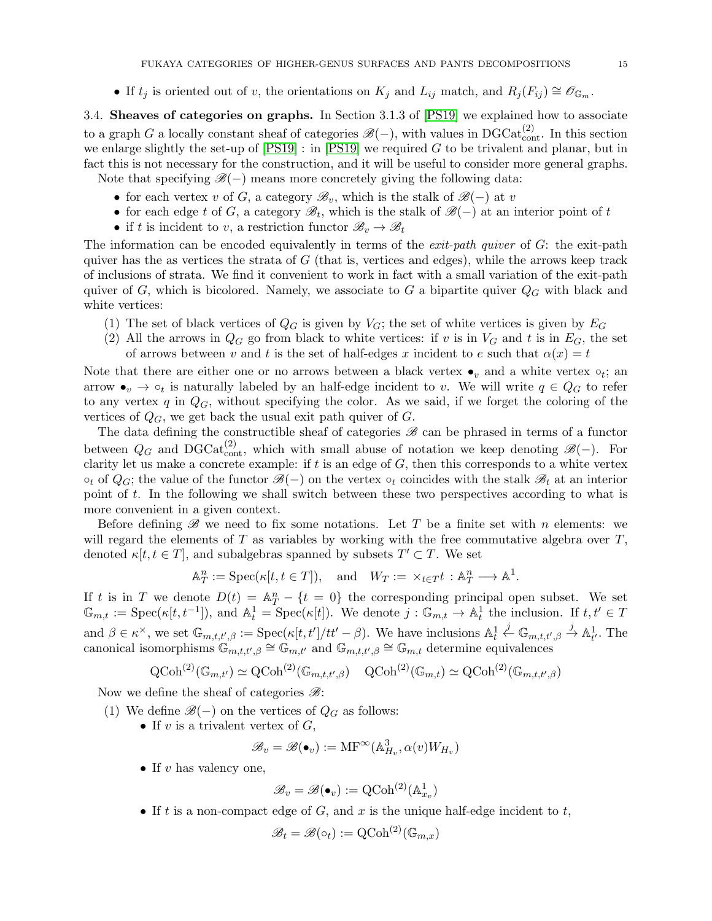- If $t_j$ is oriented out of $v$, the orientations on $K_j$ and $L_{ij}$ match, and $R_j(F_{ij}) \cong \mathscr{O}_{\mathbb{G}_m}$.

### 3.4. Sheaves of categories on graphs.

In Section 3.1.3 of [PS19] we explained how to associate to a graph $G$ a locally constant sheaf of categories $\mathscr{B}(-)$, with values in $\mathrm{DGCat}^{(2)}_{\mathrm{cont}}$. In this section we enlarge slightly the set-up of [PS19] : in [PS19] we required $G$ to be trivalent and planar, but in fact this is not necessary for the construction, and it will be useful to consider more general graphs.

Note that specifying $\mathscr{B}(-)$ means more concretely giving the following data:

- for each vertex $v$ of $G$, a category $\mathscr{B}_v$, which is the stalk of $\mathscr{B}(-)$ at $v$
- for each edge $t$ of $G$, a category $\mathscr{B}_t$, which is the stalk of $\mathscr{B}(-)$ at an interior point of $t$
- if $t$ is incident to $v$, a restriction functor $\mathscr{B}_v \to \mathscr{B}_t$

The information can be encoded equivalently in terms of the *exit-path quiver* of $G$: the exit-path quiver has the as vertices the strata of $G$ (that is, vertices and edges), while the arrows keep track of inclusions of strata. We find it convenient to work in fact with a small variation of the exit-path quiver of $G$, which is bicolored. Namely, we associate to $G$ a bipartite quiver $Q_G$ with black and white vertices:

1. The set of black vertices of $Q_G$ is given by $V_G$; the set of white vertices is given by $E_G$
2. All the arrows in $Q_G$ go from black to white vertices: if $v$ is in $V_G$ and $t$ is in $E_G$, the set of arrows between $v$ and $t$ is the set of half-edges $x$ incident to $e$ such that $\alpha(x) = t$

Note that there are either one or no arrows between a black vertex $\bullet_v$ and a white vertex $\circ_t$; an arrow $\bullet_v \to \circ_t$ is naturally labeled by an half-edge incident to $v$. We will write $q \in Q_G$ to refer to any vertex $q$ in $Q_G$, without specifying the color. As we said, if we forget the coloring of the vertices of $Q_G$, we get back the usual exit path quiver of $G$.

The data defining the constructible sheaf of categories $\mathscr{B}$ can be phrased in terms of a functor between $Q_G$ and $\mathrm{DGCat}^{(2)}_{\mathrm{cont}}$, which with small abuse of notation we keep denoting $\mathscr{B}(-)$. For clarity let us make a concrete example: if $t$ is an edge of $G$, then this corresponds to a white vertex $\circ_t$ of $Q_G$; the value of the functor $\mathscr{B}(-)$ on the vertex $\circ_t$ coincides with the stalk $\mathscr{B}_t$ at an interior point of $t$. In the following we shall switch between these two perspectives according to what is more convenient in a given context.

Before defining $\mathscr{B}$ we need to fix some notations. Let $T$ be a finite set with $n$ elements: we will regard the elements of $T$ as variables by working with the free commutative algebra over $T$, denoted $\kappa[t, t \in T]$, and subalgebras spanned by subsets $T' \subset T$. We set

$$\mathbb{A}^n_T := \mathrm{Spec}(\kappa[t, t \in T]), \quad \text{and} \quad W_T := \times_{t \in T} t : \mathbb{A}^n_T \longrightarrow \mathbb{A}^1.$$

If $t$ is in $T$ we denote $D(t) = \mathbb{A}^n_T - \{t = 0\}$ the corresponding principal open subset. We set $\mathbb{G}_{m,t} := \mathrm{Spec}(\kappa[t, t^{-1}])$, and $\mathbb{A}^1_t = \mathrm{Spec}(\kappa[t])$. We denote $j : \mathbb{G}_{m,t} \to \mathbb{A}^1_t$ the inclusion. If $t, t' \in T$ and $\beta \in \kappa^\times$, we set $\mathbb{G}_{m,t,t',\beta} := \mathrm{Spec}(\kappa[t, t']/tt' - \beta)$. We have inclusions $\mathbb{A}^1_t \xleftarrow{j} \mathbb{G}_{m,t,t',\beta} \xrightarrow{j} \mathbb{A}^1_{t'}$. The canonical isomorphisms $\mathbb{G}_{m,t,t',\beta} \cong \mathbb{G}_{m,t'}$ and $\mathbb{G}_{m,t,t',\beta} \cong \mathbb{G}_{m,t}$ determine equivalences

$$\mathrm{QCoh}^{(2)}(\mathbb{G}_{m,t'}) \simeq \mathrm{QCoh}^{(2)}(\mathbb{G}_{m,t,t',\beta}) \quad \mathrm{QCoh}^{(2)}(\mathbb{G}_{m,t}) \simeq \mathrm{QCoh}^{(2)}(\mathbb{G}_{m,t,t',\beta})$$

Now we define the sheaf of categories $\mathscr{B}$:

1. We define $\mathscr{B}(-)$ on the vertices of $Q_G$ as follows:
   - If $v$ is a trivalent vertex of $G$,
   $$\mathscr{B}_v = \mathscr{B}(\bullet_v) := \mathrm{MF}^\infty(\mathbb{A}^3_{H_v}, \alpha(v)W_{H_v})$$
   - If $v$ has valency one,
   $$\mathscr{B}_v = \mathscr{B}(\bullet_v) := \mathrm{QCoh}^{(2)}(\mathbb{A}^1_{x_v})$$
   - If $t$ is a non-compact edge of $G$, and $x$ is the unique half-edge incident to $t$,
   $$\mathscr{B}_t = \mathscr{B}(\circ_t) := \mathrm{QCoh}^{(2)}(\mathbb{G}_{m,x})$$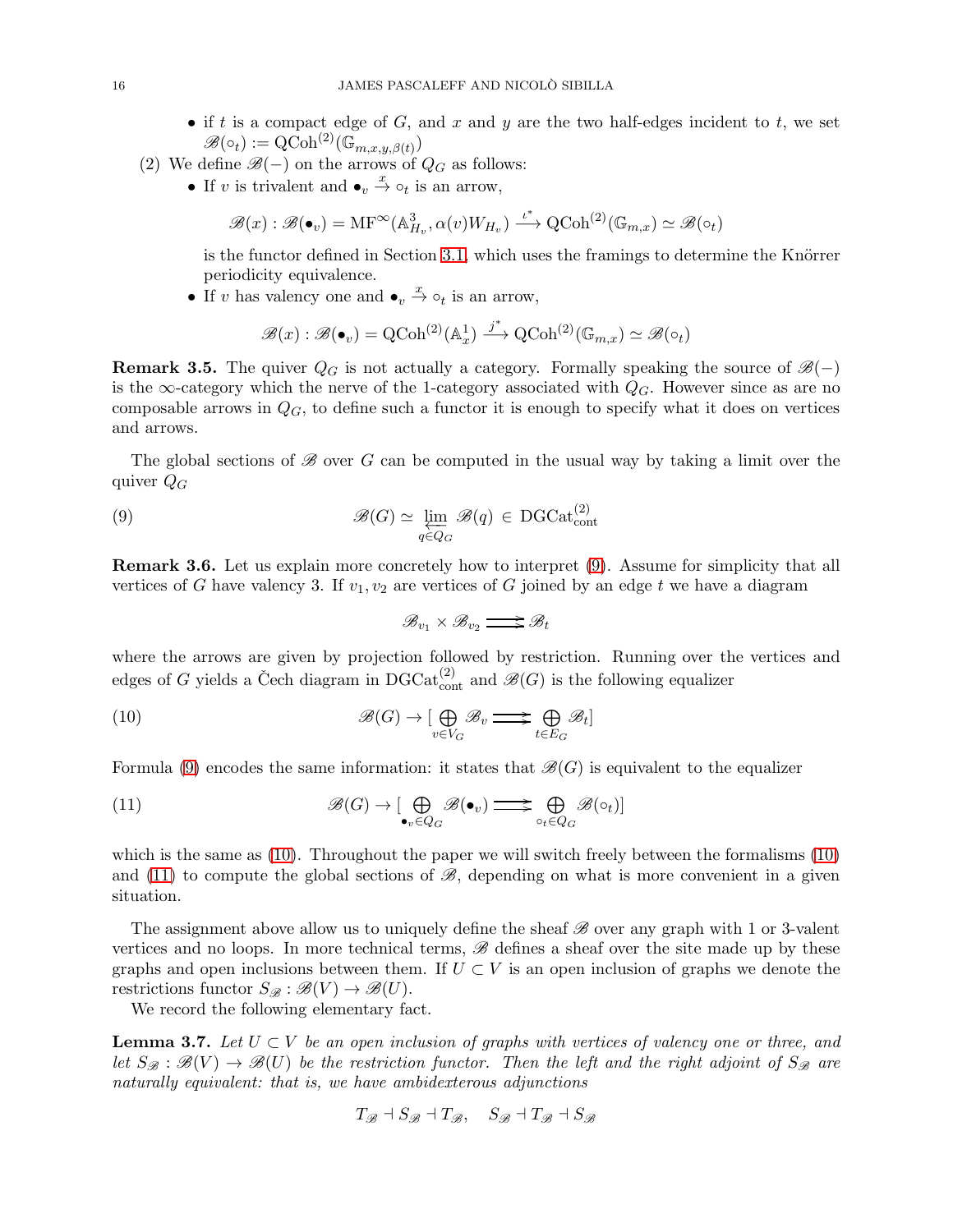- if $t$ is a compact edge of $G$, and $x$ and $y$ are the two half-edges incident to $t$, we set $\mathscr{B}(\circ_t) := \mathrm{QCoh}^{(2)}(\mathbb{G}_{m,x,y,\beta(t)})$

(2) We define $\mathscr{B}(-)$ on the arrows of $Q_G$ as follows:

- If $v$ is trivalent and $\bullet_v \xrightarrow{x} \circ_t$ is an arrow,

$$\mathscr{B}(x) : \mathscr{B}(\bullet_v) = \mathrm{MF}^\infty(\mathbb{A}^3_{H_v}, \alpha(v)W_{H_v}) \xrightarrow{\iota^*} \mathrm{QCoh}^{(2)}(\mathbb{G}_{m,x}) \simeq \mathscr{B}(\circ_t)$$

is the functor defined in Section 3.1, which uses the framings to determine the Knörrer periodicity equivalence.

- If $v$ has valency one and $\bullet_v \xrightarrow{x} \circ_t$ is an arrow,

$$\mathscr{B}(x) : \mathscr{B}(\bullet_v) = \mathrm{QCoh}^{(2)}(\mathbb{A}^1_x) \xrightarrow{j^*} \mathrm{QCoh}^{(2)}(\mathbb{G}_{m,x}) \simeq \mathscr{B}(\circ_t)$$

**Remark 3.5.** The quiver $Q_G$ is not actually a category. Formally speaking the source of $\mathscr{B}(-)$ is the $\infty$-category which the nerve of the 1-category associated with $Q_G$. However since as are no composable arrows in $Q_G$, to define such a functor it is enough to specify what it does on vertices and arrows.

The global sections of $\mathscr{B}$ over $G$ can be computed in the usual way by taking a limit over the quiver $Q_G$

$$\mathscr{B}(G) \simeq \varprojlim_{q \in Q_G} \mathscr{B}(q) \in \mathrm{DGCat}^{(2)}_{\mathrm{cont}} \tag{9}$$

**Remark 3.6.** Let us explain more concretely how to interpret (9). Assume for simplicity that all vertices of $G$ have valency 3. If $v_1, v_2$ are vertices of $G$ joined by an edge $t$ we have a diagram

$$\mathscr{B}_{v_1} \times \mathscr{B}_{v_2} \rightrightarrows \mathscr{B}_t$$

where the arrows are given by projection followed by restriction. Running over the vertices and edges of $G$ yields a Čech diagram in $\mathrm{DGCat}^{(2)}_{\mathrm{cont}}$ and $\mathscr{B}(G)$ is the following equalizer

$$\mathscr{B}(G) \to [\bigoplus_{v \in V_G} \mathscr{B}_v \rightrightarrows \bigoplus_{t \in E_G} \mathscr{B}_t] \tag{10}$$

Formula (9) encodes the same information: it states that $\mathscr{B}(G)$ is equivalent to the equalizer

$$\mathscr{B}(G) \to [\bigoplus_{\bullet_v \in Q_G} \mathscr{B}(\bullet_v) \rightrightarrows \bigoplus_{\circ_t \in Q_G} \mathscr{B}(\circ_t)] \tag{11}$$

which is the same as (10). Throughout the paper we will switch freely between the formalisms (10) and (11) to compute the global sections of $\mathscr{B}$, depending on what is more convenient in a given situation.

The assignment above allow us to uniquely define the sheaf $\mathscr{B}$ over any graph with 1 or 3-valent vertices and no loops. In more technical terms, $\mathscr{B}$ defines a sheaf over the site made up by these graphs and open inclusions between them. If $U \subset V$ is an open inclusion of graphs we denote the restrictions functor $S_{\mathscr{B}} : \mathscr{B}(V) \to \mathscr{B}(U)$.

We record the following elementary fact.

**Lemma 3.7.** *Let $U \subset V$ be an open inclusion of graphs with vertices of valency one or three, and let $S_{\mathscr{B}} : \mathscr{B}(V) \to \mathscr{B}(U)$ be the restriction functor. Then the left and the right adjoint of $S_{\mathscr{B}}$ are naturally equivalent: that is, we have ambidexterous adjunctions*

$$T_{\mathscr{B}} \dashv S_{\mathscr{B}} \dashv T_{\mathscr{B}}, \quad S_{\mathscr{B}} \dashv T_{\mathscr{B}} \dashv S_{\mathscr{B}}$$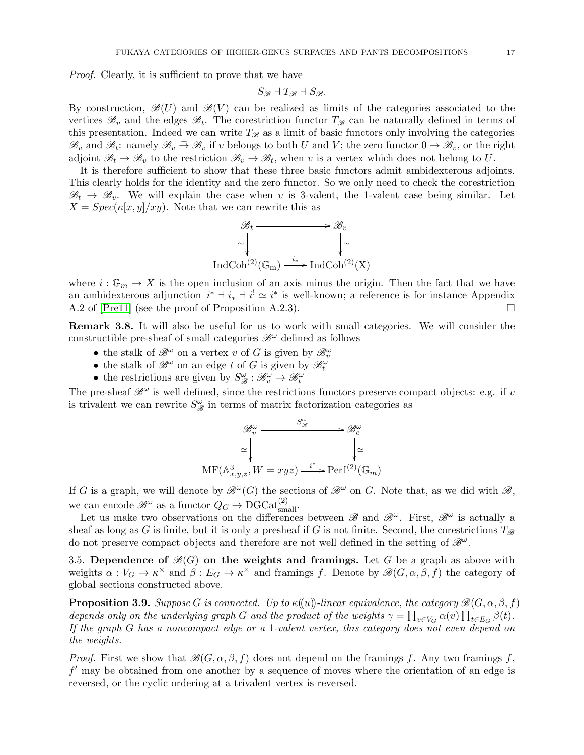*Proof.* Clearly, it is sufficient to prove that we have

$$S_{\mathscr{B}} \dashv T_{\mathscr{B}} \dashv S_{\mathscr{B}}.$$

By construction, $\mathscr{B}(U)$ and $\mathscr{B}(V)$ can be realized as limits of the categories associated to the vertices $\mathscr{B}_v$ and the edges $\mathscr{B}_t$. The corestriction functor $T_{\mathscr{B}}$ can be naturally defined in terms of this presentation. Indeed we can write $T_{\mathscr{B}}$ as a limit of basic functors only involving the categories $\mathscr{B}_v$ and $\mathscr{B}_t$: namely $\mathscr{B}_v \xrightarrow{=} \mathscr{B}_v$ if $v$ belongs to both $U$ and $V$; the zero functor $0 \to \mathscr{B}_v$, or the right adjoint $\mathscr{B}_t \to \mathscr{B}_v$ to the restriction $\mathscr{B}_v \to \mathscr{B}_t$, when $v$ is a vertex which does not belong to $U$.

It is therefore sufficient to show that these three basic functors admit ambidexterous adjoints. This clearly holds for the identity and the zero functor. So we only need to check the corestriction $\mathscr{B}_t \to \mathscr{B}_v$. We will explain the case when $v$ is 3-valent, the 1-valent case being similar. Let $X = Spec(\kappa[x,y]/xy)$. Note that we can rewrite this as

$$\begin{array}{ccc} \mathscr{B}_t & \longrightarrow & \mathscr{B}_v \\ \simeq \downarrow & & \downarrow \simeq \\ \mathrm{IndCoh}^{(2)}(\mathbb{G}_\mathrm{m}) & \xrightarrow{i_*} & \mathrm{IndCoh}^{(2)}(\mathrm{X}) \end{array}$$

where $i : \mathbb{G}_m \to X$ is the open inclusion of an axis minus the origin. Then the fact that we have an ambidexterous adjunction $i^* \dashv i_* \dashv i^! \simeq i^*$ is well-known; a reference is for instance Appendix A.2 of [Pre11] (see the proof of Proposition A.2.3). □

**Remark 3.8.** It will also be useful for us to work with small categories. We will consider the constructible pre-sheaf of small categories $\mathscr{B}^\omega$ defined as follows

- the stalk of $\mathscr{B}^\omega$ on a vertex $v$ of $G$ is given by $\mathscr{B}^\omega_v$
- the stalk of $\mathscr{B}^\omega$ on an edge $t$ of $G$ is given by $\mathscr{B}^\omega_t$
- the restrictions are given by $S^\omega_{\mathscr{B}} : \mathscr{B}^\omega_v \to \mathscr{B}^\omega_t$

The pre-sheaf $\mathscr{B}^\omega$ is well defined, since the restrictions functors preserve compact objects: e.g. if $v$ is trivalent we can rewrite $S^\omega_{\mathscr{B}}$ in terms of matrix factorization categories as

$$\begin{array}{ccc} \mathscr{B}^\omega_v & \xrightarrow{S^\omega_{\mathscr{B}}} & \mathscr{B}^\omega_e \\ \simeq \downarrow & & \downarrow \simeq \\ \mathrm{MF}(\mathbb{A}^3_{x,y,z}, W = xyz) & \xrightarrow{i^*} & \mathrm{Perf}^{(2)}(\mathbb{G}_m) \end{array}$$

If $G$ is a graph, we will denote by $\mathscr{B}^\omega(G)$ the sections of $\mathscr{B}^\omega$ on $G$. Note that, as we did with $\mathscr{B}$, we can encode $\mathscr{B}^\omega$ as a functor $Q_G \to \mathrm{DGCat}^{(2)}_{\mathrm{small}}$.

Let us make two observations on the differences between $\mathscr{B}$ and $\mathscr{B}^\omega$. First, $\mathscr{B}^\omega$ is actually a sheaf as long as $G$ is finite, but it is only a presheaf if $G$ is not finite. Second, the corestrictions $T_{\mathscr{B}}$ do not preserve compact objects and therefore are not well defined in the setting of $\mathscr{B}^\omega$.

## 3.5. Dependence of $\mathscr{B}(G)$ on the weights and framings.

Let $G$ be a graph as above with weights $\alpha : V_G \to \kappa^\times$ and $\beta : E_G \to \kappa^\times$ and framings $f$. Denote by $\mathscr{B}(G, \alpha, \beta, f)$ the category of global sections constructed above.

**Proposition 3.9.** *Suppose G is connected. Up to $\kappa(\!(u)\!)$-linear equivalence, the category $\mathscr{B}(G, \alpha, \beta, f)$ depends only on the underlying graph G and the product of the weights $\gamma = \prod_{v \in V_G} \alpha(v) \prod_{t \in E_G} \beta(t)$. If the graph G has a noncompact edge or a 1-valent vertex, this category does not even depend on the weights.*

*Proof.* First we show that $\mathscr{B}(G, \alpha, \beta, f)$ does not depend on the framings $f$. Any two framings $f$, $f'$ may be obtained from one another by a sequence of moves where the orientation of an edge is reversed, or the cyclic ordering at a trivalent vertex is reversed.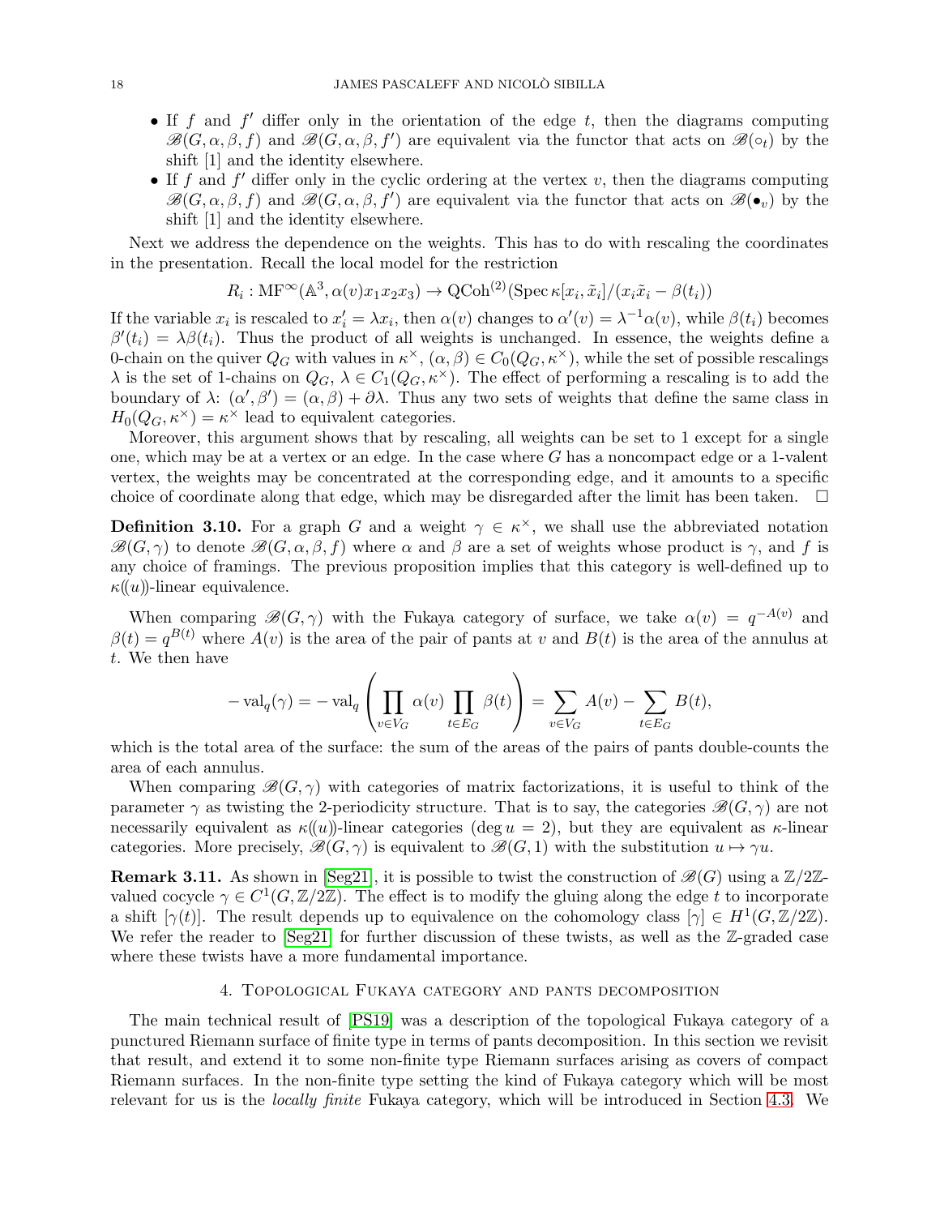- If $f$ and $f'$ differ only in the orientation of the edge $t$, then the diagrams computing $\mathscr{B}(G, \alpha, \beta, f)$ and $\mathscr{B}(G, \alpha, \beta, f')$ are equivalent via the functor that acts on $\mathscr{B}(\circ_t)$ by the shift [1] and the identity elsewhere.
- If $f$ and $f'$ differ only in the cyclic ordering at the vertex $v$, then the diagrams computing $\mathscr{B}(G, \alpha, \beta, f)$ and $\mathscr{B}(G, \alpha, \beta, f')$ are equivalent via the functor that acts on $\mathscr{B}(\bullet_v)$ by the shift [1] and the identity elsewhere.

Next we address the dependence on the weights. This has to do with rescaling the coordinates in the presentation. Recall the local model for the restriction

$$R_i : \mathrm{MF}^\infty(\mathbb{A}^3, \alpha(v) x_1 x_2 x_3) \to \mathrm{QCoh}^{(2)}(\mathrm{Spec}\, \kappa[x_i, \tilde{x}_i]/(x_i \tilde{x}_i - \beta(t_i))$$

If the variable $x_i$ is rescaled to $x_i' = \lambda x_i$, then $\alpha(v)$ changes to $\alpha'(v) = \lambda^{-1}\alpha(v)$, while $\beta(t_i)$ becomes $\beta'(t_i) = \lambda \beta(t_i)$. Thus the product of all weights is unchanged. In essence, the weights define a 0-chain on the quiver $Q_G$ with values in $\kappa^\times$, $(\alpha, \beta) \in C_0(Q_G, \kappa^\times)$, while the set of possible rescalings $\lambda$ is the set of 1-chains on $Q_G$, $\lambda \in C_1(Q_G, \kappa^\times)$. The effect of performing a rescaling is to add the boundary of $\lambda$: $(\alpha', \beta') = (\alpha, \beta) + \partial\lambda$. Thus any two sets of weights that define the same class in $H_0(Q_G, \kappa^\times) = \kappa^\times$ lead to equivalent categories.

Moreover, this argument shows that by rescaling, all weights can be set to 1 except for a single one, which may be at a vertex or an edge. In the case where $G$ has a noncompact edge or a 1-valent vertex, the weights may be concentrated at the corresponding edge, and it amounts to a specific choice of coordinate along that edge, which may be disregarded after the limit has been taken. $\square$

**Definition 3.10.** For a graph $G$ and a weight $\gamma \in \kappa^\times$, we shall use the abbreviated notation $\mathscr{B}(G, \gamma)$ to denote $\mathscr{B}(G, \alpha, \beta, f)$ where $\alpha$ and $\beta$ are a set of weights whose product is $\gamma$, and $f$ is any choice of framings. The previous proposition implies that this category is well-defined up to $\kappa(\!(u)\!)$-linear equivalence.

When comparing $\mathscr{B}(G, \gamma)$ with the Fukaya category of surface, we take $\alpha(v) = q^{-A(v)}$ and $\beta(t) = q^{B(t)}$ where $A(v)$ is the area of the pair of pants at $v$ and $B(t)$ is the area of the annulus at $t$. We then have

$$-\mathrm{val}_q(\gamma) = -\mathrm{val}_q\left(\prod_{v \in V_G} \alpha(v) \prod_{t \in E_G} \beta(t)\right) = \sum_{v \in V_G} A(v) - \sum_{t \in E_G} B(t),$$

which is the total area of the surface: the sum of the areas of the pairs of pants double-counts the area of each annulus.

When comparing $\mathscr{B}(G, \gamma)$ with categories of matrix factorizations, it is useful to think of the parameter $\gamma$ as twisting the 2-periodicity structure. That is to say, the categories $\mathscr{B}(G, \gamma)$ are not necessarily equivalent as $\kappa(\!(u)\!)$-linear categories ($\deg u = 2$), but they are equivalent as $\kappa$-linear categories. More precisely, $\mathscr{B}(G, \gamma)$ is equivalent to $\mathscr{B}(G, 1)$ with the substitution $u \mapsto \gamma u$.

**Remark 3.11.** As shown in [Seg21], it is possible to twist the construction of $\mathscr{B}(G)$ using a $\mathbb{Z}/2\mathbb{Z}$-valued cocycle $\gamma \in C^1(G, \mathbb{Z}/2\mathbb{Z})$. The effect is to modify the gluing along the edge $t$ to incorporate a shift $[\gamma(t)]$. The result depends up to equivalence on the cohomology class $[\gamma] \in H^1(G, \mathbb{Z}/2\mathbb{Z})$. We refer the reader to [Seg21] for further discussion of these twists, as well as the $\mathbb{Z}$-graded case where these twists have a more fundamental importance.

## 4. Topological Fukaya category and pants decomposition

The main technical result of [PS19] was a description of the topological Fukaya category of a punctured Riemann surface of finite type in terms of pants decomposition. In this section we revisit that result, and extend it to some non-finite type Riemann surfaces arising as covers of compact Riemann surfaces. In the non-finite type setting the kind of Fukaya category which will be most relevant for us is the *locally finite* Fukaya category, which will be introduced in Section 4.3. We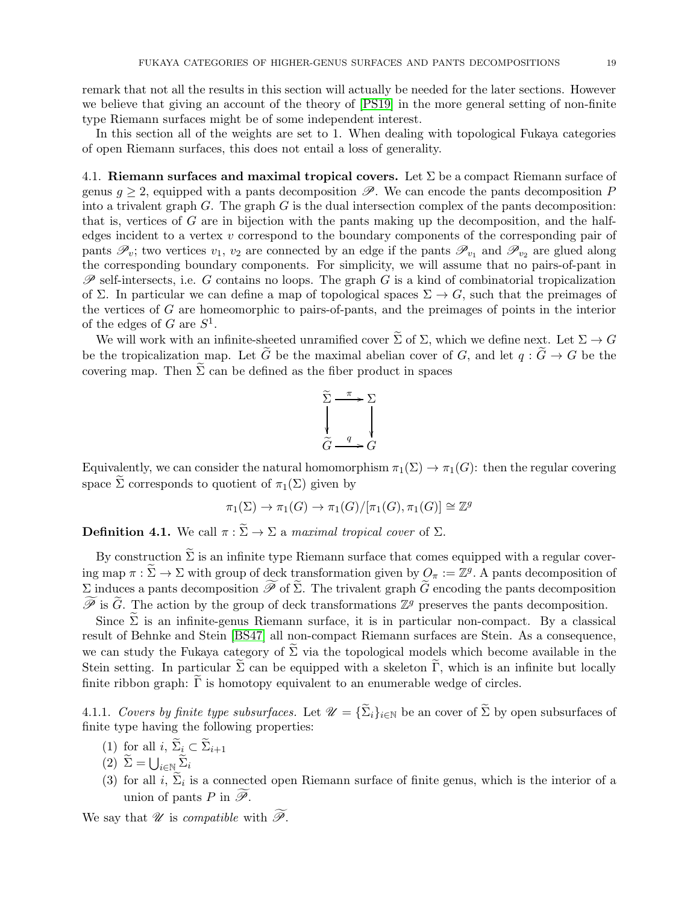remark that not all the results in this section will actually be needed for the later sections. However we believe that giving an account of the theory of [PS19] in the more general setting of non-finite type Riemann surfaces might be of some independent interest.

In this section all of the weights are set to 1. When dealing with topological Fukaya categories of open Riemann surfaces, this does not entail a loss of generality.

4.1. **Riemann surfaces and maximal tropical covers.** Let $\Sigma$ be a compact Riemann surface of genus $g \geq 2$, equipped with a pants decomposition $\mathscr{P}$. We can encode the pants decomposition $P$ into a trivalent graph $G$. The graph $G$ is the dual intersection complex of the pants decomposition: that is, vertices of $G$ are in bijection with the pants making up the decomposition, and the half-edges incident to a vertex $v$ correspond to the boundary components of the corresponding pair of pants $\mathscr{P}_v$; two vertices $v_1$, $v_2$ are connected by an edge if the pants $\mathscr{P}_{v_1}$ and $\mathscr{P}_{v_2}$ are glued along the corresponding boundary components. For simplicity, we will assume that no pairs-of-pant in $\mathscr{P}$ self-intersects, i.e. $G$ contains no loops. The graph $G$ is a kind of combinatorial tropicalization of $\Sigma$. In particular we can define a map of topological spaces $\Sigma \to G$, such that the preimages of the vertices of $G$ are homeomorphic to pairs-of-pants, and the preimages of points in the interior of the edges of $G$ are $S^1$.

We will work with an infinite-sheeted unramified cover $\widetilde{\Sigma}$ of $\Sigma$, which we define next. Let $\Sigma \to G$ be the tropicalization map. Let $\widetilde{G}$ be the maximal abelian cover of $G$, and let $q : \widetilde{G} \to G$ be the covering map. Then $\widetilde{\Sigma}$ can be defined as the fiber product in spaces

$$\begin{array}{ccc} \widetilde{\Sigma} & \xrightarrow{\pi} & \Sigma \\ \downarrow & & \downarrow \\ \widetilde{G} & \xrightarrow{q} & G \end{array}$$

Equivalently, we can consider the natural homomorphism $\pi_1(\Sigma) \to \pi_1(G)$: then the regular covering space $\widetilde{\Sigma}$ corresponds to quotient of $\pi_1(\Sigma)$ given by

$$\pi_1(\Sigma) \to \pi_1(G) \to \pi_1(G)/[\pi_1(G), \pi_1(G)] \cong \mathbb{Z}^g$$

**Definition 4.1.** We call $\pi : \widetilde{\Sigma} \to \Sigma$ a *maximal tropical cover* of $\Sigma$.

By construction $\widetilde{\Sigma}$ is an infinite type Riemann surface that comes equipped with a regular covering map $\pi : \widetilde{\Sigma} \to \Sigma$ with group of deck transformation given by $O_\pi := \mathbb{Z}^g$. A pants decomposition of $\Sigma$ induces a pants decomposition $\widetilde{\mathscr{P}}$ of $\widetilde{\Sigma}$. The trivalent graph $\widetilde{G}$ encoding the pants decomposition $\widetilde{\mathscr{P}}$ is $\widetilde{G}$. The action by the group of deck transformations $\mathbb{Z}^g$ preserves the pants decomposition.

Since $\widetilde{\Sigma}$ is an infinite-genus Riemann surface, it is in particular non-compact. By a classical result of Behnke and Stein [BS47] all non-compact Riemann surfaces are Stein. As a consequence, we can study the Fukaya category of $\widetilde{\Sigma}$ via the topological models which become available in the Stein setting. In particular $\widetilde{\Sigma}$ can be equipped with a skeleton $\widetilde{\Gamma}$, which is an infinite but locally finite ribbon graph: $\widetilde{\Gamma}$ is homotopy equivalent to an enumerable wedge of circles.

4.1.1. *Covers by finite type subsurfaces.* Let $\mathscr{U} = \{\widetilde{\Sigma}_i\}_{i \in \mathbb{N}}$ be an cover of $\widetilde{\Sigma}$ by open subsurfaces of finite type having the following properties:

(1) for all $i$, $\widetilde{\Sigma}_i \subset \widetilde{\Sigma}_{i+1}$
(2) $\widetilde{\Sigma} = \bigcup_{i \in \mathbb{N}} \widetilde{\Sigma}_i$
(3) for all $i$, $\widetilde{\Sigma}_i$ is a connected open Riemann surface of finite genus, which is the interior of a union of pants $P$ in $\widetilde{\mathscr{P}}$.

We say that $\mathscr{U}$ is *compatible* with $\widetilde{\mathscr{P}}$.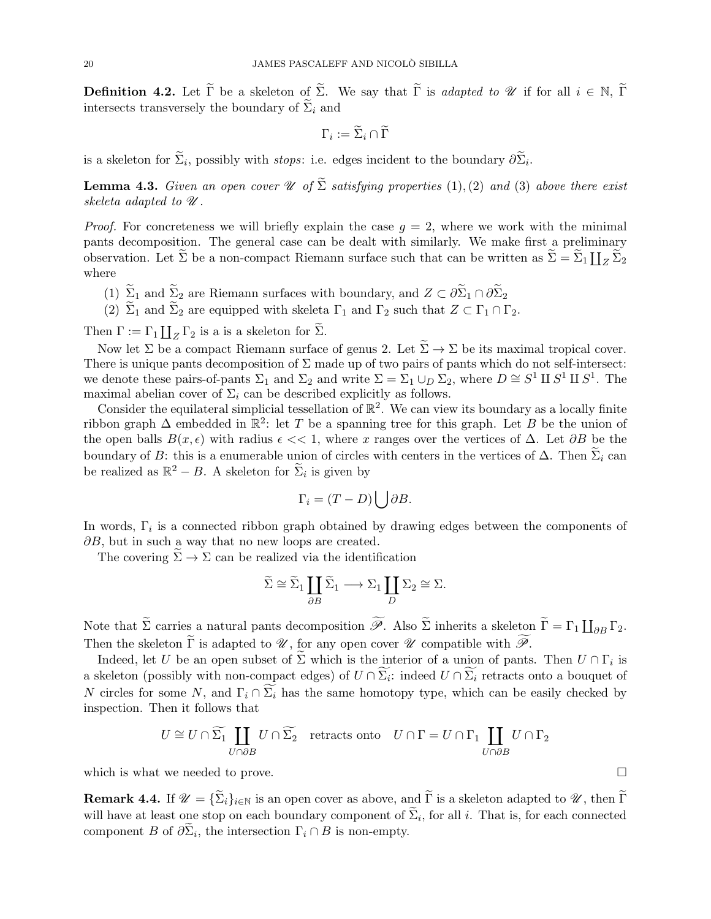**Definition 4.2.** Let $\widetilde{\Gamma}$ be a skeleton of $\widetilde{\Sigma}$. We say that $\widetilde{\Gamma}$ is *adapted to* $\mathscr{U}$ if for all $i \in \mathbb{N}$, $\widetilde{\Gamma}$ intersects transversely the boundary of $\widetilde{\Sigma}_i$ and

$$\Gamma_i := \widetilde{\Sigma}_i \cap \widetilde{\Gamma}$$

is a skeleton for $\widetilde{\Sigma}_i$, possibly with *stops*: i.e. edges incident to the boundary $\partial\widetilde{\Sigma}_i$.

**Lemma 4.3.** *Given an open cover $\mathscr{U}$ of $\widetilde{\Sigma}$ satisfying properties (1), (2) and (3) above there exist skeleta adapted to $\mathscr{U}$.*

*Proof.* For concreteness we will briefly explain the case $g = 2$, where we work with the minimal pants decomposition. The general case can be dealt with similarly. We make first a preliminary observation. Let $\widetilde{\Sigma}$ be a non-compact Riemann surface such that can be written as $\widetilde{\Sigma} = \widetilde{\Sigma}_1 \coprod_Z \widetilde{\Sigma}_2$ where

1. $\widetilde{\Sigma}_1$ and $\widetilde{\Sigma}_2$ are Riemann surfaces with boundary, and $Z \subset \partial\widetilde{\Sigma}_1 \cap \partial\widetilde{\Sigma}_2$
2. $\widetilde{\Sigma}_1$ and $\widetilde{\Sigma}_2$ are equipped with skeleta $\Gamma_1$ and $\Gamma_2$ such that $Z \subset \Gamma_1 \cap \Gamma_2$.

Then $\Gamma := \Gamma_1 \coprod_Z \Gamma_2$ is a is a skeleton for $\widetilde{\Sigma}$.

Now let $\Sigma$ be a compact Riemann surface of genus 2. Let $\widetilde{\Sigma} \to \Sigma$ be its maximal tropical cover. There is unique pants decomposition of $\Sigma$ made up of two pairs of pants which do not self-intersect: we denote these pairs-of-pants $\Sigma_1$ and $\Sigma_2$ and write $\Sigma = \Sigma_1 \cup_D \Sigma_2$, where $D \cong S^1 \amalg S^1 \amalg S^1$. The maximal abelian cover of $\Sigma_i$ can be described explicitly as follows.

Consider the equilateral simplicial tessellation of $\mathbb{R}^2$. We can view its boundary as a locally finite ribbon graph $\Delta$ embedded in $\mathbb{R}^2$: let $T$ be a spanning tree for this graph. Let $B$ be the union of the open balls $B(x, \epsilon)$ with radius $\epsilon << 1$, where $x$ ranges over the vertices of $\Delta$. Let $\partial B$ be the boundary of $B$: this is a enumerable union of circles with centers in the vertices of $\Delta$. Then $\widetilde{\Sigma}_i$ can be realized as $\mathbb{R}^2 - B$. A skeleton for $\widetilde{\Sigma}_i$ is given by

$$\Gamma_i = (T - D) \bigcup \partial B.$$

In words, $\Gamma_i$ is a connected ribbon graph obtained by drawing edges between the components of $\partial B$, but in such a way that no new loops are created.

The covering $\widetilde{\Sigma} \to \Sigma$ can be realized via the identification

$$\widetilde{\Sigma} \cong \widetilde{\Sigma}_1 \coprod_{\partial B} \widetilde{\Sigma}_1 \longrightarrow \Sigma_1 \coprod_D \Sigma_2 \cong \Sigma.$$

Note that $\widetilde{\Sigma}$ carries a natural pants decomposition $\widetilde{\mathscr{P}}$. Also $\widetilde{\Sigma}$ inherits a skeleton $\widetilde{\Gamma} = \Gamma_1 \coprod_{\partial B} \Gamma_2$. Then the skeleton $\widetilde{\Gamma}$ is adapted to $\mathscr{U}$, for any open cover $\mathscr{U}$ compatible with $\widetilde{\mathscr{P}}$.

Indeed, let $U$ be an open subset of $\widetilde{\Sigma}$ which is the interior of a union of pants. Then $U \cap \Gamma_i$ is a skeleton (possibly with non-compact edges) of $U \cap \widetilde{\Sigma_i}$: indeed $U \cap \widetilde{\Sigma_i}$ retracts onto a bouquet of $N$ circles for some $N$, and $\Gamma_i \cap \widetilde{\Sigma_i}$ has the same homotopy type, which can be easily checked by inspection. Then it follows that

$$U \cong U \cap \widetilde{\Sigma_1} \coprod_{U \cap \partial B} U \cap \widetilde{\Sigma_2} \quad \text{retracts onto} \quad U \cap \Gamma = U \cap \Gamma_1 \coprod_{U \cap \partial B} U \cap \Gamma_2$$

which is what we needed to prove. $\square$

**Remark 4.4.** If $\mathscr{U} = \{\widetilde{\Sigma}_i\}_{i \in \mathbb{N}}$ is an open cover as above, and $\widetilde{\Gamma}$ is a skeleton adapted to $\mathscr{U}$, then $\widetilde{\Gamma}$ will have at least one stop on each boundary component of $\widetilde{\Sigma}_i$, for all $i$. That is, for each connected component $B$ of $\partial\widetilde{\Sigma}_i$, the intersection $\Gamma_i \cap B$ is non-empty.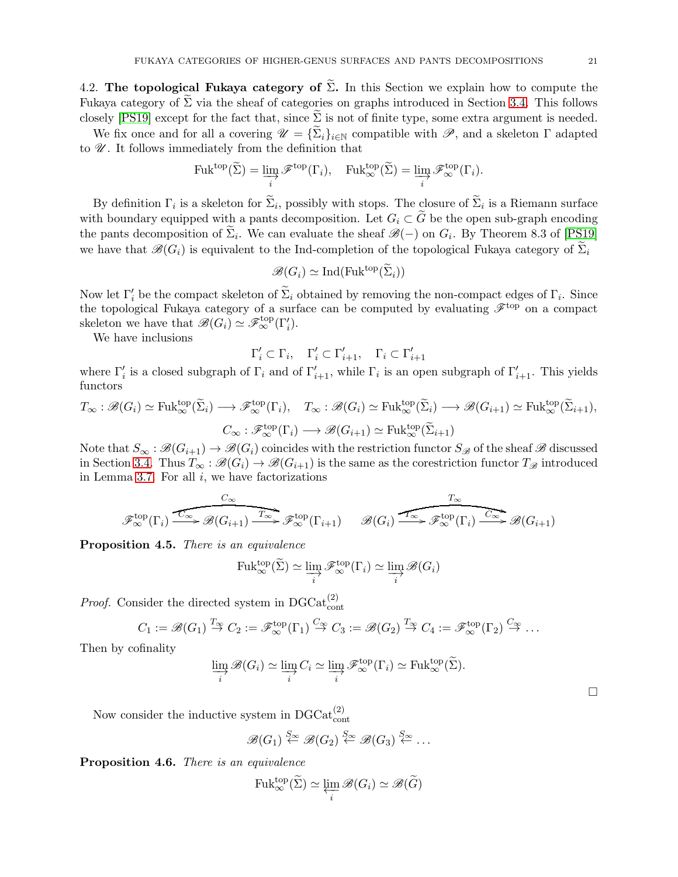4.2. **The topological Fukaya category of $\widetilde{\Sigma}$.** In this Section we explain how to compute the Fukaya category of $\widetilde{\Sigma}$ via the sheaf of categories on graphs introduced in Section 3.4. This follows closely [PS19] except for the fact that, since $\widetilde{\Sigma}$ is not of finite type, some extra argument is needed.

We fix once and for all a covering $\mathscr{U} = \{\widetilde{\Sigma}_i\}_{i\in\mathbb{N}}$ compatible with $\mathscr{P}$, and a skeleton $\Gamma$ adapted to $\mathscr{U}$. It follows immediately from the definition that

$$\mathrm{Fuk}^{\mathrm{top}}(\widetilde{\Sigma}) = \varinjlim_i \mathscr{F}^{\mathrm{top}}(\Gamma_i), \quad \mathrm{Fuk}^{\mathrm{top}}_\infty(\widetilde{\Sigma}) = \varinjlim_i \mathscr{F}^{\mathrm{top}}_\infty(\Gamma_i).$$

By definition $\Gamma_i$ is a skeleton for $\widetilde{\Sigma}_i$, possibly with stops. The closure of $\widetilde{\Sigma}_i$ is a Riemann surface with boundary equipped with a pants decomposition. Let $G_i \subset \widetilde{G}$ be the open sub-graph encoding the pants decomposition of $\widetilde{\Sigma}_i$. We can evaluate the sheaf $\mathscr{B}(-)$ on $G_i$. By Theorem 8.3 of [PS19] we have that $\mathscr{B}(G_i)$ is equivalent to the Ind-completion of the topological Fukaya category of $\widetilde{\Sigma}_i$

$$\mathscr{B}(G_i) \simeq \mathrm{Ind}(\mathrm{Fuk}^{\mathrm{top}}(\widetilde{\Sigma}_i))$$

Now let $\Gamma'_i$ be the compact skeleton of $\widetilde{\Sigma}_i$ obtained by removing the non-compact edges of $\Gamma_i$. Since the topological Fukaya category of a surface can be computed by evaluating $\mathscr{F}^{\mathrm{top}}$ on a compact skeleton we have that $\mathscr{B}(G_i) \simeq \mathscr{F}^{\mathrm{top}}_\infty(\Gamma'_i)$.

We have inclusions

$$\Gamma'_i \subset \Gamma_i, \quad \Gamma'_i \subset \Gamma'_{i+1}, \quad \Gamma_i \subset \Gamma'_{i+1}$$

where $\Gamma'_i$ is a closed subgraph of $\Gamma_i$ and of $\Gamma'_{i+1}$, while $\Gamma_i$ is an open subgraph of $\Gamma'_{i+1}$. This yields functors

$$T_\infty : \mathscr{B}(G_i) \simeq \mathrm{Fuk}^{\mathrm{top}}_\infty(\widetilde{\Sigma}_i) \longrightarrow \mathscr{F}^{\mathrm{top}}_\infty(\Gamma_i), \quad T_\infty : \mathscr{B}(G_i) \simeq \mathrm{Fuk}^{\mathrm{top}}_\infty(\widetilde{\Sigma}_i) \longrightarrow \mathscr{B}(G_{i+1}) \simeq \mathrm{Fuk}^{\mathrm{top}}_\infty(\widetilde{\Sigma}_{i+1}),$$

$$C_\infty : \mathscr{F}^{\mathrm{top}}_\infty(\Gamma_i) \longrightarrow \mathscr{B}(G_{i+1}) \simeq \mathrm{Fuk}^{\mathrm{top}}_\infty(\widetilde{\Sigma}_{i+1})$$

Note that $S_\infty : \mathscr{B}(G_{i+1}) \to \mathscr{B}(G_i)$ coincides with the restriction functor $S_{\mathscr{B}}$ of the sheaf $\mathscr{B}$ discussed in Section 3.4. Thus $T_\infty : \mathscr{B}(G_i) \to \mathscr{B}(G_{i+1})$ is the same as the corestriction functor $T_{\mathscr{B}}$ introduced in Lemma 3.7. For all $i$, we have factorizations

$$\mathscr{F}^{\mathrm{top}}_\infty(\Gamma_i) \xrightarrow{C_\infty} \mathscr{B}(G_{i+1}) \xrightarrow{T_\infty} \mathscr{F}^{\mathrm{top}}_\infty(\Gamma_{i+1}) \qquad \mathscr{B}(G_i) \xrightarrow{T_\infty} \mathscr{F}^{\mathrm{top}}_\infty(\Gamma_i) \xrightarrow{C_\infty} \mathscr{B}(G_{i+1})$$

(where the composite in the first diagram is $C_\infty$ and in the second is $T_\infty$).

**Proposition 4.5.** *There is an equivalence*

$$\mathrm{Fuk}^{\mathrm{top}}_\infty(\widetilde{\Sigma}) \simeq \varinjlim_i \mathscr{F}^{\mathrm{top}}_\infty(\Gamma_i) \simeq \varinjlim_i \mathscr{B}(G_i)$$

*Proof.* Consider the directed system in $\mathrm{DGCat}^{(2)}_{\mathrm{cont}}$

$$C_1 := \mathscr{B}(G_1) \overset{T_\infty}{\to} C_2 := \mathscr{F}^{\mathrm{top}}_\infty(\Gamma_1) \overset{C_\infty}{\to} C_3 := \mathscr{B}(G_2) \overset{T_\infty}{\to} C_4 := \mathscr{F}^{\mathrm{top}}_\infty(\Gamma_2) \overset{C_\infty}{\to} \ldots$$

Then by cofinality

$$\varinjlim_i \mathscr{B}(G_i) \simeq \varinjlim_i C_i \simeq \varinjlim_i \mathscr{F}^{\mathrm{top}}_\infty(\Gamma_i) \simeq \mathrm{Fuk}^{\mathrm{top}}_\infty(\widetilde{\Sigma}).$$

$\square$

Now consider the inductive system in $\mathrm{DGCat}^{(2)}_{\mathrm{cont}}$

$$\mathscr{B}(G_1) \overset{S_\infty}{\leftarrow} \mathscr{B}(G_2) \overset{S_\infty}{\leftarrow} \mathscr{B}(G_3) \overset{S_\infty}{\leftarrow} \ldots$$

**Proposition 4.6.** *There is an equivalence*

$$\mathrm{Fuk}^{\mathrm{top}}_\infty(\widetilde{\Sigma}) \simeq \varprojlim_i \mathscr{B}(G_i) \simeq \mathscr{B}(\widetilde{G})$$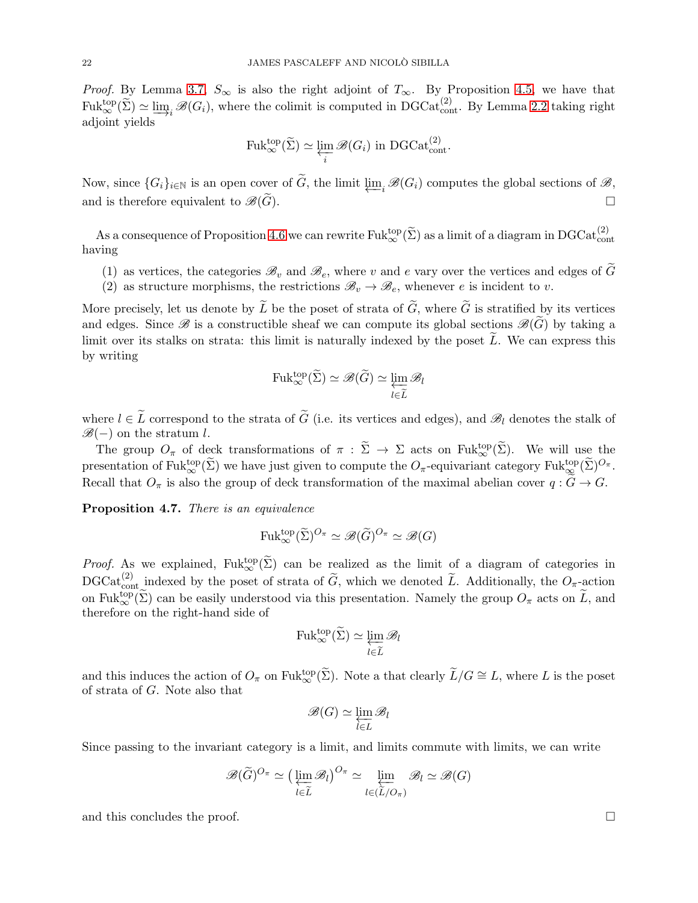*Proof.* By Lemma 3.7, $S_\infty$ is also the right adjoint of $T_\infty$. By Proposition 4.5, we have that $\mathrm{Fuk}^{\mathrm{top}}_\infty(\widetilde{\Sigma}) \simeq \varinjlim_i \mathscr{B}(G_i)$, where the colimit is computed in $\mathrm{DGCat}^{(2)}_{\mathrm{cont}}$. By Lemma 2.2 taking right adjoint yields

$$\mathrm{Fuk}^{\mathrm{top}}_\infty(\widetilde{\Sigma}) \simeq \varprojlim_i \mathscr{B}(G_i) \text{ in } \mathrm{DGCat}^{(2)}_{\mathrm{cont}}.$$

Now, since $\{G_i\}_{i\in\mathbb{N}}$ is an open cover of $\widetilde{G}$, the limit $\varprojlim_i \mathscr{B}(G_i)$ computes the global sections of $\mathscr{B}$, and is therefore equivalent to $\mathscr{B}(\widetilde{G})$. □

As a consequence of Proposition 4.6 we can rewrite $\mathrm{Fuk}^{\mathrm{top}}_\infty(\widetilde{\Sigma})$ as a limit of a diagram in $\mathrm{DGCat}^{(2)}_{\mathrm{cont}}$ having

1. as vertices, the categories $\mathscr{B}_v$ and $\mathscr{B}_e$, where $v$ and $e$ vary over the vertices and edges of $\widetilde{G}$
2. as structure morphisms, the restrictions $\mathscr{B}_v \to \mathscr{B}_e$, whenever $e$ is incident to $v$.

More precisely, let us denote by $\widetilde{L}$ be the poset of strata of $\widetilde{G}$, where $\widetilde{G}$ is stratified by its vertices and edges. Since $\mathscr{B}$ is a constructible sheaf we can compute its global sections $\mathscr{B}(\widetilde{G})$ by taking a limit over its stalks on strata: this limit is naturally indexed by the poset $\widetilde{L}$. We can express this by writing

$$\mathrm{Fuk}^{\mathrm{top}}_\infty(\widetilde{\Sigma}) \simeq \mathscr{B}(\widetilde{G}) \simeq \varprojlim_{l\in\widetilde{L}} \mathscr{B}_l$$

where $l \in \widetilde{L}$ correspond to the strata of $\widetilde{G}$ (i.e. its vertices and edges), and $\mathscr{B}_l$ denotes the stalk of $\mathscr{B}(-)$ on the stratum $l$.

The group $O_\pi$ of deck transformations of $\pi : \widetilde{\Sigma} \to \Sigma$ acts on $\mathrm{Fuk}^{\mathrm{top}}_\infty(\widetilde{\Sigma})$. We will use the presentation of $\mathrm{Fuk}^{\mathrm{top}}_\infty(\widetilde{\Sigma})$ we have just given to compute the $O_\pi$-equivariant category $\mathrm{Fuk}^{\mathrm{top}}_\infty(\widetilde{\Sigma})^{O_\pi}$. Recall that $O_\pi$ is also the group of deck transformation of the maximal abelian cover $q : \widetilde{G} \to G$.

**Proposition 4.7.** *There is an equivalence*

$$\mathrm{Fuk}^{\mathrm{top}}_\infty(\widetilde{\Sigma})^{O_\pi} \simeq \mathscr{B}(\widetilde{G})^{O_\pi} \simeq \mathscr{B}(G)$$

*Proof.* As we explained, $\mathrm{Fuk}^{\mathrm{top}}_\infty(\widetilde{\Sigma})$ can be realized as the limit of a diagram of categories in $\mathrm{DGCat}^{(2)}_{\mathrm{cont}}$ indexed by the poset of strata of $\widetilde{G}$, which we denoted $\widetilde{L}$. Additionally, the $O_\pi$-action on $\mathrm{Fuk}^{\mathrm{top}}_\infty(\widetilde{\Sigma})$ can be easily understood via this presentation. Namely the group $O_\pi$ acts on $\widetilde{L}$, and therefore on the right-hand side of

$$\mathrm{Fuk}^{\mathrm{top}}_\infty(\widetilde{\Sigma}) \simeq \varprojlim_{l\in\widetilde{L}} \mathscr{B}_l$$

and this induces the action of $O_\pi$ on $\mathrm{Fuk}^{\mathrm{top}}_\infty(\widetilde{\Sigma})$. Note a that clearly $\widetilde{L}/G \cong L$, where $L$ is the poset of strata of $G$. Note also that

$$\mathscr{B}(G) \simeq \varprojlim_{l\in L} \mathscr{B}_l$$

Since passing to the invariant category is a limit, and limits commute with limits, we can write

$$\mathscr{B}(\widetilde{G})^{O_\pi} \simeq \big(\varprojlim_{l\in\widetilde{L}} \mathscr{B}_l\big)^{O_\pi} \simeq \varprojlim_{l\in(\widetilde{L}/O_\pi)} \mathscr{B}_l \simeq \mathscr{B}(G)$$

and this concludes the proof. □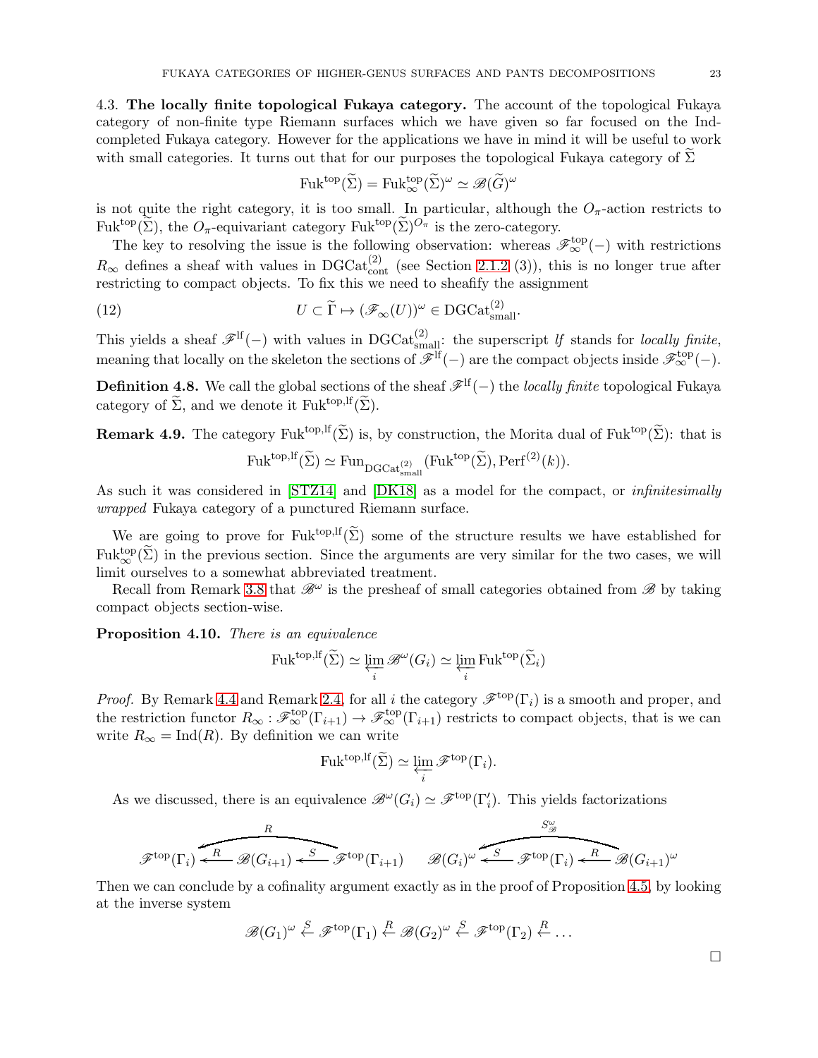4.3. **The locally finite topological Fukaya category.** The account of the topological Fukaya category of non-finite type Riemann surfaces which we have given so far focused on the Ind-completed Fukaya category. However for the applications we have in mind it will be useful to work with small categories. It turns out that for our purposes the topological Fukaya category of $\widetilde{\Sigma}$

$$\mathrm{Fuk}^{\mathrm{top}}(\widetilde{\Sigma}) = \mathrm{Fuk}^{\mathrm{top}}_{\infty}(\widetilde{\Sigma})^{\omega} \simeq \mathscr{B}(\widetilde{G})^{\omega}$$

is not quite the right category, it is too small. In particular, although the $O_\pi$-action restricts to $\mathrm{Fuk}^{\mathrm{top}}(\widetilde{\Sigma})$, the $O_\pi$-equivariant category $\mathrm{Fuk}^{\mathrm{top}}(\widetilde{\Sigma})^{O_\pi}$ is the zero-category.

The key to resolving the issue is the following observation: whereas $\mathscr{F}^{\mathrm{top}}_{\infty}(-)$ with restrictions $R_\infty$ defines a sheaf with values in $\mathrm{DGCat}^{(2)}_{\mathrm{cont}}$ (see Section 2.1.2 (3)), this is no longer true after restricting to compact objects. To fix this we need to sheafify the assignment

$$U \subset \widetilde{\Gamma} \mapsto (\mathscr{F}_{\infty}(U))^{\omega} \in \mathrm{DGCat}^{(2)}_{\mathrm{small}}. \tag{12}$$

This yields a sheaf $\mathscr{F}^{\mathrm{lf}}(-)$ with values in $\mathrm{DGCat}^{(2)}_{\mathrm{small}}$: the superscript *lf* stands for *locally finite*, meaning that locally on the skeleton the sections of $\mathscr{F}^{\mathrm{lf}}(-)$ are the compact objects inside $\mathscr{F}^{\mathrm{top}}_{\infty}(-)$.

**Definition 4.8.** We call the global sections of the sheaf $\mathscr{F}^{\mathrm{lf}}(-)$ the *locally finite* topological Fukaya category of $\widetilde{\Sigma}$, and we denote it $\mathrm{Fuk}^{\mathrm{top,lf}}(\widetilde{\Sigma})$.

**Remark 4.9.** The category $\mathrm{Fuk}^{\mathrm{top,lf}}(\widetilde{\Sigma})$ is, by construction, the Morita dual of $\mathrm{Fuk}^{\mathrm{top}}(\widetilde{\Sigma})$: that is

$$\mathrm{Fuk}^{\mathrm{top,lf}}(\widetilde{\Sigma}) \simeq \mathrm{Fun}_{\mathrm{DGCat}^{(2)}_{\mathrm{small}}}(\mathrm{Fuk}^{\mathrm{top}}(\widetilde{\Sigma}), \mathrm{Perf}^{(2)}(k)).$$

As such it was considered in [STZ14] and [DK18] as a model for the compact, or *infinitesimally wrapped* Fukaya category of a punctured Riemann surface.

We are going to prove for $\mathrm{Fuk}^{\mathrm{top,lf}}(\widetilde{\Sigma})$ some of the structure results we have established for $\mathrm{Fuk}^{\mathrm{top}}_{\infty}(\widetilde{\Sigma})$ in the previous section. Since the arguments are very similar for the two cases, we will limit ourselves to a somewhat abbreviated treatment.

Recall from Remark 3.8 that $\mathscr{B}^{\omega}$ is the presheaf of small categories obtained from $\mathscr{B}$ by taking compact objects section-wise.

**Proposition 4.10.** *There is an equivalence*

$$\mathrm{Fuk}^{\mathrm{top,lf}}(\widetilde{\Sigma}) \simeq \varprojlim_i \mathscr{B}^{\omega}(G_i) \simeq \varprojlim_i \mathrm{Fuk}^{\mathrm{top}}(\widetilde{\Sigma}_i)$$

*Proof.* By Remark 4.4 and Remark 2.4, for all $i$ the category $\mathscr{F}^{\mathrm{top}}(\Gamma_i)$ is a smooth and proper, and the restriction functor $R_\infty : \mathscr{F}^{\mathrm{top}}_{\infty}(\Gamma_{i+1}) \to \mathscr{F}^{\mathrm{top}}_{\infty}(\Gamma_{i+1})$ restricts to compact objects, that is we can write $R_\infty = \mathrm{Ind}(R)$. By definition we can write

$$\mathrm{Fuk}^{\mathrm{top,lf}}(\widetilde{\Sigma}) \simeq \varprojlim_i \mathscr{F}^{\mathrm{top}}(\Gamma_i).$$

As we discussed, there is an equivalence $\mathscr{B}^{\omega}(G_i) \simeq \mathscr{F}^{\mathrm{top}}(\Gamma'_i)$. This yields factorizations

$$\mathscr{F}^{\mathrm{top}}(\Gamma_i) \xleftarrow{R} \mathscr{B}(G_{i+1}) \xleftarrow{S} \mathscr{F}^{\mathrm{top}}(\Gamma_{i+1}) \quad (\text{composite } R) \qquad \mathscr{B}(G_i)^{\omega} \xleftarrow{S} \mathscr{F}^{\mathrm{top}}(\Gamma_i) \xleftarrow{R} \mathscr{B}(G_{i+1})^{\omega} \quad (\text{composite } S^{\omega}_{\mathscr{B}})$$

Then we can conclude by a cofinality argument exactly as in the proof of Proposition 4.5, by looking at the inverse system

$$\mathscr{B}(G_1)^{\omega} \xleftarrow{S} \mathscr{F}^{\mathrm{top}}(\Gamma_1) \xleftarrow{R} \mathscr{B}(G_2)^{\omega} \xleftarrow{S} \mathscr{F}^{\mathrm{top}}(\Gamma_2) \xleftarrow{R} \dots$$

□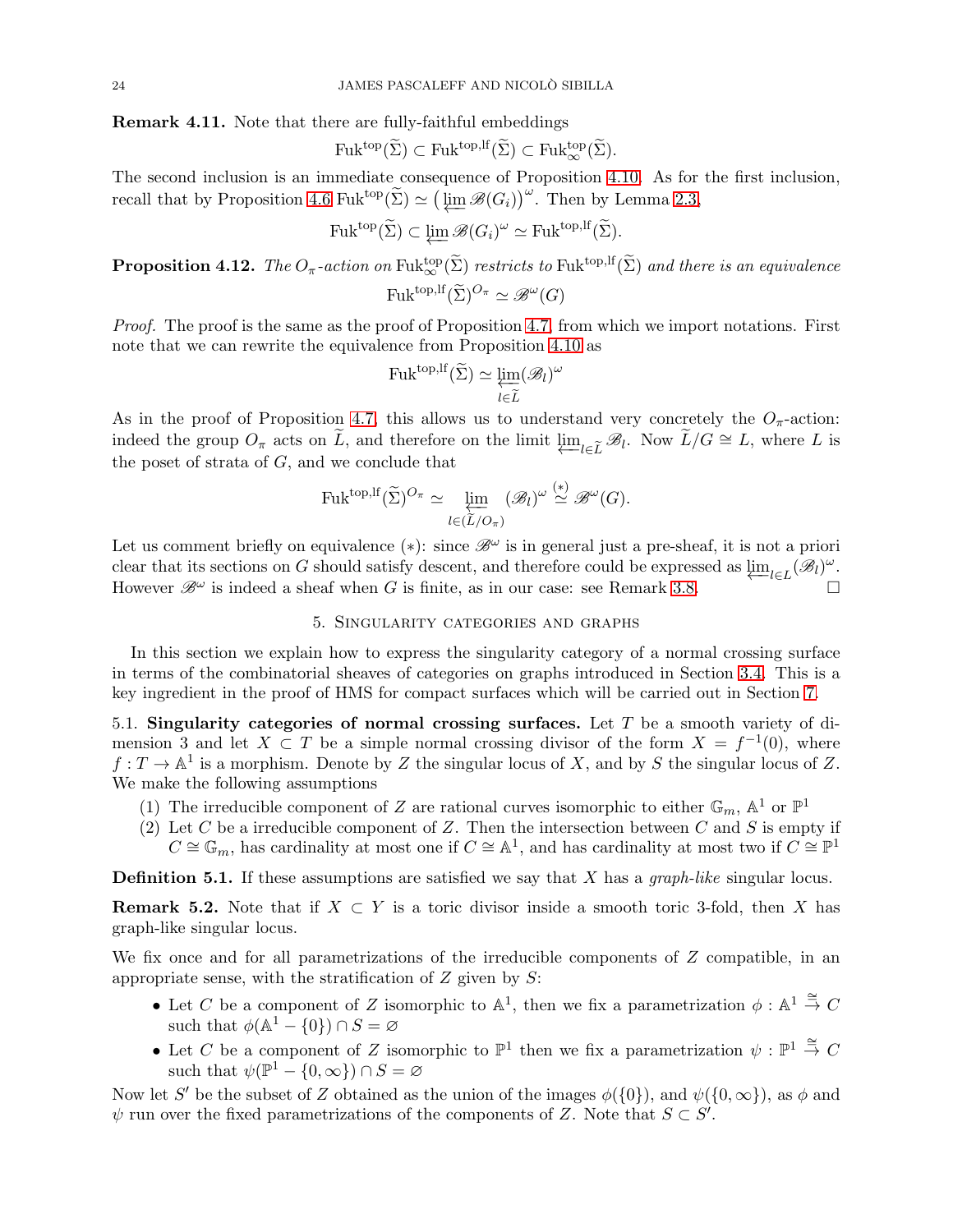**Remark 4.11.** Note that there are fully-faithful embeddings

$$\mathrm{Fuk}^{\mathrm{top}}(\widetilde{\Sigma}) \subset \mathrm{Fuk}^{\mathrm{top,lf}}(\widetilde{\Sigma}) \subset \mathrm{Fuk}^{\mathrm{top}}_{\infty}(\widetilde{\Sigma}).$$

The second inclusion is an immediate consequence of Proposition 4.10. As for the first inclusion, recall that by Proposition 4.6 $\mathrm{Fuk}^{\mathrm{top}}(\widetilde{\Sigma}) \simeq \big(\varprojlim \mathscr{B}(G_i)\big)^{\omega}$. Then by Lemma 2.3,

$$\mathrm{Fuk}^{\mathrm{top}}(\widetilde{\Sigma}) \subset \varprojlim \mathscr{B}(G_i)^{\omega} \simeq \mathrm{Fuk}^{\mathrm{top,lf}}(\widetilde{\Sigma}).$$

**Proposition 4.12.** *The $O_\pi$-action on $\mathrm{Fuk}^{\mathrm{top}}_{\infty}(\widetilde{\Sigma})$ restricts to $\mathrm{Fuk}^{\mathrm{top,lf}}(\widetilde{\Sigma})$ and there is an equivalence*

$$\mathrm{Fuk}^{\mathrm{top,lf}}(\widetilde{\Sigma})^{O_\pi} \simeq \mathscr{B}^{\omega}(G)$$

*Proof.* The proof is the same as the proof of Proposition 4.7, from which we import notations. First note that we can rewrite the equivalence from Proposition 4.10 as

$$\mathrm{Fuk}^{\mathrm{top,lf}}(\widetilde{\Sigma}) \simeq \varprojlim_{l \in \widetilde{L}} (\mathscr{B}_l)^{\omega}$$

As in the proof of Proposition 4.7, this allows us to understand very concretely the $O_\pi$-action: indeed the group $O_\pi$ acts on $\widetilde{L}$, and therefore on the limit $\varprojlim_{l\in\widetilde{L}} \mathscr{B}_l$. Now $\widetilde{L}/G \cong L$, where $L$ is the poset of strata of $G$, and we conclude that

$$\mathrm{Fuk}^{\mathrm{top,lf}}(\widetilde{\Sigma})^{O_\pi} \simeq \varprojlim_{l \in (\widetilde{L}/O_\pi)} (\mathscr{B}_l)^{\omega} \overset{(*)}{\simeq} \mathscr{B}^{\omega}(G).$$

Let us comment briefly on equivalence $(*)$: since $\mathscr{B}^{\omega}$ is in general just a pre-sheaf, it is not a priori clear that its sections on $G$ should satisfy descent, and therefore could be expressed as $\varprojlim_{l\in L}(\mathscr{B}_l)^{\omega}$. However $\mathscr{B}^{\omega}$ is indeed a sheaf when $G$ is finite, as in our case: see Remark 3.8. $\square$

## 5. Singularity categories and graphs

In this section we explain how to express the singularity category of a normal crossing surface in terms of the combinatorial sheaves of categories on graphs introduced in Section 3.4. This is a key ingredient in the proof of HMS for compact surfaces which will be carried out in Section 7.

### 5.1. Singularity categories of normal crossing surfaces.

Let $T$ be a smooth variety of dimension 3 and let $X \subset T$ be a simple normal crossing divisor of the form $X = f^{-1}(0)$, where $f : T \to \mathbb{A}^1$ is a morphism. Denote by $Z$ the singular locus of $X$, and by $S$ the singular locus of $Z$. We make the following assumptions

1. The irreducible component of $Z$ are rational curves isomorphic to either $\mathbb{G}_m$, $\mathbb{A}^1$ or $\mathbb{P}^1$
2. Let $C$ be a irreducible component of $Z$. Then the intersection between $C$ and $S$ is empty if $C \cong \mathbb{G}_m$, has cardinality at most one if $C \cong \mathbb{A}^1$, and has cardinality at most two if $C \cong \mathbb{P}^1$

**Definition 5.1.** If these assumptions are satisfied we say that $X$ has a *graph-like* singular locus.

**Remark 5.2.** Note that if $X \subset Y$ is a toric divisor inside a smooth toric 3-fold, then $X$ has graph-like singular locus.

We fix once and for all parametrizations of the irreducible components of $Z$ compatible, in an appropriate sense, with the stratification of $Z$ given by $S$:

- Let $C$ be a component of $Z$ isomorphic to $\mathbb{A}^1$, then we fix a parametrization $\phi : \mathbb{A}^1 \overset{\cong}{\to} C$ such that $\phi(\mathbb{A}^1 - \{0\}) \cap S = \varnothing$
- Let $C$ be a component of $Z$ isomorphic to $\mathbb{P}^1$ then we fix a parametrization $\psi : \mathbb{P}^1 \overset{\cong}{\to} C$ such that $\psi(\mathbb{P}^1 - \{0, \infty\}) \cap S = \varnothing$

Now let $S'$ be the subset of $Z$ obtained as the union of the images $\phi(\{0\})$, and $\psi(\{0,\infty\})$, as $\phi$ and $\psi$ run over the fixed parametrizations of the components of $Z$. Note that $S \subset S'$.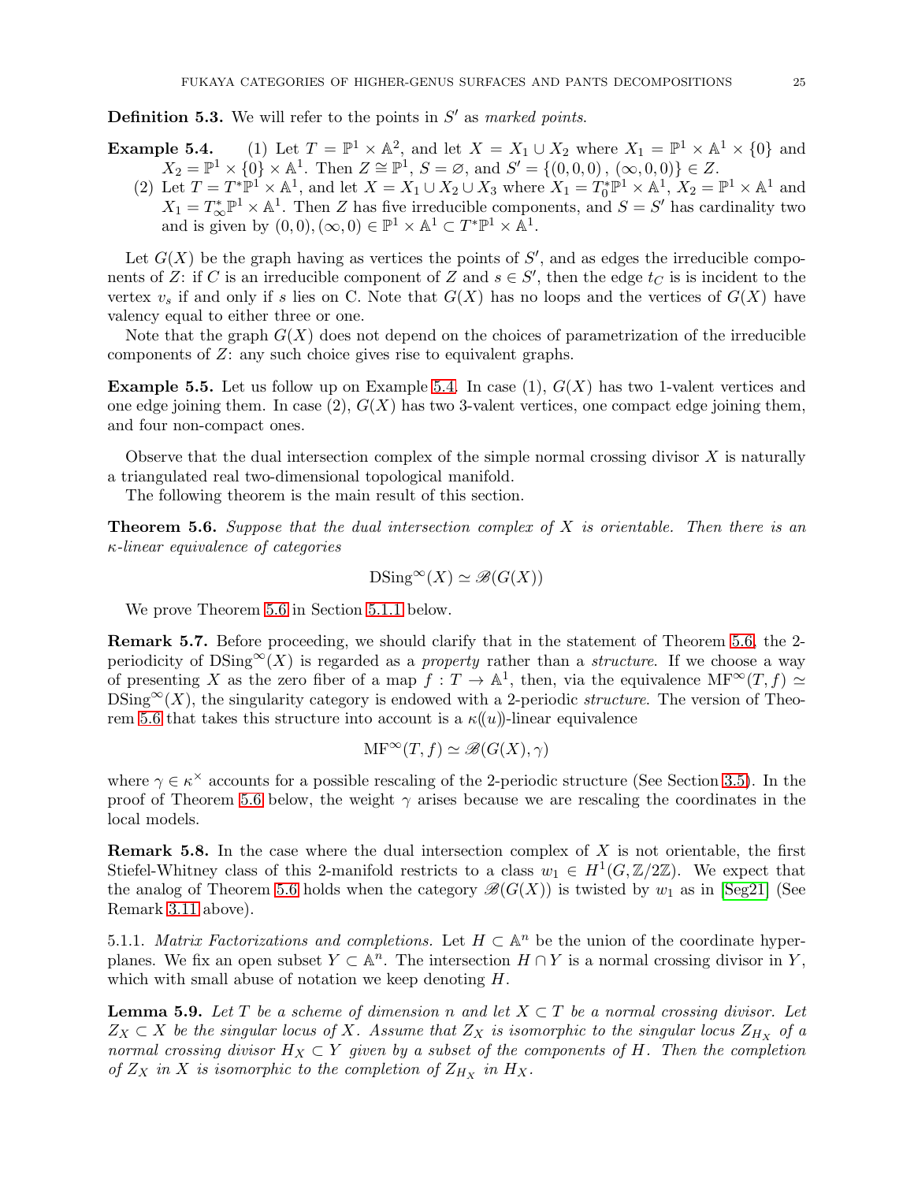**Definition 5.3.** We will refer to the points in $S'$ as *marked points*.

**Example 5.4.**
1. Let $T = \mathbb{P}^1 \times \mathbb{A}^2$, and let $X = X_1 \cup X_2$ where $X_1 = \mathbb{P}^1 \times \mathbb{A}^1 \times \{0\}$ and $X_2 = \mathbb{P}^1 \times \{0\} \times \mathbb{A}^1$. Then $Z \cong \mathbb{P}^1$, $S = \varnothing$, and $S' = \{(0,0,0)\,,\,(\infty,0,0)\} \in Z$.
2. Let $T = T^*\mathbb{P}^1 \times \mathbb{A}^1$, and let $X = X_1 \cup X_2 \cup X_3$ where $X_1 = T^*_0\mathbb{P}^1 \times \mathbb{A}^1$, $X_2 = \mathbb{P}^1 \times \mathbb{A}^1$ and $X_1 = T^*_\infty\mathbb{P}^1 \times \mathbb{A}^1$. Then $Z$ has five irreducible components, and $S = S'$ has cardinality two and is given by $(0,0), (\infty, 0) \in \mathbb{P}^1 \times \mathbb{A}^1 \subset T^*\mathbb{P}^1 \times \mathbb{A}^1$.

Let $G(X)$ be the graph having as vertices the points of $S'$, and as edges the irreducible components of $Z$: if $C$ is an irreducible component of $Z$ and $s \in S'$, then the edge $t_C$ is is incident to the vertex $v_s$ if and only if $s$ lies on C. Note that $G(X)$ has no loops and the vertices of $G(X)$ have valency equal to either three or one.

Note that the graph $G(X)$ does not depend on the choices of parametrization of the irreducible components of $Z$: any such choice gives rise to equivalent graphs.

**Example 5.5.** Let us follow up on Example 5.4. In case (1), $G(X)$ has two 1-valent vertices and one edge joining them. In case (2), $G(X)$ has two 3-valent vertices, one compact edge joining them, and four non-compact ones.

Observe that the dual intersection complex of the simple normal crossing divisor $X$ is naturally a triangulated real two-dimensional topological manifold.

The following theorem is the main result of this section.

**Theorem 5.6.** *Suppose that the dual intersection complex of $X$ is orientable. Then there is an $\kappa$-linear equivalence of categories*

$$\mathrm{DSing}^\infty(X) \simeq \mathscr{B}(G(X))$$

We prove Theorem 5.6 in Section 5.1.1 below.

**Remark 5.7.** Before proceeding, we should clarify that in the statement of Theorem 5.6, the 2-periodicity of $\mathrm{DSing}^\infty(X)$ is regarded as a *property* rather than a *structure*. If we choose a way of presenting $X$ as the zero fiber of a map $f : T \to \mathbb{A}^1$, then, via the equivalence $\mathrm{MF}^\infty(T, f) \simeq \mathrm{DSing}^\infty(X)$, the singularity category is endowed with a 2-periodic *structure*. The version of Theorem 5.6 that takes this structure into account is a $\kappa(\!(u)\!)$-linear equivalence

$$\mathrm{MF}^\infty(T, f) \simeq \mathscr{B}(G(X), \gamma)$$

where $\gamma \in \kappa^\times$ accounts for a possible rescaling of the 2-periodic structure (See Section 3.5). In the proof of Theorem 5.6 below, the weight $\gamma$ arises because we are rescaling the coordinates in the local models.

**Remark 5.8.** In the case where the dual intersection complex of $X$ is not orientable, the first Stiefel-Whitney class of this 2-manifold restricts to a class $w_1 \in H^1(G, \mathbb{Z}/2\mathbb{Z})$. We expect that the analog of Theorem 5.6 holds when the category $\mathscr{B}(G(X))$ is twisted by $w_1$ as in [Seg21] (See Remark 3.11 above).

5.1.1. *Matrix Factorizations and completions.* Let $H \subset \mathbb{A}^n$ be the union of the coordinate hyperplanes. We fix an open subset $Y \subset \mathbb{A}^n$. The intersection $H \cap Y$ is a normal crossing divisor in $Y$, which with small abuse of notation we keep denoting $H$.

**Lemma 5.9.** *Let $T$ be a scheme of dimension $n$ and let $X \subset T$ be a normal crossing divisor. Let $Z_X \subset X$ be the singular locus of $X$. Assume that $Z_X$ is isomorphic to the singular locus $Z_{H_X}$ of a normal crossing divisor $H_X \subset Y$ given by a subset of the components of $H$. Then the completion of $Z_X$ in $X$ is isomorphic to the completion of $Z_{H_X}$ in $H_X$.*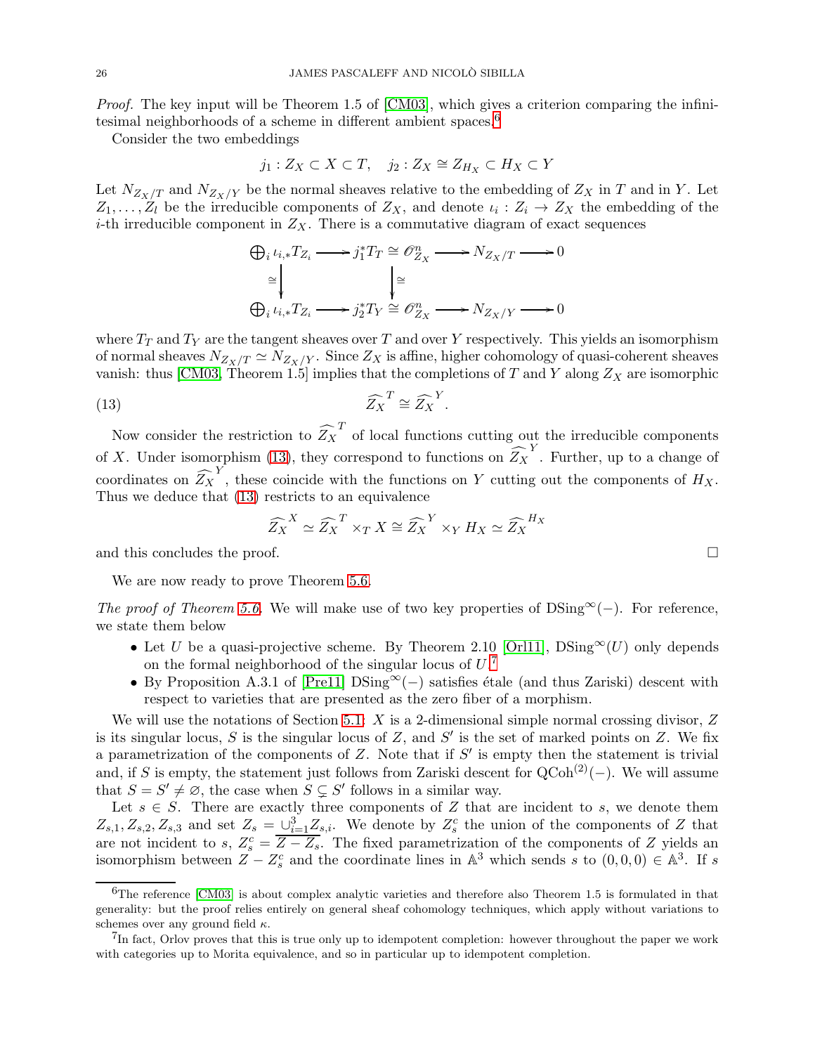*Proof.* The key input will be Theorem 1.5 of [CM03], which gives a criterion comparing the infinitesimal neighborhoods of a scheme in different ambient spaces.[6]

Consider the two embeddings

$$j_1 : Z_X \subset X \subset T, \quad j_2 : Z_X \cong Z_{H_X} \subset H_X \subset Y$$

Let $N_{Z_X/T}$ and $N_{Z_X/Y}$ be the normal sheaves relative to the embedding of $Z_X$ in $T$ and in $Y$. Let $Z_1, \ldots, Z_l$ be the irreducible components of $Z_X$, and denote $\iota_i : Z_i \to Z_X$ the embedding of the $i$-th irreducible component in $Z_X$. There is a commutative diagram of exact sequences

$$\begin{array}{ccccccc}
\bigoplus_i \iota_{i,*} T_{Z_i} & \longrightarrow & j_1^* T_T \cong \mathscr{O}_{Z_X}^n & \longrightarrow & N_{Z_X/T} & \longrightarrow & 0 \\
\downarrow \cong & & \downarrow \cong & & & & \\
\bigoplus_i \iota_{i,*} T_{Z_i} & \longrightarrow & j_2^* T_Y \cong \mathscr{O}_{Z_X}^n & \longrightarrow & N_{Z_X/Y} & \longrightarrow & 0
\end{array}$$

where $T_T$ and $T_Y$ are the tangent sheaves over $T$ and over $Y$ respectively. This yields an isomorphism of normal sheaves $N_{Z_X/T} \simeq N_{Z_X/Y}$. Since $Z_X$ is affine, higher cohomology of quasi-coherent sheaves vanish: thus [CM03, Theorem 1.5] implies that the completions of $T$ and $Y$ along $Z_X$ are isomorphic

$$\widehat{Z_X}^{T} \cong \widehat{Z_X}^{Y}. \tag{13}$$

Now consider the restriction to $\widehat{Z_X}^{T}$ of local functions cutting out the irreducible components of $X$. Under isomorphism (13), they correspond to functions on $\widehat{Z_X}^{Y}$. Further, up to a change of coordinates on $\widehat{Z_X}^{Y}$, these coincide with the functions on $Y$ cutting out the components of $H_X$. Thus we deduce that (13) restricts to an equivalence

$$\widehat{Z_X}^{X} \simeq \widehat{Z_X}^{T} \times_T X \cong \widehat{Z_X}^{Y} \times_Y H_X \simeq \widehat{Z_X}^{H_X}$$

and this concludes the proof. □

We are now ready to prove Theorem 5.6.

*The proof of Theorem 5.6.* We will make use of two key properties of $\mathrm{DSing}^\infty(-)$. For reference, we state them below

- Let $U$ be a quasi-projective scheme. By Theorem 2.10 [Orl11], $\mathrm{DSing}^\infty(U)$ only depends on the formal neighborhood of the singular locus of $U$.[7]
- By Proposition A.3.1 of [Pre11] $\mathrm{DSing}^\infty(-)$ satisfies étale (and thus Zariski) descent with respect to varieties that are presented as the zero fiber of a morphism.

We will use the notations of Section 5.1: $X$ is a 2-dimensional simple normal crossing divisor, $Z$ is its singular locus, $S$ is the singular locus of $Z$, and $S'$ is the set of marked points on $Z$. We fix a parametrization of the components of $Z$. Note that if $S'$ is empty then the statement is trivial and, if $S$ is empty, the statement just follows from Zariski descent for $\mathrm{QCoh}^{(2)}(-)$. We will assume that $S = S' \neq \varnothing$, the case when $S \subsetneq S'$ follows in a similar way.

Let $s \in S$. There are exactly three components of $Z$ that are incident to $s$, we denote them $Z_{s,1}, Z_{s,2}, Z_{s,3}$ and set $Z_s = \cup_{i=1}^3 Z_{s,i}$. We denote by $Z_s^c$ the union of the components of $Z$ that are not incident to $s$, $Z_s^c = \overline{Z - Z_s}$. The fixed parametrization of the components of $Z$ yields an isomorphism between $Z - Z_s^c$ and the coordinate lines in $\mathbb{A}^3$ which sends $s$ to $(0,0,0) \in \mathbb{A}^3$. If $s$

---

[6] The reference [CM03] is about complex analytic varieties and therefore also Theorem 1.5 is formulated in that generality: but the proof relies entirely on general sheaf cohomology techniques, which apply without variations to schemes over any ground field $\kappa$.

[7] In fact, Orlov proves that this is true only up to idempotent completion: however throughout the paper we work with categories up to Morita equivalence, and so in particular up to idempotent completion.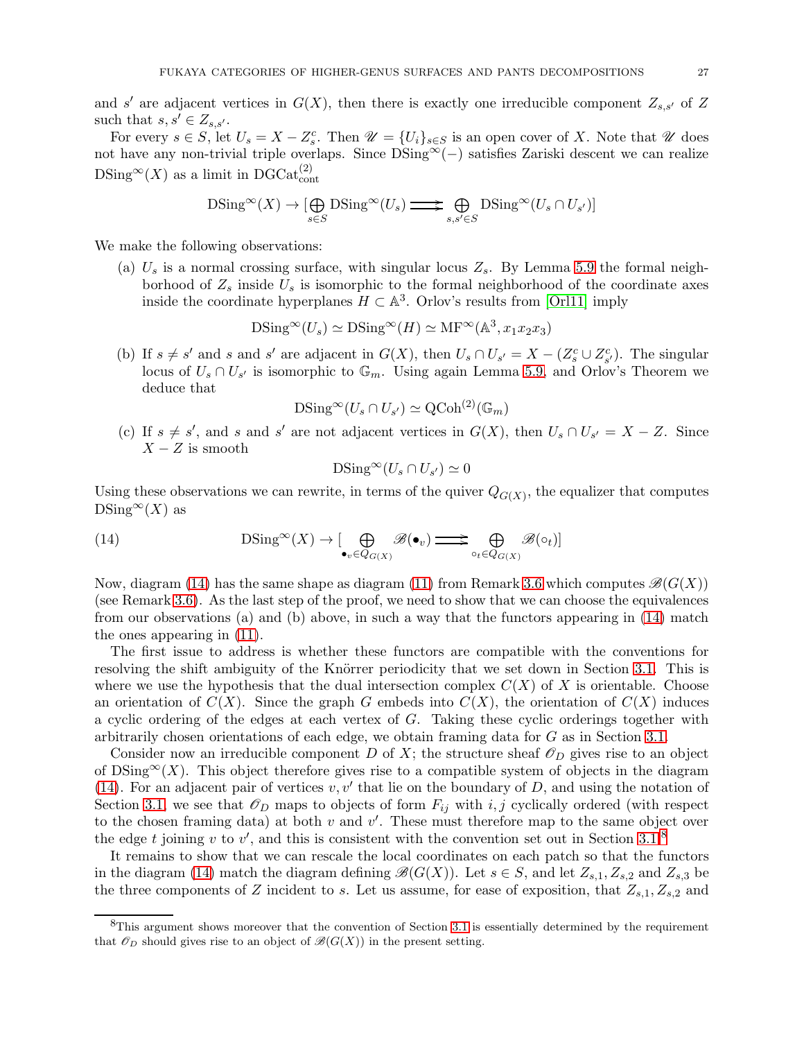and $s'$ are adjacent vertices in $G(X)$, then there is exactly one irreducible component $Z_{s,s'}$ of $Z$ such that $s, s' \in Z_{s,s'}$.

For every $s \in S$, let $U_s = X - Z_s^c$. Then $\mathscr{U} = \{U_i\}_{s\in S}$ is an open cover of $X$. Note that $\mathscr{U}$ does not have any non-trivial triple overlaps. Since $\mathrm{DSing}^\infty(-)$ satisfies Zariski descent we can realize $\mathrm{DSing}^\infty(X)$ as a limit in $\mathrm{DGCat}^{(2)}_{\mathrm{cont}}$

$$\mathrm{DSing}^\infty(X) \to [\bigoplus_{s\in S} \mathrm{DSing}^\infty(U_s) \rightrightarrows \bigoplus_{s,s'\in S} \mathrm{DSing}^\infty(U_s \cap U_{s'})]$$

We make the following observations:

(a) $U_s$ is a normal crossing surface, with singular locus $Z_s$. By Lemma 5.9 the formal neighborhood of $Z_s$ inside $U_s$ is isomorphic to the formal neighborhood of the coordinate axes inside the coordinate hyperplanes $H \subset \mathbb{A}^3$. Orlov's results from [Orl11] imply

$$\mathrm{DSing}^\infty(U_s) \simeq \mathrm{DSing}^\infty(H) \simeq \mathrm{MF}^\infty(\mathbb{A}^3, x_1x_2x_3)$$

(b) If $s \neq s'$ and $s$ and $s'$ are adjacent in $G(X)$, then $U_s \cap U_{s'} = X - (Z_s^c \cup Z_{s'}^c)$. The singular locus of $U_s \cap U_{s'}$ is isomorphic to $\mathbb{G}_m$. Using again Lemma 5.9, and Orlov's Theorem we deduce that

$$\mathrm{DSing}^\infty(U_s \cap U_{s'}) \simeq \mathrm{QCoh}^{(2)}(\mathbb{G}_m)$$

(c) If $s \neq s'$, and $s$ and $s'$ are not adjacent vertices in $G(X)$, then $U_s \cap U_{s'} = X - Z$. Since $X - Z$ is smooth

$$\mathrm{DSing}^\infty(U_s \cap U_{s'}) \simeq 0$$

Using these observations we can rewrite, in terms of the quiver $Q_{G(X)}$, the equalizer that computes $\mathrm{DSing}^\infty(X)$ as

$$\mathrm{DSing}^\infty(X) \to [\bigoplus_{\bullet_v \in Q_{G(X)}} \mathscr{B}(\bullet_v) \rightrightarrows \bigoplus_{\circ_t \in Q_{G(X)}} \mathscr{B}(\circ_t)] \tag{14}$$

Now, diagram (14) has the same shape as diagram (11) from Remark 3.6 which computes $\mathscr{B}(G(X))$ (see Remark 3.6). As the last step of the proof, we need to show that we can choose the equivalences from our observations (a) and (b) above, in such a way that the functors appearing in (14) match the ones appearing in (11).

The first issue to address is whether these functors are compatible with the conventions for resolving the shift ambiguity of the Knörrer periodicity that we set down in Section 3.1. This is where we use the hypothesis that the dual intersection complex $C(X)$ of $X$ is orientable. Choose an orientation of $C(X)$. Since the graph $G$ embeds into $C(X)$, the orientation of $C(X)$ induces a cyclic ordering of the edges at each vertex of $G$. Taking these cyclic orderings together with arbitrarily chosen orientations of each edge, we obtain framing data for $G$ as in Section 3.1.

Consider now an irreducible component $D$ of $X$; the structure sheaf $\mathscr{O}_D$ gives rise to an object of $\mathrm{DSing}^\infty(X)$. This object therefore gives rise to a compatible system of objects in the diagram (14). For an adjacent pair of vertices $v, v'$ that lie on the boundary of $D$, and using the notation of Section 3.1, we see that $\mathscr{O}_D$ maps to objects of form $F_{ij}$ with $i, j$ cyclically ordered (with respect to the chosen framing data) at both $v$ and $v'$. These must therefore map to the same object over the edge $t$ joining $v$ to $v'$, and this is consistent with the convention set out in Section 3.1.[8]

It remains to show that we can rescale the local coordinates on each patch so that the functors in the diagram (14) match the diagram defining $\mathscr{B}(G(X))$. Let $s \in S$, and let $Z_{s,1}, Z_{s,2}$ and $Z_{s,3}$ be the three components of $Z$ incident to $s$. Let us assume, for ease of exposition, that $Z_{s,1}, Z_{s,2}$ and

[8] This argument shows moreover that the convention of Section 3.1 is essentially determined by the requirement that $\mathscr{O}_D$ should gives rise to an object of $\mathscr{B}(G(X))$ in the present setting.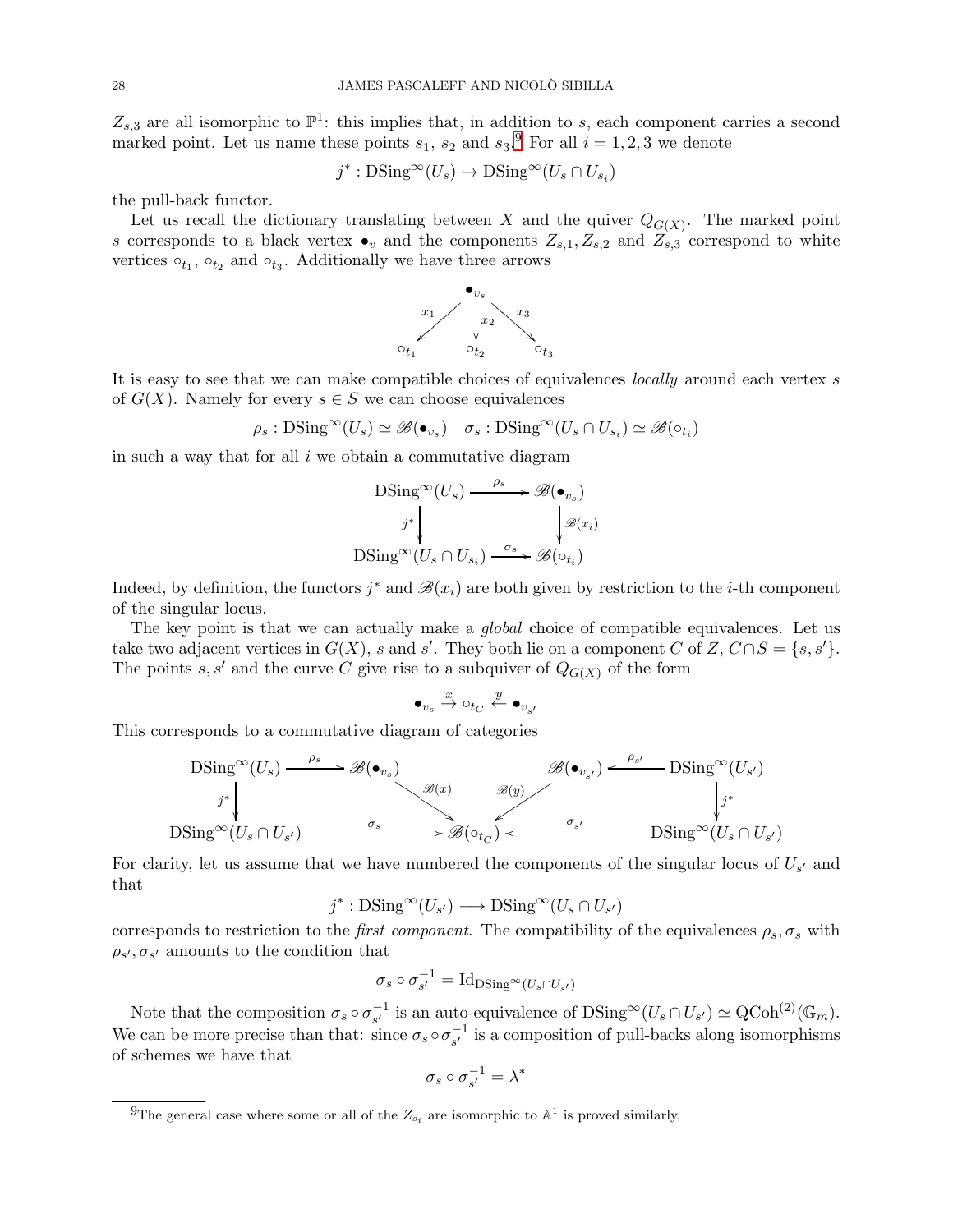$Z_{s,3}$ are all isomorphic to $\mathbb{P}^1$: this implies that, in addition to $s$, each component carries a second marked point. Let us name these points $s_1$, $s_2$ and $s_3$.[9] For all $i = 1, 2, 3$ we denote

$$j^* : \mathrm{DSing}^\infty(U_s) \to \mathrm{DSing}^\infty(U_s \cap U_{s_i})$$

the pull-back functor.

Let us recall the dictionary translating between $X$ and the quiver $Q_{G(X)}$. The marked point $s$ corresponds to a black vertex $\bullet_v$ and the components $Z_{s,1}, Z_{s,2}$ and $Z_{s,3}$ correspond to white vertices $\circ_{t_1}$, $\circ_{t_2}$ and $\circ_{t_3}$. Additionally we have three arrows

$$\begin{array}{ccccc} & & \bullet_{v_s} & & \\ & \swarrow^{x_1} & \downarrow^{x_2} & \searrow^{x_3} & \\ \circ_{t_1} & & \circ_{t_2} & & \circ_{t_3} \end{array}$$

It is easy to see that we can make compatible choices of equivalences *locally* around each vertex $s$ of $G(X)$. Namely for every $s \in S$ we can choose equivalences

$$\rho_s : \mathrm{DSing}^\infty(U_s) \simeq \mathscr{B}(\bullet_{v_s}) \quad \sigma_s : \mathrm{DSing}^\infty(U_s \cap U_{s_i}) \simeq \mathscr{B}(\circ_{t_i})$$

in such a way that for all $i$ we obtain a commutative diagram

$$\begin{array}{ccc} \mathrm{DSing}^\infty(U_s) & \xrightarrow{\rho_s} & \mathscr{B}(\bullet_{v_s}) \\ \downarrow{j^*} & & \downarrow{\mathscr{B}(x_i)} \\ \mathrm{DSing}^\infty(U_s \cap U_{s_i}) & \xrightarrow{\sigma_s} & \mathscr{B}(\circ_{t_i}) \end{array}$$

Indeed, by definition, the functors $j^*$ and $\mathscr{B}(x_i)$ are both given by restriction to the $i$-th component of the singular locus.

The key point is that we can actually make a *global* choice of compatible equivalences. Let us take two adjacent vertices in $G(X)$, $s$ and $s'$. They both lie on a component $C$ of $Z$, $C \cap S = \{s, s'\}$. The points $s, s'$ and the curve $C$ give rise to a subquiver of $Q_{G(X)}$ of the form

$$\bullet_{v_s} \xrightarrow{x} \circ_{t_C} \xleftarrow{y} \bullet_{v_{s'}}$$

This corresponds to a commutative diagram of categories

$$\begin{array}{ccccccc} \mathrm{DSing}^\infty(U_s) & \xrightarrow{\rho_s} & \mathscr{B}(\bullet_{v_s}) & & \mathscr{B}(\bullet_{v_{s'}}) & \xleftarrow{\rho_{s'}} & \mathrm{DSing}^\infty(U_{s'}) \\ \downarrow{j^*} & & & \searrow^{\mathscr{B}(x)} \quad \swarrow^{\mathscr{B}(y)} & & & \downarrow{j^*} \\ \mathrm{DSing}^\infty(U_s \cap U_{s'}) & & \xrightarrow{\sigma_s} & \mathscr{B}(\circ_{t_C}) & \xleftarrow{\sigma_{s'}} & & \mathrm{DSing}^\infty(U_s \cap U_{s'}) \end{array}$$

For clarity, let us assume that we have numbered the components of the singular locus of $U_{s'}$ and that

$$j^* : \mathrm{DSing}^\infty(U_{s'}) \longrightarrow \mathrm{DSing}^\infty(U_s \cap U_{s'})$$

corresponds to restriction to the *first component*. The compatibility of the equivalences $\rho_s, \sigma_s$ with $\rho_{s'}, \sigma_{s'}$ amounts to the condition that

$$\sigma_s \circ \sigma_{s'}^{-1} = \mathrm{Id}_{\mathrm{DSing}^\infty(U_s \cap U_{s'})}$$

Note that the composition $\sigma_s \circ \sigma_{s'}^{-1}$ is an auto-equivalence of $\mathrm{DSing}^\infty(U_s \cap U_{s'}) \simeq \mathrm{QCoh}^{(2)}(\mathbb{G}_m)$. We can be more precise than that: since $\sigma_s \circ \sigma_{s'}^{-1}$ is a composition of pull-backs along isomorphisms of schemes we have that

$$\sigma_s \circ \sigma_{s'}^{-1} = \lambda^*$$

[9] The general case where some or all of the $Z_{s_i}$ are isomorphic to $\mathbb{A}^1$ is proved similarly.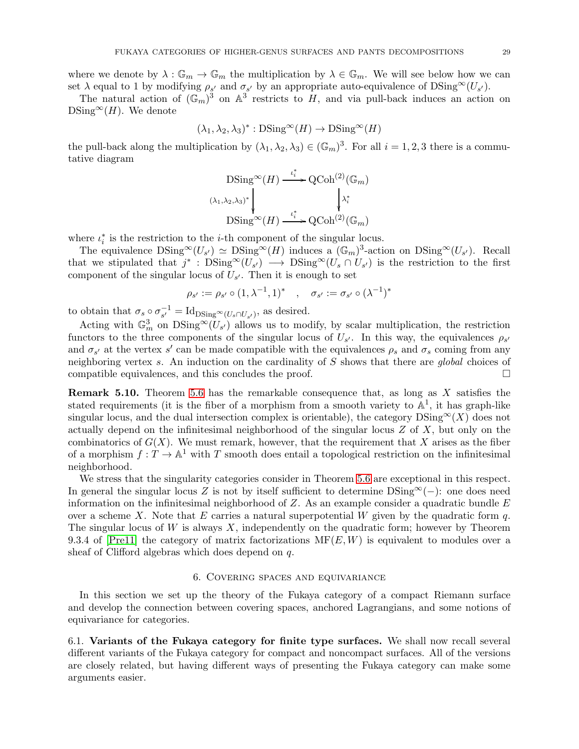where we denote by $\lambda : \mathbb{G}_m \to \mathbb{G}_m$ the multiplication by $\lambda \in \mathbb{G}_m$. We will see below how we can set $\lambda$ equal to 1 by modifying $\rho_{s'}$ and $\sigma_{s'}$ by an appropriate auto-equivalence of $\mathrm{DSing}^\infty(U_{s'})$.

The natural action of $(\mathbb{G}_m)^3$ on $\mathbb{A}^3$ restricts to $H$, and via pull-back induces an action on $\mathrm{DSing}^\infty(H)$. We denote

$$(\lambda_1, \lambda_2, \lambda_3)^* : \mathrm{DSing}^\infty(H) \to \mathrm{DSing}^\infty(H)$$

the pull-back along the multiplication by $(\lambda_1, \lambda_2, \lambda_3) \in (\mathbb{G}_m)^3$. For all $i = 1, 2, 3$ there is a commutative diagram

$$\begin{array}{ccc} \mathrm{DSing}^\infty(H) & \xrightarrow{\iota_i^*} & \mathrm{QCoh}^{(2)}(\mathbb{G}_m) \\ \downarrow{\scriptstyle (\lambda_1,\lambda_2,\lambda_3)^*} & & \downarrow{\scriptstyle \lambda_i^*} \\ \mathrm{DSing}^\infty(H) & \xrightarrow{\iota_i^*} & \mathrm{QCoh}^{(2)}(\mathbb{G}_m) \end{array}$$

where $\iota_i^*$ is the restriction to the $i$-th component of the singular locus.

The equivalence $\mathrm{DSing}^\infty(U_{s'}) \simeq \mathrm{DSing}^\infty(H)$ induces a $(\mathbb{G}_m)^3$-action on $\mathrm{DSing}^\infty(U_{s'})$. Recall that we stipulated that $j^* : \mathrm{DSing}^\infty(U_{s'}) \longrightarrow \mathrm{DSing}^\infty(U_s \cap U_{s'})$ is the restriction to the first component of the singular locus of $U_{s'}$. Then it is enough to set

$$\rho_{s'} := \rho_{s'} \circ (1, \lambda^{-1}, 1)^* \quad , \quad \sigma_{s'} := \sigma_{s'} \circ (\lambda^{-1})^*$$

to obtain that $\sigma_s \circ \sigma_{s'}^{-1} = \mathrm{Id}_{\mathrm{DSing}^\infty(U_s \cap U_{s'})}$, as desired.

Acting with $\mathbb{G}_m^3$ on $\mathrm{DSing}^\infty(U_{s'})$ allows us to modify, by scalar multiplication, the restriction functors to the three components of the singular locus of $U_{s'}$. In this way, the equivalences $\rho_{s'}$ and $\sigma_{s'}$ at the vertex $s'$ can be made compatible with the equivalences $\rho_s$ and $\sigma_s$ coming from any neighboring vertex $s$. An induction on the cardinality of $S$ shows that there are *global* choices of compatible equivalences, and this concludes the proof. □

**Remark 5.10.** Theorem 5.6 has the remarkable consequence that, as long as $X$ satisfies the stated requirements (it is the fiber of a morphism from a smooth variety to $\mathbb{A}^1$, it has graph-like singular locus, and the dual intersection complex is orientable), the category $\mathrm{DSing}^\infty(X)$ does not actually depend on the infinitesimal neighborhood of the singular locus $Z$ of $X$, but only on the combinatorics of $G(X)$. We must remark, however, that the requirement that $X$ arises as the fiber of a morphism $f : T \to \mathbb{A}^1$ with $T$ smooth does entail a topological restriction on the infinitesimal neighborhood.

We stress that the singularity categories consider in Theorem 5.6 are exceptional in this respect. In general the singular locus $Z$ is not by itself sufficient to determine $\mathrm{DSing}^\infty(-)$: one does need information on the infinitesimal neighborhood of $Z$. As an example consider a quadratic bundle $E$ over a scheme $X$. Note that $E$ carries a natural superpotential $W$ given by the quadratic form $q$. The singular locus of $W$ is always $X$, independently on the quadratic form; however by Theorem 9.3.4 of [Pre11] the category of matrix factorizations $\mathrm{MF}(E, W)$ is equivalent to modules over a sheaf of Clifford algebras which does depend on $q$.

## 6. Covering spaces and equivariance

In this section we set up the theory of the Fukaya category of a compact Riemann surface and develop the connection between covering spaces, anchored Lagrangians, and some notions of equivariance for categories.

### 6.1. Variants of the Fukaya category for finite type surfaces.

We shall now recall several different variants of the Fukaya category for compact and noncompact surfaces. All of the versions are closely related, but having different ways of presenting the Fukaya category can make some arguments easier.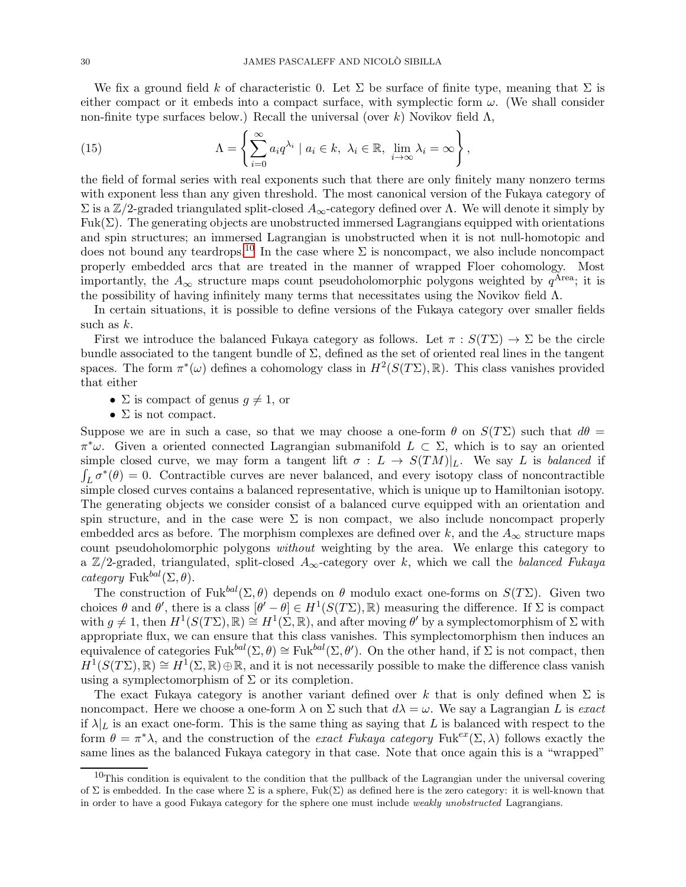We fix a ground field $k$ of characteristic 0. Let $\Sigma$ be surface of finite type, meaning that $\Sigma$ is either compact or it embeds into a compact surface, with symplectic form $\omega$. (We shall consider non-finite type surfaces below.) Recall the universal (over $k$) Novikov field $\Lambda$,

$$\Lambda = \left\{ \sum_{i=0}^{\infty} a_i q^{\lambda_i} \mid a_i \in k,\ \lambda_i \in \mathbb{R},\ \lim_{i\to\infty} \lambda_i = \infty \right\}, \tag{15}$$

the field of formal series with real exponents such that there are only finitely many nonzero terms with exponent less than any given threshold. The most canonical version of the Fukaya category of $\Sigma$ is a $\mathbb{Z}/2$-graded triangulated split-closed $A_\infty$-category defined over $\Lambda$. We will denote it simply by $\mathrm{Fuk}(\Sigma)$. The generating objects are unobstructed immersed Lagrangians equipped with orientations and spin structures; an immersed Lagrangian is unobstructed when it is not null-homotopic and does not bound any teardrops.[10] In the case where $\Sigma$ is noncompact, we also include noncompact properly embedded arcs that are treated in the manner of wrapped Floer cohomology. Most importantly, the $A_\infty$ structure maps count pseudoholomorphic polygons weighted by $q^{\mathrm{Area}}$; it is the possibility of having infinitely many terms that necessitates using the Novikov field $\Lambda$.

In certain situations, it is possible to define versions of the Fukaya category over smaller fields such as $k$.

First we introduce the balanced Fukaya category as follows. Let $\pi : S(T\Sigma) \to \Sigma$ be the circle bundle associated to the tangent bundle of $\Sigma$, defined as the set of oriented real lines in the tangent spaces. The form $\pi^*(\omega)$ defines a cohomology class in $H^2(S(T\Sigma), \mathbb{R})$. This class vanishes provided that either

- $\Sigma$ is compact of genus $g \neq 1$, or
- $\Sigma$ is not compact.

Suppose we are in such a case, so that we may choose a one-form $\theta$ on $S(T\Sigma)$ such that $d\theta = \pi^*\omega$. Given a oriented connected Lagrangian submanifold $L \subset \Sigma$, which is to say an oriented simple closed curve, we may form a tangent lift $\sigma : L \to S(TM)|_L$. We say $L$ is *balanced* if $\int_L \sigma^*(\theta) = 0$. Contractible curves are never balanced, and every isotopy class of noncontractible simple closed curves contains a balanced representative, which is unique up to Hamiltonian isotopy. The generating objects we consider consist of a balanced curve equipped with an orientation and spin structure, and in the case were $\Sigma$ is non compact, we also include noncompact properly embedded arcs as before. The morphism complexes are defined over $k$, and the $A_\infty$ structure maps count pseudoholomorphic polygons *without* weighting by the area. We enlarge this category to a $\mathbb{Z}/2$-graded, triangulated, split-closed $A_\infty$-category over $k$, which we call the *balanced Fukaya category* $\mathrm{Fuk}^{bal}(\Sigma, \theta)$.

The construction of $\mathrm{Fuk}^{bal}(\Sigma, \theta)$ depends on $\theta$ modulo exact one-forms on $S(T\Sigma)$. Given two choices $\theta$ and $\theta'$, there is a class $[\theta' - \theta] \in H^1(S(T\Sigma), \mathbb{R})$ measuring the difference. If $\Sigma$ is compact with $g \neq 1$, then $H^1(S(T\Sigma), \mathbb{R}) \cong H^1(\Sigma, \mathbb{R})$, and after moving $\theta'$ by a symplectomorphism of $\Sigma$ with appropriate flux, we can ensure that this class vanishes. This symplectomorphism then induces an equivalence of categories $\mathrm{Fuk}^{bal}(\Sigma, \theta) \cong \mathrm{Fuk}^{bal}(\Sigma, \theta')$. On the other hand, if $\Sigma$ is not compact, then $H^1(S(T\Sigma), \mathbb{R}) \cong H^1(\Sigma, \mathbb{R}) \oplus \mathbb{R}$, and it is not necessarily possible to make the difference class vanish using a symplectomorphism of $\Sigma$ or its completion.

The exact Fukaya category is another variant defined over $k$ that is only defined when $\Sigma$ is noncompact. Here we choose a one-form $\lambda$ on $\Sigma$ such that $d\lambda = \omega$. We say a Lagrangian $L$ is *exact* if $\lambda|_L$ is an exact one-form. This is the same thing as saying that $L$ is balanced with respect to the form $\theta = \pi^*\lambda$, and the construction of the *exact Fukaya category* $\mathrm{Fuk}^{ex}(\Sigma, \lambda)$ follows exactly the same lines as the balanced Fukaya category in that case. Note that once again this is a "wrapped"

[10] This condition is equivalent to the condition that the pullback of the Lagrangian under the universal covering of $\Sigma$ is embedded. In the case where $\Sigma$ is a sphere, $\mathrm{Fuk}(\Sigma)$ as defined here is the zero category: it is well-known that in order to have a good Fukaya category for the sphere one must include *weakly unobstructed* Lagrangians.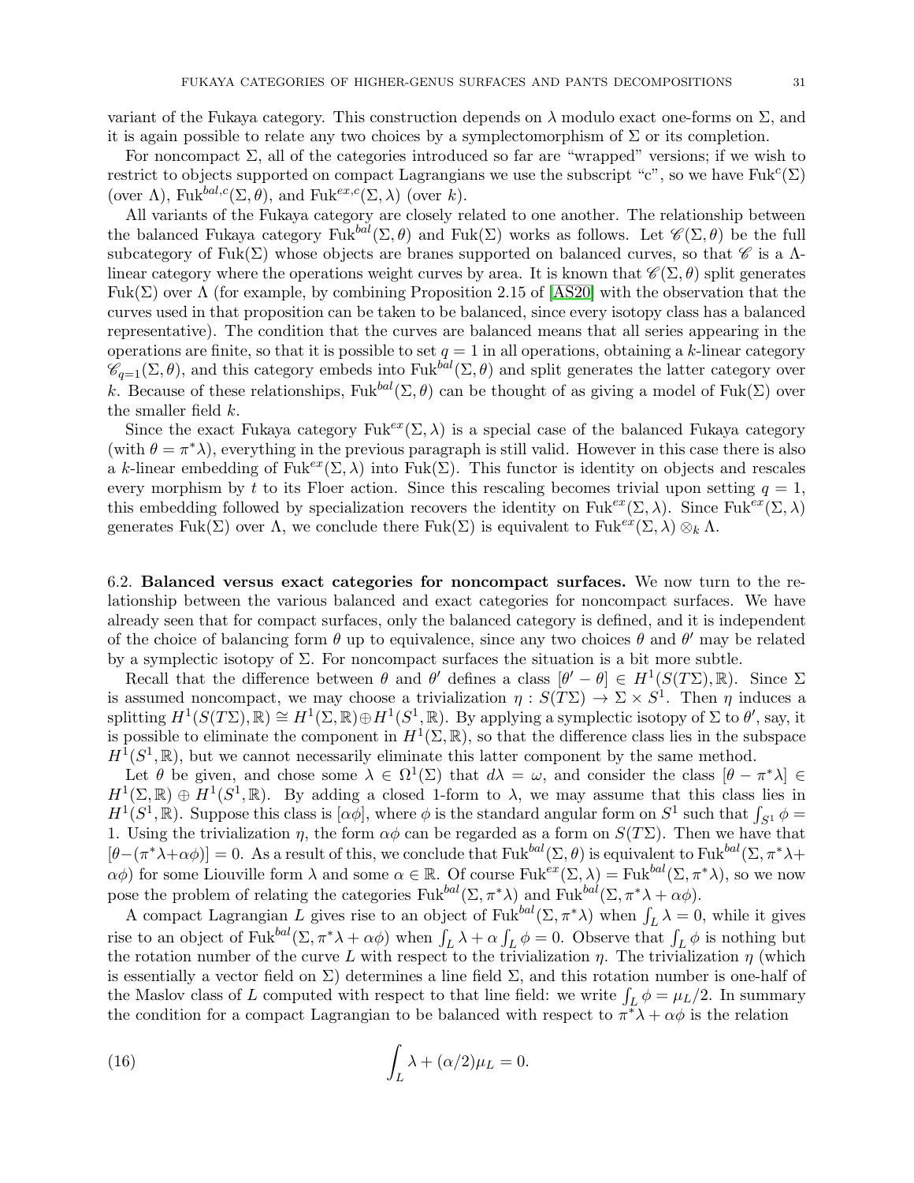variant of the Fukaya category. This construction depends on $\lambda$ modulo exact one-forms on $\Sigma$, and it is again possible to relate any two choices by a symplectomorphism of $\Sigma$ or its completion.

For noncompact $\Sigma$, all of the categories introduced so far are "wrapped" versions; if we wish to restrict to objects supported on compact Lagrangians we use the subscript "c", so we have $\mathrm{Fuk}^c(\Sigma)$ (over $\Lambda$), $\mathrm{Fuk}^{bal,c}(\Sigma,\theta)$, and $\mathrm{Fuk}^{ex,c}(\Sigma,\lambda)$ (over $k$).

All variants of the Fukaya category are closely related to one another. The relationship between the balanced Fukaya category $\mathrm{Fuk}^{bal}(\Sigma,\theta)$ and $\mathrm{Fuk}(\Sigma)$ works as follows. Let $\mathscr{C}(\Sigma,\theta)$ be the full subcategory of $\mathrm{Fuk}(\Sigma)$ whose objects are branes supported on balanced curves, so that $\mathscr{C}$ is a $\Lambda$-linear category where the operations weight curves by area. It is known that $\mathscr{C}(\Sigma,\theta)$ split generates $\mathrm{Fuk}(\Sigma)$ over $\Lambda$ (for example, by combining Proposition 2.15 of [AS20] with the observation that the curves used in that proposition can be taken to be balanced, since every isotopy class has a balanced representative). The condition that the curves are balanced means that all series appearing in the operations are finite, so that it is possible to set $q=1$ in all operations, obtaining a $k$-linear category $\mathscr{C}_{q=1}(\Sigma,\theta)$, and this category embeds into $\mathrm{Fuk}^{bal}(\Sigma,\theta)$ and split generates the latter category over $k$. Because of these relationships, $\mathrm{Fuk}^{bal}(\Sigma,\theta)$ can be thought of as giving a model of $\mathrm{Fuk}(\Sigma)$ over the smaller field $k$.

Since the exact Fukaya category $\mathrm{Fuk}^{ex}(\Sigma,\lambda)$ is a special case of the balanced Fukaya category (with $\theta=\pi^*\lambda$), everything in the previous paragraph is still valid. However in this case there is also a $k$-linear embedding of $\mathrm{Fuk}^{ex}(\Sigma,\lambda)$ into $\mathrm{Fuk}(\Sigma)$. This functor is identity on objects and rescales every morphism by $t$ to its Floer action. Since this rescaling becomes trivial upon setting $q=1$, this embedding followed by specialization recovers the identity on $\mathrm{Fuk}^{ex}(\Sigma,\lambda)$. Since $\mathrm{Fuk}^{ex}(\Sigma,\lambda)$ generates $\mathrm{Fuk}(\Sigma)$ over $\Lambda$, we conclude there $\mathrm{Fuk}(\Sigma)$ is equivalent to $\mathrm{Fuk}^{ex}(\Sigma,\lambda)\otimes_k\Lambda$.

6.2. **Balanced versus exact categories for noncompact surfaces.** We now turn to the relationship between the various balanced and exact categories for noncompact surfaces. We have already seen that for compact surfaces, only the balanced category is defined, and it is independent of the choice of balancing form $\theta$ up to equivalence, since any two choices $\theta$ and $\theta'$ may be related by a symplectic isotopy of $\Sigma$. For noncompact surfaces the situation is a bit more subtle.

Recall that the difference between $\theta$ and $\theta'$ defines a class $[\theta'-\theta]\in H^1(S(T\Sigma),\mathbb{R})$. Since $\Sigma$ is assumed noncompact, we may choose a trivialization $\eta: S(T\Sigma)\to\Sigma\times S^1$. Then $\eta$ induces a splitting $H^1(S(T\Sigma),\mathbb{R})\cong H^1(\Sigma,\mathbb{R})\oplus H^1(S^1,\mathbb{R})$. By applying a symplectic isotopy of $\Sigma$ to $\theta'$, say, it is possible to eliminate the component in $H^1(\Sigma,\mathbb{R})$, so that the difference class lies in the subspace $H^1(S^1,\mathbb{R})$, but we cannot necessarily eliminate this latter component by the same method.

Let $\theta$ be given, and chose some $\lambda\in\Omega^1(\Sigma)$ that $d\lambda=\omega$, and consider the class $[\theta-\pi^*\lambda]\in H^1(\Sigma,\mathbb{R})\oplus H^1(S^1,\mathbb{R})$. By adding a closed 1-form to $\lambda$, we may assume that this class lies in $H^1(S^1,\mathbb{R})$. Suppose this class is $[\alpha\phi]$, where $\phi$ is the standard angular form on $S^1$ such that $\int_{S^1}\phi=1$. Using the trivialization $\eta$, the form $\alpha\phi$ can be regarded as a form on $S(T\Sigma)$. Then we have that $[\theta-(\pi^*\lambda+\alpha\phi)]=0$. As a result of this, we conclude that $\mathrm{Fuk}^{bal}(\Sigma,\theta)$ is equivalent to $\mathrm{Fuk}^{bal}(\Sigma,\pi^*\lambda+\alpha\phi)$ for some Liouville form $\lambda$ and some $\alpha\in\mathbb{R}$. Of course $\mathrm{Fuk}^{ex}(\Sigma,\lambda)=\mathrm{Fuk}^{bal}(\Sigma,\pi^*\lambda)$, so we now pose the problem of relating the categories $\mathrm{Fuk}^{bal}(\Sigma,\pi^*\lambda)$ and $\mathrm{Fuk}^{bal}(\Sigma,\pi^*\lambda+\alpha\phi)$.

A compact Lagrangian $L$ gives rise to an object of $\mathrm{Fuk}^{bal}(\Sigma,\pi^*\lambda)$ when $\int_L\lambda=0$, while it gives rise to an object of $\mathrm{Fuk}^{bal}(\Sigma,\pi^*\lambda+\alpha\phi)$ when $\int_L\lambda+\alpha\int_L\phi=0$. Observe that $\int_L\phi$ is nothing but the rotation number of the curve $L$ with respect to the trivialization $\eta$. The trivialization $\eta$ (which is essentially a vector field on $\Sigma$) determines a line field $\Sigma$, and this rotation number is one-half of the Maslov class of $L$ computed with respect to that line field: we write $\int_L\phi=\mu_L/2$. In summary the condition for a compact Lagrangian to be balanced with respect to $\pi^*\lambda+\alpha\phi$ is the relation

$$\int_L\lambda+(\alpha/2)\mu_L=0. \tag{16}$$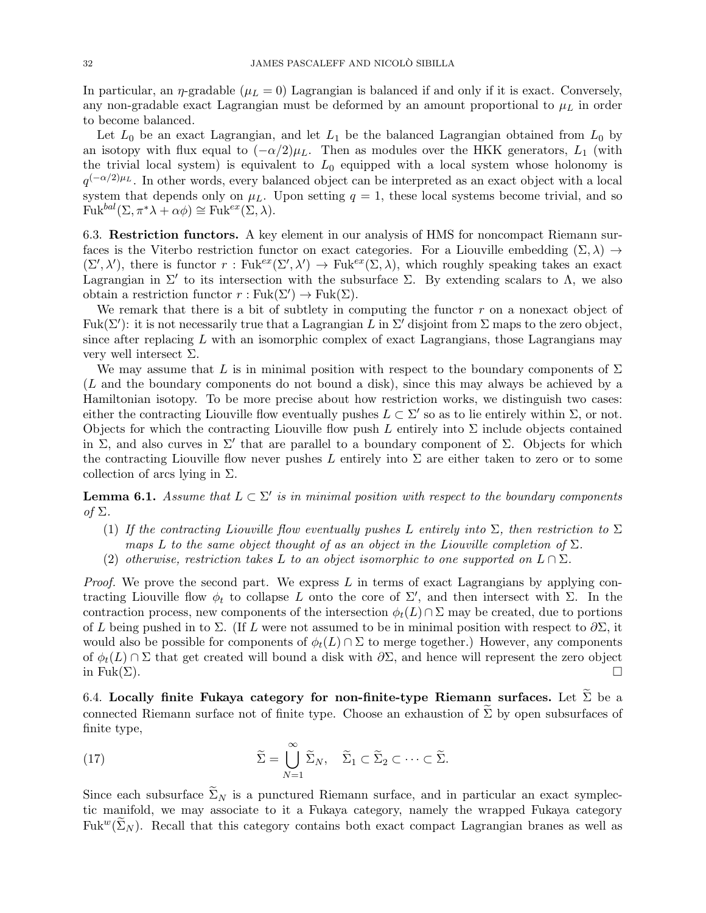In particular, an $\eta$-gradable ($\mu_L = 0$) Lagrangian is balanced if and only if it is exact. Conversely, any non-gradable exact Lagrangian must be deformed by an amount proportional to $\mu_L$ in order to become balanced.

Let $L_0$ be an exact Lagrangian, and let $L_1$ be the balanced Lagrangian obtained from $L_0$ by an isotopy with flux equal to $(-\alpha/2)\mu_L$. Then as modules over the HKK generators, $L_1$ (with the trivial local system) is equivalent to $L_0$ equipped with a local system whose holonomy is $q^{(-\alpha/2)\mu_L}$. In other words, every balanced object can be interpreted as an exact object with a local system that depends only on $\mu_L$. Upon setting $q = 1$, these local systems become trivial, and so $\mathrm{Fuk}^{bal}(\Sigma, \pi^*\lambda + \alpha\phi) \cong \mathrm{Fuk}^{ex}(\Sigma, \lambda)$.

### 6.3. Restriction functors.

A key element in our analysis of HMS for noncompact Riemann surfaces is the Viterbo restriction functor on exact categories. For a Liouville embedding $(\Sigma, \lambda) \to (\Sigma', \lambda')$, there is functor $r : \mathrm{Fuk}^{ex}(\Sigma', \lambda') \to \mathrm{Fuk}^{ex}(\Sigma, \lambda)$, which roughly speaking takes an exact Lagrangian in $\Sigma'$ to its intersection with the subsurface $\Sigma$. By extending scalars to $\Lambda$, we also obtain a restriction functor $r : \mathrm{Fuk}(\Sigma') \to \mathrm{Fuk}(\Sigma)$.

We remark that there is a bit of subtlety in computing the functor $r$ on a nonexact object of $\mathrm{Fuk}(\Sigma')$: it is not necessarily true that a Lagrangian $L$ in $\Sigma'$ disjoint from $\Sigma$ maps to the zero object, since after replacing $L$ with an isomorphic complex of exact Lagrangians, those Lagrangians may very well intersect $\Sigma$.

We may assume that $L$ is in minimal position with respect to the boundary components of $\Sigma$ ($L$ and the boundary components do not bound a disk), since this may always be achieved by a Hamiltonian isotopy. To be more precise about how restriction works, we distinguish two cases: either the contracting Liouville flow eventually pushes $L \subset \Sigma'$ so as to lie entirely within $\Sigma$, or not. Objects for which the contracting Liouville flow push $L$ entirely into $\Sigma$ include objects contained in $\Sigma$, and also curves in $\Sigma'$ that are parallel to a boundary component of $\Sigma$. Objects for which the contracting Liouville flow never pushes $L$ entirely into $\Sigma$ are either taken to zero or to some collection of arcs lying in $\Sigma$.

**Lemma 6.1.** *Assume that $L \subset \Sigma'$ is in minimal position with respect to the boundary components of $\Sigma$.*

1. *If the contracting Liouville flow eventually pushes $L$ entirely into $\Sigma$, then restriction to $\Sigma$ maps $L$ to the same object thought of as an object in the Liouville completion of $\Sigma$.*
2. *otherwise, restriction takes $L$ to an object isomorphic to one supported on $L \cap \Sigma$.*

*Proof.* We prove the second part. We express $L$ in terms of exact Lagrangians by applying contracting Liouville flow $\phi_t$ to collapse $L$ onto the core of $\Sigma'$, and then intersect with $\Sigma$. In the contraction process, new components of the intersection $\phi_t(L) \cap \Sigma$ may be created, due to portions of $L$ being pushed in to $\Sigma$. (If $L$ were not assumed to be in minimal position with respect to $\partial\Sigma$, it would also be possible for components of $\phi_t(L) \cap \Sigma$ to merge together.) However, any components of $\phi_t(L) \cap \Sigma$ that get created will bound a disk with $\partial\Sigma$, and hence will represent the zero object in $\mathrm{Fuk}(\Sigma)$. $\square$

### 6.4. Locally finite Fukaya category for non-finite-type Riemann surfaces.

Let $\widetilde{\Sigma}$ be a connected Riemann surface not of finite type. Choose an exhaustion of $\widetilde{\Sigma}$ by open subsurfaces of finite type,

$$\widetilde{\Sigma} = \bigcup_{N=1}^{\infty} \widetilde{\Sigma}_N, \quad \widetilde{\Sigma}_1 \subset \widetilde{\Sigma}_2 \subset \cdots \subset \widetilde{\Sigma}. \tag{17}$$

Since each subsurface $\widetilde{\Sigma}_N$ is a punctured Riemann surface, and in particular an exact symplectic manifold, we may associate to it a Fukaya category, namely the wrapped Fukaya category $\mathrm{Fuk}^w(\widetilde{\Sigma}_N)$. Recall that this category contains both exact compact Lagrangian branes as well as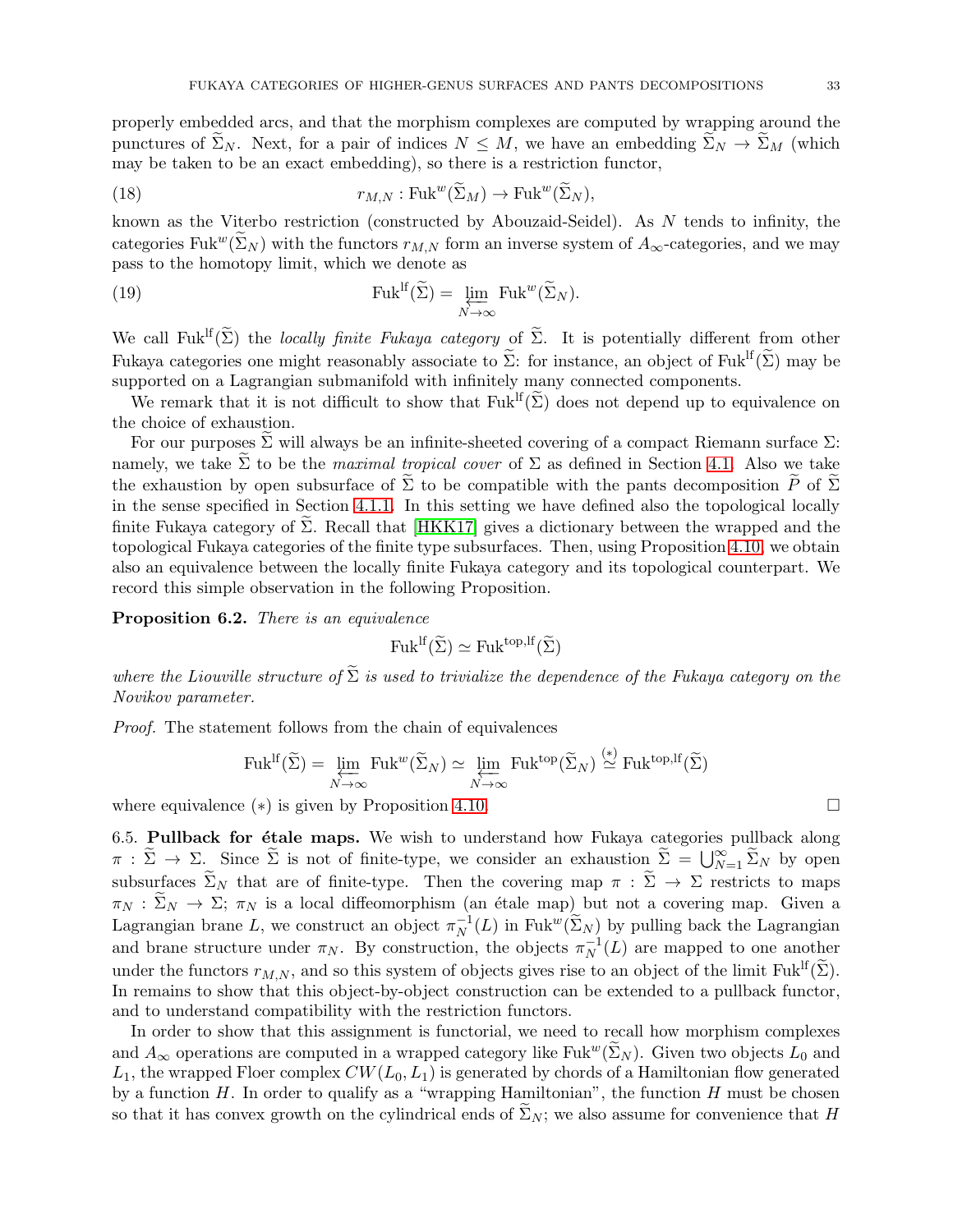properly embedded arcs, and that the morphism complexes are computed by wrapping around the punctures of $\widetilde{\Sigma}_N$. Next, for a pair of indices $N \leq M$, we have an embedding $\widetilde{\Sigma}_N \to \widetilde{\Sigma}_M$ (which may be taken to be an exact embedding), so there is a restriction functor,

$$r_{M,N} : \mathrm{Fuk}^w(\widetilde{\Sigma}_M) \to \mathrm{Fuk}^w(\widetilde{\Sigma}_N), \tag{18}$$

known as the Viterbo restriction (constructed by Abouzaid-Seidel). As $N$ tends to infinity, the categories $\mathrm{Fuk}^w(\widetilde{\Sigma}_N)$ with the functors $r_{M,N}$ form an inverse system of $A_\infty$-categories, and we may pass to the homotopy limit, which we denote as

$$\mathrm{Fuk}^{\mathrm{lf}}(\widetilde{\Sigma}) = \varprojlim_{N \to \infty} \mathrm{Fuk}^w(\widetilde{\Sigma}_N). \tag{19}$$

We call $\mathrm{Fuk}^{\mathrm{lf}}(\widetilde{\Sigma})$ the *locally finite Fukaya category* of $\widetilde{\Sigma}$. It is potentially different from other Fukaya categories one might reasonably associate to $\widetilde{\Sigma}$: for instance, an object of $\mathrm{Fuk}^{\mathrm{lf}}(\widetilde{\Sigma})$ may be supported on a Lagrangian submanifold with infinitely many connected components.

We remark that it is not difficult to show that $\mathrm{Fuk}^{\mathrm{lf}}(\widetilde{\Sigma})$ does not depend up to equivalence on the choice of exhaustion.

For our purposes $\widetilde{\Sigma}$ will always be an infinite-sheeted covering of a compact Riemann surface $\Sigma$: namely, we take $\widetilde{\Sigma}$ to be the *maximal tropical cover* of $\Sigma$ as defined in Section 4.1. Also we take the exhaustion by open subsurface of $\widetilde{\Sigma}$ to be compatible with the pants decomposition $\widetilde{P}$ of $\widetilde{\Sigma}$ in the sense specified in Section 4.1.1. In this setting we have defined also the topological locally finite Fukaya category of $\widetilde{\Sigma}$. Recall that [HKK17] gives a dictionary between the wrapped and the topological Fukaya categories of the finite type subsurfaces. Then, using Proposition 4.10, we obtain also an equivalence between the locally finite Fukaya category and its topological counterpart. We record this simple observation in the following Proposition.

**Proposition 6.2.** *There is an equivalence*

$$\mathrm{Fuk}^{\mathrm{lf}}(\widetilde{\Sigma}) \simeq \mathrm{Fuk}^{\mathrm{top,lf}}(\widetilde{\Sigma})$$

*where the Liouville structure of $\widetilde{\Sigma}$ is used to trivialize the dependence of the Fukaya category on the Novikov parameter.*

*Proof.* The statement follows from the chain of equivalences

$$\mathrm{Fuk}^{\mathrm{lf}}(\widetilde{\Sigma}) = \varprojlim_{N \to \infty} \mathrm{Fuk}^w(\widetilde{\Sigma}_N) \simeq \varprojlim_{N \to \infty} \mathrm{Fuk}^{\mathrm{top}}(\widetilde{\Sigma}_N) \overset{(*)}{\simeq} \mathrm{Fuk}^{\mathrm{top,lf}}(\widetilde{\Sigma})$$

where equivalence $(*)$ is given by Proposition 4.10. □

6.5. **Pullback for étale maps.** We wish to understand how Fukaya categories pullback along $\pi : \widetilde{\Sigma} \to \Sigma$. Since $\widetilde{\Sigma}$ is not of finite-type, we consider an exhaustion $\widetilde{\Sigma} = \bigcup_{N=1}^{\infty} \widetilde{\Sigma}_N$ by open subsurfaces $\widetilde{\Sigma}_N$ that are of finite-type. Then the covering map $\pi : \widetilde{\Sigma} \to \Sigma$ restricts to maps $\pi_N : \widetilde{\Sigma}_N \to \Sigma$; $\pi_N$ is a local diffeomorphism (an étale map) but not a covering map. Given a Lagrangian brane $L$, we construct an object $\pi_N^{-1}(L)$ in $\mathrm{Fuk}^w(\widetilde{\Sigma}_N)$ by pulling back the Lagrangian and brane structure under $\pi_N$. By construction, the objects $\pi_N^{-1}(L)$ are mapped to one another under the functors $r_{M,N}$, and so this system of objects gives rise to an object of the limit $\mathrm{Fuk}^{\mathrm{lf}}(\widetilde{\Sigma})$. In remains to show that this object-by-object construction can be extended to a pullback functor, and to understand compatibility with the restriction functors.

In order to show that this assignment is functorial, we need to recall how morphism complexes and $A_\infty$ operations are computed in a wrapped category like $\mathrm{Fuk}^w(\widetilde{\Sigma}_N)$. Given two objects $L_0$ and $L_1$, the wrapped Floer complex $CW(L_0, L_1)$ is generated by chords of a Hamiltonian flow generated by a function $H$. In order to qualify as a "wrapping Hamiltonian", the function $H$ must be chosen so that it has convex growth on the cylindrical ends of $\widetilde{\Sigma}_N$; we also assume for convenience that $H$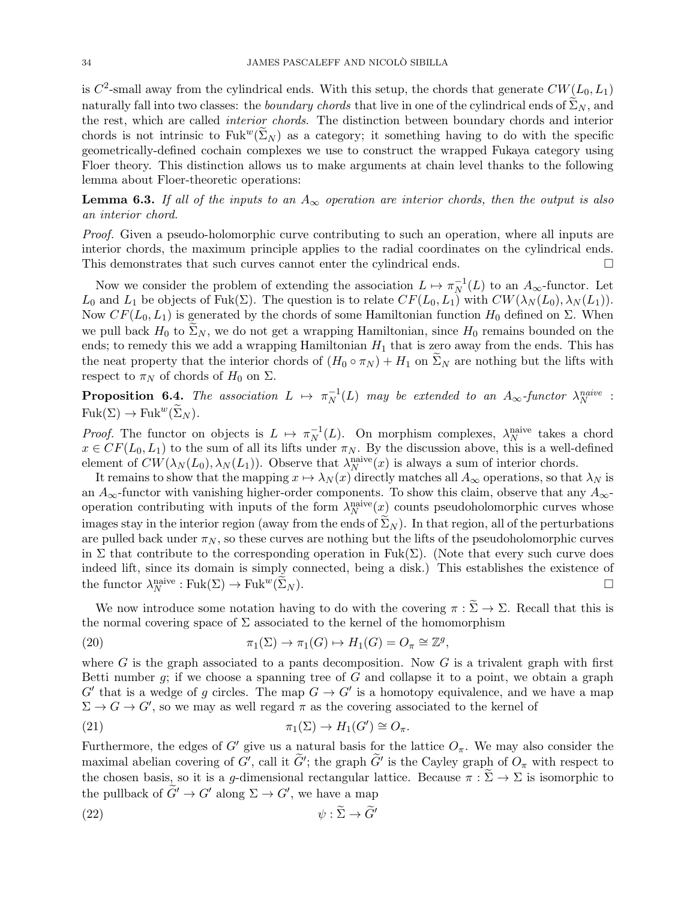is $C^2$-small away from the cylindrical ends. With this setup, the chords that generate $CW(L_0, L_1)$ naturally fall into two classes: the *boundary chords* that live in one of the cylindrical ends of $\widetilde{\Sigma}_N$, and the rest, which are called *interior chords*. The distinction between boundary chords and interior chords is not intrinsic to $\mathrm{Fuk}^w(\widetilde{\Sigma}_N)$ as a category; it something having to do with the specific geometrically-defined cochain complexes we use to construct the wrapped Fukaya category using Floer theory. This distinction allows us to make arguments at chain level thanks to the following lemma about Floer-theoretic operations:

**Lemma 6.3.** *If all of the inputs to an $A_\infty$ operation are interior chords, then the output is also an interior chord.*

*Proof.* Given a pseudo-holomorphic curve contributing to such an operation, where all inputs are interior chords, the maximum principle applies to the radial coordinates on the cylindrical ends. This demonstrates that such curves cannot enter the cylindrical ends. □

Now we consider the problem of extending the association $L \mapsto \pi_N^{-1}(L)$ to an $A_\infty$-functor. Let $L_0$ and $L_1$ be objects of $\mathrm{Fuk}(\Sigma)$. The question is to relate $CF(L_0, L_1)$ with $CW(\lambda_N(L_0), \lambda_N(L_1))$. Now $CF(L_0, L_1)$ is generated by the chords of some Hamiltonian function $H_0$ defined on $\Sigma$. When we pull back $H_0$ to $\widetilde{\Sigma}_N$, we do not get a wrapping Hamiltonian, since $H_0$ remains bounded on the ends; to remedy this we add a wrapping Hamiltonian $H_1$ that is zero away from the ends. This has the neat property that the interior chords of $(H_0 \circ \pi_N) + H_1$ on $\widetilde{\Sigma}_N$ are nothing but the lifts with respect to $\pi_N$ of chords of $H_0$ on $\Sigma$.

**Proposition 6.4.** *The association $L \mapsto \pi_N^{-1}(L)$ may be extended to an $A_\infty$-functor $\lambda_N^{naive} : \mathrm{Fuk}(\Sigma) \to \mathrm{Fuk}^w(\widetilde{\Sigma}_N)$.*

*Proof.* The functor on objects is $L \mapsto \pi_N^{-1}(L)$. On morphism complexes, $\lambda_N^{\mathrm{naive}}$ takes a chord $x \in CF(L_0, L_1)$ to the sum of all its lifts under $\pi_N$. By the discussion above, this is a well-defined element of $CW(\lambda_N(L_0), \lambda_N(L_1))$. Observe that $\lambda_N^{\mathrm{naive}}(x)$ is always a sum of interior chords.

It remains to show that the mapping $x \mapsto \lambda_N(x)$ directly matches all $A_\infty$ operations, so that $\lambda_N$ is an $A_\infty$-functor with vanishing higher-order components. To show this claim, observe that any $A_\infty$-operation contributing with inputs of the form $\lambda_N^{\mathrm{naive}}(x)$ counts pseudoholomorphic curves whose images stay in the interior region (away from the ends of $\widetilde{\Sigma}_N$). In that region, all of the perturbations are pulled back under $\pi_N$, so these curves are nothing but the lifts of the pseudoholomorphic curves in $\Sigma$ that contribute to the corresponding operation in $\mathrm{Fuk}(\Sigma)$. (Note that every such curve does indeed lift, since its domain is simply connected, being a disk.) This establishes the existence of the functor $\lambda_N^{\mathrm{naive}} : \mathrm{Fuk}(\Sigma) \to \mathrm{Fuk}^w(\widetilde{\Sigma}_N)$. □

We now introduce some notation having to do with the covering $\pi : \widetilde{\Sigma} \to \Sigma$. Recall that this is the normal covering space of $\Sigma$ associated to the kernel of the homomorphism

$$\pi_1(\Sigma) \to \pi_1(G) \mapsto H_1(G) = O_\pi \cong \mathbb{Z}^g, \tag{20}$$

where $G$ is the graph associated to a pants decomposition. Now $G$ is a trivalent graph with first Betti number $g$; if we choose a spanning tree of $G$ and collapse it to a point, we obtain a graph $G'$ that is a wedge of $g$ circles. The map $G \to G'$ is a homotopy equivalence, and we have a map $\Sigma \to G \to G'$, so we may as well regard $\pi$ as the covering associated to the kernel of

$$\pi_1(\Sigma) \to H_1(G') \cong O_\pi. \tag{21}$$

Furthermore, the edges of $G'$ give us a natural basis for the lattice $O_\pi$. We may also consider the maximal abelian covering of $G'$, call it $\widetilde{G}'$; the graph $\widetilde{G}'$ is the Cayley graph of $O_\pi$ with respect to the chosen basis, so it is a $g$-dimensional rectangular lattice. Because $\pi : \widetilde{\Sigma} \to \Sigma$ is isomorphic to the pullback of $\widetilde{G}' \to G'$ along $\Sigma \to G'$, we have a map

$$\psi : \widetilde{\Sigma} \to \widetilde{G}' \tag{22}$$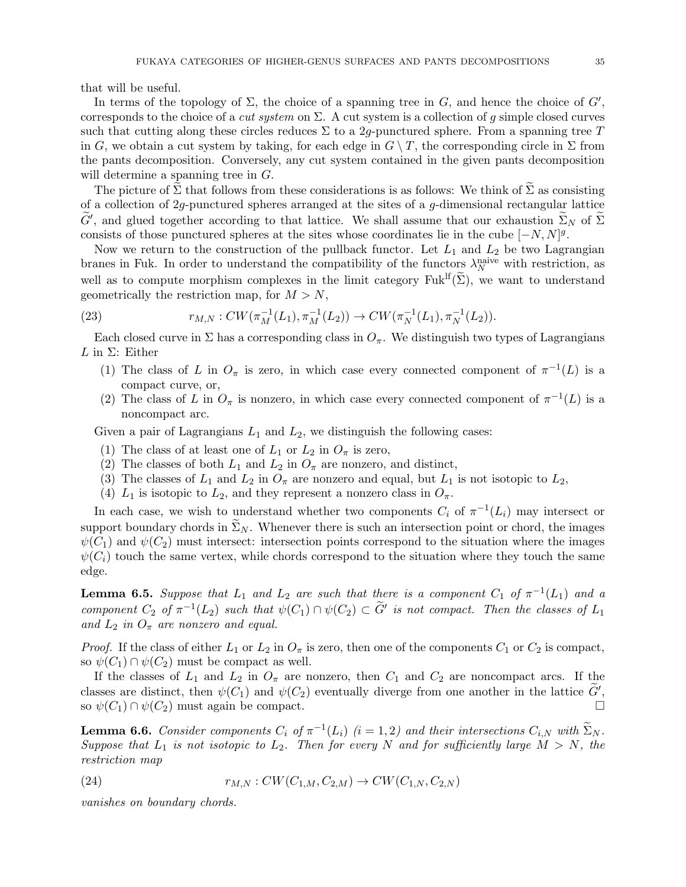that will be useful.

In terms of the topology of $\Sigma$, the choice of a spanning tree in $G$, and hence the choice of $G'$, corresponds to the choice of a *cut system* on $\Sigma$. A cut system is a collection of $g$ simple closed curves such that cutting along these circles reduces $\Sigma$ to a $2g$-punctured sphere. From a spanning tree $T$ in $G$, we obtain a cut system by taking, for each edge in $G \setminus T$, the corresponding circle in $\Sigma$ from the pants decomposition. Conversely, any cut system contained in the given pants decomposition will determine a spanning tree in $G$.

The picture of $\widetilde{\Sigma}$ that follows from these considerations is as follows: We think of $\widetilde{\Sigma}$ as consisting of a collection of $2g$-punctured spheres arranged at the sites of a $g$-dimensional rectangular lattice $\widetilde{G}'$, and glued together according to that lattice. We shall assume that our exhaustion $\widetilde{\Sigma}_N$ of $\widetilde{\Sigma}$ consists of those punctured spheres at the sites whose coordinates lie in the cube $[-N, N]^g$.

Now we return to the construction of the pullback functor. Let $L_1$ and $L_2$ be two Lagrangian branes in Fuk. In order to understand the compatibility of the functors $\lambda_N^{\text{naive}}$ with restriction, as well as to compute morphism complexes in the limit category $\text{Fuk}^{\text{lf}}(\widetilde{\Sigma})$, we want to understand geometrically the restriction map, for $M > N$,

$$r_{M,N} : CW(\pi_M^{-1}(L_1), \pi_M^{-1}(L_2)) \to CW(\pi_N^{-1}(L_1), \pi_N^{-1}(L_2)). \tag{23}$$

Each closed curve in $\Sigma$ has a corresponding class in $O_\pi$. We distinguish two types of Lagrangians $L$ in $\Sigma$: Either

1. The class of $L$ in $O_\pi$ is zero, in which case every connected component of $\pi^{-1}(L)$ is a compact curve, or,
2. The class of $L$ in $O_\pi$ is nonzero, in which case every connected component of $\pi^{-1}(L)$ is a noncompact arc.

Given a pair of Lagrangians $L_1$ and $L_2$, we distinguish the following cases:

1. The class of at least one of $L_1$ or $L_2$ in $O_\pi$ is zero,
2. The classes of both $L_1$ and $L_2$ in $O_\pi$ are nonzero, and distinct,
3. The classes of $L_1$ and $L_2$ in $O_\pi$ are nonzero and equal, but $L_1$ is not isotopic to $L_2$,
4. $L_1$ is isotopic to $L_2$, and they represent a nonzero class in $O_\pi$.

In each case, we wish to understand whether two components $C_i$ of $\pi^{-1}(L_i)$ may intersect or support boundary chords in $\widetilde{\Sigma}_N$. Whenever there is such an intersection point or chord, the images $\psi(C_1)$ and $\psi(C_2)$ must intersect: intersection points correspond to the situation where the images $\psi(C_i)$ touch the same vertex, while chords correspond to the situation where they touch the same edge.

**Lemma 6.5.** *Suppose that $L_1$ and $L_2$ are such that there is a component $C_1$ of $\pi^{-1}(L_1)$ and a component $C_2$ of $\pi^{-1}(L_2)$ such that $\psi(C_1) \cap \psi(C_2) \subset \widetilde{G}'$ is not compact. Then the classes of $L_1$ and $L_2$ in $O_\pi$ are nonzero and equal.*

*Proof.* If the class of either $L_1$ or $L_2$ in $O_\pi$ is zero, then one of the components $C_1$ or $C_2$ is compact, so $\psi(C_1) \cap \psi(C_2)$ must be compact as well.

If the classes of $L_1$ and $L_2$ in $O_\pi$ are nonzero, then $C_1$ and $C_2$ are noncompact arcs. If the classes are distinct, then $\psi(C_1)$ and $\psi(C_2)$ eventually diverge from one another in the lattice $\widetilde{G}'$, so $\psi(C_1) \cap \psi(C_2)$ must again be compact. □

**Lemma 6.6.** *Consider components $C_i$ of $\pi^{-1}(L_i)$ $(i = 1, 2)$ and their intersections $C_{i,N}$ with $\widetilde{\Sigma}_N$. Suppose that $L_1$ is not isotopic to $L_2$. Then for every $N$ and for sufficiently large $M > N$, the restriction map*

$$r_{M,N} : CW(C_{1,M}, C_{2,M}) \to CW(C_{1,N}, C_{2,N}) \tag{24}$$

*vanishes on boundary chords.*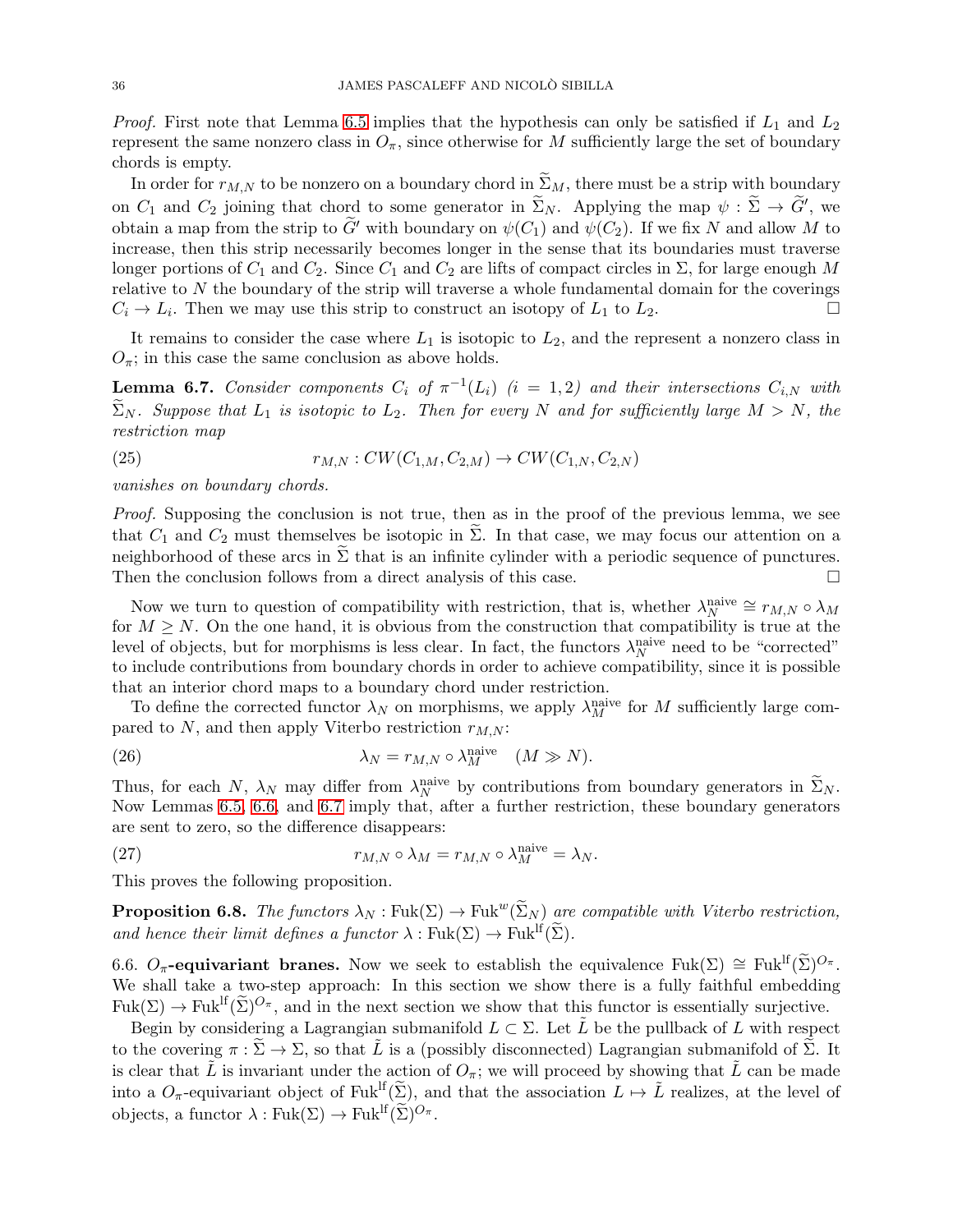*Proof.* First note that Lemma 6.5 implies that the hypothesis can only be satisfied if $L_1$ and $L_2$ represent the same nonzero class in $O_\pi$, since otherwise for $M$ sufficiently large the set of boundary chords is empty.

In order for $r_{M,N}$ to be nonzero on a boundary chord in $\widetilde{\Sigma}_M$, there must be a strip with boundary on $C_1$ and $C_2$ joining that chord to some generator in $\widetilde{\Sigma}_N$. Applying the map $\psi : \widetilde{\Sigma} \to \widetilde{G}'$, we obtain a map from the strip to $\widetilde{G}'$ with boundary on $\psi(C_1)$ and $\psi(C_2)$. If we fix $N$ and allow $M$ to increase, then this strip necessarily becomes longer in the sense that its boundaries must traverse longer portions of $C_1$ and $C_2$. Since $C_1$ and $C_2$ are lifts of compact circles in $\Sigma$, for large enough $M$ relative to $N$ the boundary of the strip will traverse a whole fundamental domain for the coverings $C_i \to L_i$. Then we may use this strip to construct an isotopy of $L_1$ to $L_2$. □

It remains to consider the case where $L_1$ is isotopic to $L_2$, and the represent a nonzero class in $O_\pi$; in this case the same conclusion as above holds.

**Lemma 6.7.** *Consider components $C_i$ of $\pi^{-1}(L_i)$ $(i = 1, 2)$ and their intersections $C_{i,N}$ with $\widetilde{\Sigma}_N$. Suppose that $L_1$ is isotopic to $L_2$. Then for every $N$ and for sufficiently large $M > N$, the restriction map*

$$r_{M,N} : CW(C_{1,M}, C_{2,M}) \to CW(C_{1,N}, C_{2,N}) \tag{25}$$

*vanishes on boundary chords.*

*Proof.* Supposing the conclusion is not true, then as in the proof of the previous lemma, we see that $C_1$ and $C_2$ must themselves be isotopic in $\widetilde{\Sigma}$. In that case, we may focus our attention on a neighborhood of these arcs in $\widetilde{\Sigma}$ that is an infinite cylinder with a periodic sequence of punctures. Then the conclusion follows from a direct analysis of this case. □

Now we turn to question of compatibility with restriction, that is, whether $\lambda_N^{\text{naive}} \cong r_{M,N} \circ \lambda_M$ for $M \geq N$. On the one hand, it is obvious from the construction that compatibility is true at the level of objects, but for morphisms is less clear. In fact, the functors $\lambda_N^{\text{naive}}$ need to be "corrected" to include contributions from boundary chords in order to achieve compatibility, since it is possible that an interior chord maps to a boundary chord under restriction.

To define the corrected functor $\lambda_N$ on morphisms, we apply $\lambda_M^{\text{naive}}$ for $M$ sufficiently large compared to $N$, and then apply Viterbo restriction $r_{M,N}$:

$$\lambda_N = r_{M,N} \circ \lambda_M^{\text{naive}} \quad (M \gg N). \tag{26}$$

Thus, for each $N$, $\lambda_N$ may differ from $\lambda_N^{\text{naive}}$ by contributions from boundary generators in $\widetilde{\Sigma}_N$. Now Lemmas 6.5, 6.6, and 6.7 imply that, after a further restriction, these boundary generators are sent to zero, so the difference disappears:

$$r_{M,N} \circ \lambda_M = r_{M,N} \circ \lambda_M^{\text{naive}} = \lambda_N. \tag{27}$$

This proves the following proposition.

**Proposition 6.8.** *The functors $\lambda_N : \mathrm{Fuk}(\Sigma) \to \mathrm{Fuk}^w(\widetilde{\Sigma}_N)$ are compatible with Viterbo restriction, and hence their limit defines a functor $\lambda : \mathrm{Fuk}(\Sigma) \to \mathrm{Fuk}^{\mathrm{lf}}(\widetilde{\Sigma})$.*

6.6. **$O_\pi$-equivariant branes.** Now we seek to establish the equivalence $\mathrm{Fuk}(\Sigma) \cong \mathrm{Fuk}^{\mathrm{lf}}(\widetilde{\Sigma})^{O_\pi}$. We shall take a two-step approach: In this section we show there is a fully faithful embedding $\mathrm{Fuk}(\Sigma) \to \mathrm{Fuk}^{\mathrm{lf}}(\widetilde{\Sigma})^{O_\pi}$, and in the next section we show that this functor is essentially surjective.

Begin by considering a Lagrangian submanifold $L \subset \Sigma$. Let $\tilde{L}$ be the pullback of $L$ with respect to the covering $\pi : \widetilde{\Sigma} \to \Sigma$, so that $\tilde{L}$ is a (possibly disconnected) Lagrangian submanifold of $\widetilde{\Sigma}$. It is clear that $\tilde{L}$ is invariant under the action of $O_\pi$; we will proceed by showing that $\tilde{L}$ can be made into a $O_\pi$-equivariant object of $\mathrm{Fuk}^{\mathrm{lf}}(\widetilde{\Sigma})$, and that the association $L \mapsto \tilde{L}$ realizes, at the level of objects, a functor $\lambda : \mathrm{Fuk}(\Sigma) \to \mathrm{Fuk}^{\mathrm{lf}}(\widetilde{\Sigma})^{O_\pi}$.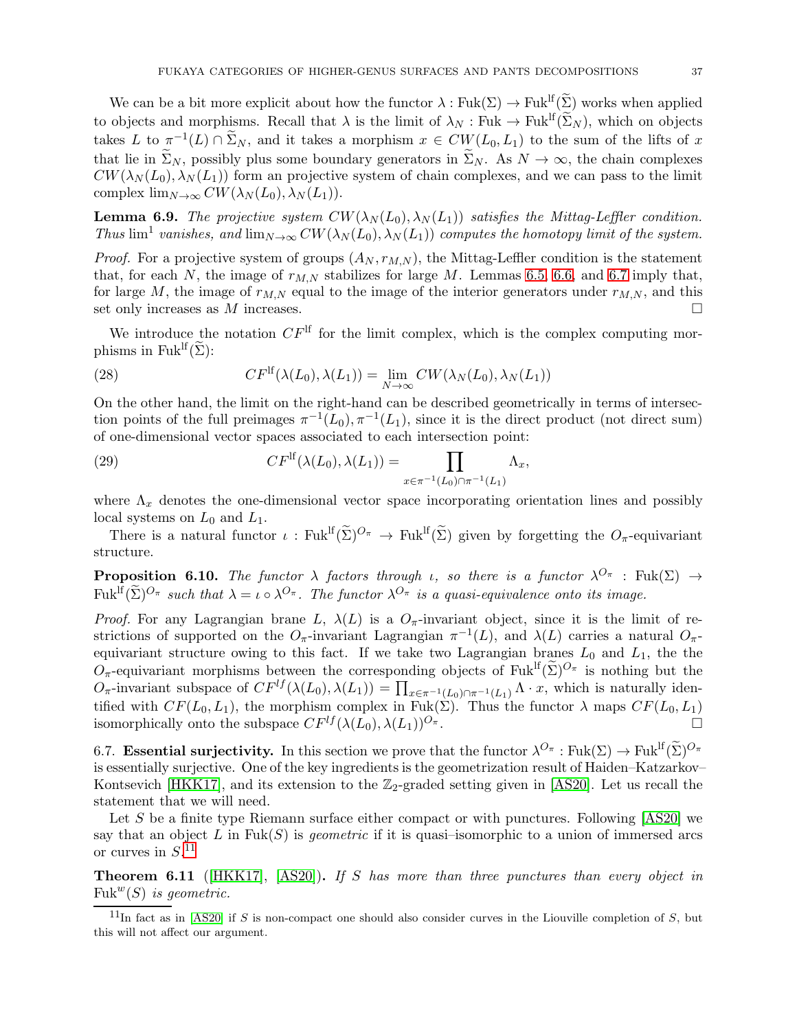We can be a bit more explicit about how the functor $\lambda : \mathrm{Fuk}(\Sigma) \to \mathrm{Fuk}^{\mathrm{lf}}(\widetilde{\Sigma})$ works when applied to objects and morphisms. Recall that $\lambda$ is the limit of $\lambda_N : \mathrm{Fuk} \to \mathrm{Fuk}^{\mathrm{lf}}(\widetilde{\Sigma}_N)$, which on objects takes $L$ to $\pi^{-1}(L) \cap \widetilde{\Sigma}_N$, and it takes a morphism $x \in CW(L_0, L_1)$ to the sum of the lifts of $x$ that lie in $\widetilde{\Sigma}_N$, possibly plus some boundary generators in $\widetilde{\Sigma}_N$. As $N \to \infty$, the chain complexes $CW(\lambda_N(L_0), \lambda_N(L_1))$ form an projective system of chain complexes, and we can pass to the limit complex $\lim_{N\to\infty} CW(\lambda_N(L_0), \lambda_N(L_1))$.

**Lemma 6.9.** *The projective system $CW(\lambda_N(L_0), \lambda_N(L_1))$ satisfies the Mittag-Leffler condition. Thus $\lim^1$ vanishes, and $\lim_{N\to\infty} CW(\lambda_N(L_0), \lambda_N(L_1))$ computes the homotopy limit of the system.*

*Proof.* For a projective system of groups $(A_N, r_{M,N})$, the Mittag-Leffler condition is the statement that, for each $N$, the image of $r_{M,N}$ stabilizes for large $M$. Lemmas 6.5, 6.6, and 6.7 imply that, for large $M$, the image of $r_{M,N}$ equal to the image of the interior generators under $r_{M,N}$, and this set only increases as $M$ increases. □

We introduce the notation $CF^{\mathrm{lf}}$ for the limit complex, which is the complex computing morphisms in $\mathrm{Fuk}^{\mathrm{lf}}(\widetilde{\Sigma})$:

$$CF^{\mathrm{lf}}(\lambda(L_0), \lambda(L_1)) = \lim_{N\to\infty} CW(\lambda_N(L_0), \lambda_N(L_1)) \tag{28}$$

On the other hand, the limit on the right-hand can be described geometrically in terms of intersection points of the full preimages $\pi^{-1}(L_0), \pi^{-1}(L_1)$, since it is the direct product (not direct sum) of one-dimensional vector spaces associated to each intersection point:

$$CF^{\mathrm{lf}}(\lambda(L_0), \lambda(L_1)) = \prod_{x \in \pi^{-1}(L_0) \cap \pi^{-1}(L_1)} \Lambda_x, \tag{29}$$

where $\Lambda_x$ denotes the one-dimensional vector space incorporating orientation lines and possibly local systems on $L_0$ and $L_1$.

There is a natural functor $\iota : \mathrm{Fuk}^{\mathrm{lf}}(\widetilde{\Sigma})^{O_\pi} \to \mathrm{Fuk}^{\mathrm{lf}}(\widetilde{\Sigma})$ given by forgetting the $O_\pi$-equivariant structure.

**Proposition 6.10.** *The functor $\lambda$ factors through $\iota$, so there is a functor $\lambda^{O_\pi} : \mathrm{Fuk}(\Sigma) \to \mathrm{Fuk}^{\mathrm{lf}}(\widetilde{\Sigma})^{O_\pi}$ such that $\lambda = \iota \circ \lambda^{O_\pi}$. The functor $\lambda^{O_\pi}$ is a quasi-equivalence onto its image.*

*Proof.* For any Lagrangian brane $L$, $\lambda(L)$ is a $O_\pi$-invariant object, since it is the limit of restrictions of supported on the $O_\pi$-invariant Lagrangian $\pi^{-1}(L)$, and $\lambda(L)$ carries a natural $O_\pi$-equivariant structure owing to this fact. If we take two Lagrangian branes $L_0$ and $L_1$, the the $O_\pi$-equivariant morphisms between the corresponding objects of $\mathrm{Fuk}^{\mathrm{lf}}(\widetilde{\Sigma})^{O_\pi}$ is nothing but the $O_\pi$-invariant subspace of $CF^{lf}(\lambda(L_0), \lambda(L_1)) = \prod_{x\in\pi^{-1}(L_0)\cap\pi^{-1}(L_1)} \Lambda \cdot x$, which is naturally identified with $CF(L_0, L_1)$, the morphism complex in $\mathrm{Fuk}(\Sigma)$. Thus the functor $\lambda$ maps $CF(L_0, L_1)$ isomorphically onto the subspace $CF^{lf}(\lambda(L_0), \lambda(L_1))^{O_\pi}$. □

## 6.7. Essential surjectivity.

In this section we prove that the functor $\lambda^{O_\pi} : \mathrm{Fuk}(\Sigma) \to \mathrm{Fuk}^{\mathrm{lf}}(\widetilde{\Sigma})^{O_\pi}$ is essentially surjective. One of the key ingredients is the geometrization result of Haiden–Katzarkov–Kontsevich [HKK17], and its extension to the $\mathbb{Z}_2$-graded setting given in [AS20]. Let us recall the statement that we will need.

Let $S$ be a finite type Riemann surface either compact or with punctures. Following [AS20] we say that an object $L$ in $\mathrm{Fuk}(S)$ is *geometric* if it is quasi–isomorphic to a union of immersed arcs or curves in $S$.[11]

**Theorem 6.11** ([HKK17], [AS20])**.** *If $S$ has more than three punctures than every object in $\mathrm{Fuk}^w(S)$ is geometric.*

[11] In fact as in [AS20] if $S$ is non-compact one should also consider curves in the Liouville completion of $S$, but this will not affect our argument.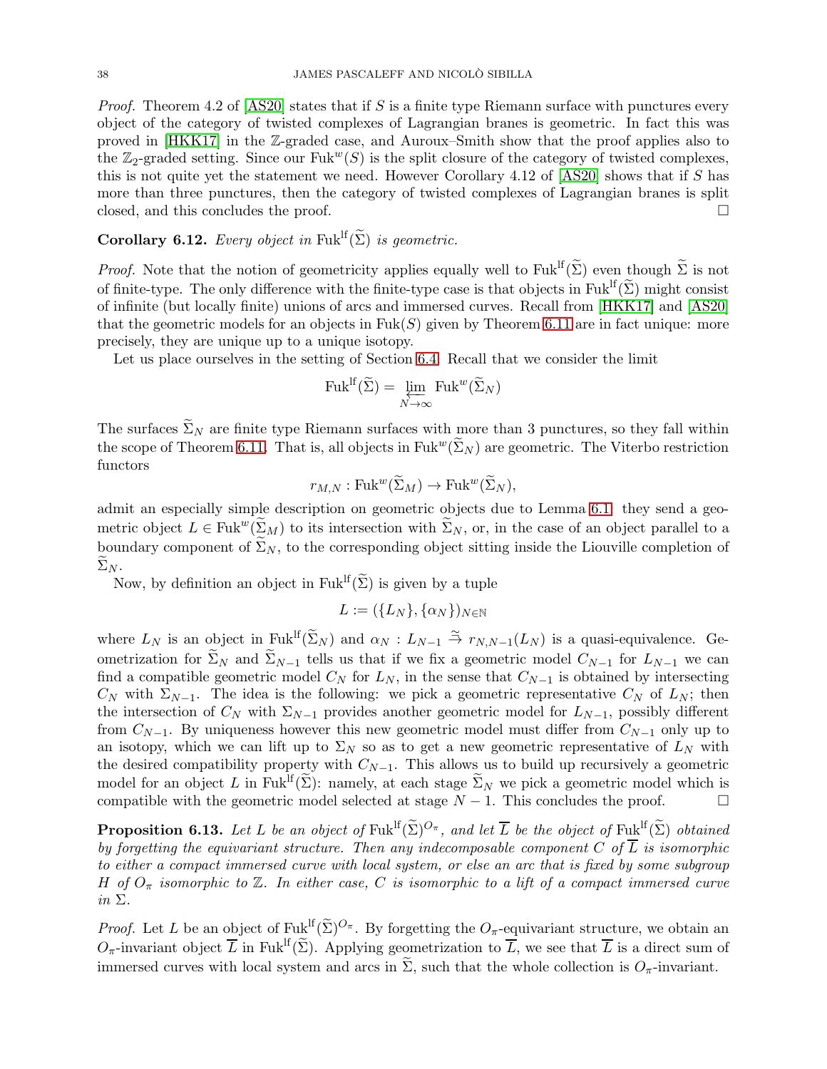*Proof.* Theorem 4.2 of [AS20] states that if $S$ is a finite type Riemann surface with punctures every object of the category of twisted complexes of Lagrangian branes is geometric. In fact this was proved in [HKK17] in the $\mathbb{Z}$-graded case, and Auroux–Smith show that the proof applies also to the $\mathbb{Z}_2$-graded setting. Since our $\mathrm{Fuk}^w(S)$ is the split closure of the category of twisted complexes, this is not quite yet the statement we need. However Corollary 4.12 of [AS20] shows that if $S$ has more than three punctures, then the category of twisted complexes of Lagrangian branes is split closed, and this concludes the proof. □

**Corollary 6.12.** *Every object in* $\mathrm{Fuk}^{\mathrm{lf}}(\widetilde{\Sigma})$ *is geometric.*

*Proof.* Note that the notion of geometricity applies equally well to $\mathrm{Fuk}^{\mathrm{lf}}(\widetilde{\Sigma})$ even though $\widetilde{\Sigma}$ is not of finite-type. The only difference with the finite-type case is that objects in $\mathrm{Fuk}^{\mathrm{lf}}(\widetilde{\Sigma})$ might consist of infinite (but locally finite) unions of arcs and immersed curves. Recall from [HKK17] and [AS20] that the geometric models for an objects in $\mathrm{Fuk}(S)$ given by Theorem 6.11 are in fact unique: more precisely, they are unique up to a unique isotopy.

Let us place ourselves in the setting of Section 6.4. Recall that we consider the limit

$$\mathrm{Fuk}^{\mathrm{lf}}(\widetilde{\Sigma}) = \varprojlim_{N\to\infty} \mathrm{Fuk}^w(\widetilde{\Sigma}_N)$$

The surfaces $\widetilde{\Sigma}_N$ are finite type Riemann surfaces with more than 3 punctures, so they fall within the scope of Theorem 6.11. That is, all objects in $\mathrm{Fuk}^w(\widetilde{\Sigma}_N)$ are geometric. The Viterbo restriction functors

$$r_{M,N} : \mathrm{Fuk}^w(\widetilde{\Sigma}_M) \to \mathrm{Fuk}^w(\widetilde{\Sigma}_N),$$

admit an especially simple description on geometric objects due to Lemma 6.1: they send a geometric object $L \in \mathrm{Fuk}^w(\widetilde{\Sigma}_M)$ to its intersection with $\widetilde{\Sigma}_N$, or, in the case of an object parallel to a boundary component of $\widetilde{\Sigma}_N$, to the corresponding object sitting inside the Liouville completion of $\widetilde{\Sigma}_N$.

Now, by definition an object in $\mathrm{Fuk}^{\mathrm{lf}}(\widetilde{\Sigma})$ is given by a tuple

$$L := (\{L_N\}, \{\alpha_N\})_{N\in\mathbb{N}}$$

where $L_N$ is an object in $\mathrm{Fuk}^{\mathrm{lf}}(\widetilde{\Sigma}_N)$ and $\alpha_N : L_{N-1} \stackrel{\cong}{\to} r_{N,N-1}(L_N)$ is a quasi-equivalence. Geometrization for $\widetilde{\Sigma}_N$ and $\widetilde{\Sigma}_{N-1}$ tells us that if we fix a geometric model $C_{N-1}$ for $L_{N-1}$ we can find a compatible geometric model $C_N$ for $L_N$, in the sense that $C_{N-1}$ is obtained by intersecting $C_N$ with $\Sigma_{N-1}$. The idea is the following: we pick a geometric representative $C_N$ of $L_N$; then the intersection of $C_N$ with $\Sigma_{N-1}$ provides another geometric model for $L_{N-1}$, possibly different from $C_{N-1}$. By uniqueness however this new geometric model must differ from $C_{N-1}$ only up to an isotopy, which we can lift up to $\Sigma_N$ so as to get a new geometric representative of $L_N$ with the desired compatibility property with $C_{N-1}$. This allows us to build up recursively a geometric model for an object $L$ in $\mathrm{Fuk}^{\mathrm{lf}}(\widetilde{\Sigma})$: namely, at each stage $\widetilde{\Sigma}_N$ we pick a geometric model which is compatible with the geometric model selected at stage $N-1$. This concludes the proof. □

**Proposition 6.13.** *Let $L$ be an object of* $\mathrm{Fuk}^{\mathrm{lf}}(\widetilde{\Sigma})^{O_\pi}$*, and let $\overline{L}$ be the object of* $\mathrm{Fuk}^{\mathrm{lf}}(\widetilde{\Sigma})$ *obtained by forgetting the equivariant structure. Then any indecomposable component $C$ of $\overline{L}$ is isomorphic to either a compact immersed curve with local system, or else an arc that is fixed by some subgroup $H$ of $O_\pi$ isomorphic to $\mathbb{Z}$. In either case, $C$ is isomorphic to a lift of a compact immersed curve in $\Sigma$.*

*Proof.* Let $L$ be an object of $\mathrm{Fuk}^{\mathrm{lf}}(\widetilde{\Sigma})^{O_\pi}$. By forgetting the $O_\pi$-equivariant structure, we obtain an $O_\pi$-invariant object $\overline{L}$ in $\mathrm{Fuk}^{\mathrm{lf}}(\widetilde{\Sigma})$. Applying geometrization to $\overline{L}$, we see that $\overline{L}$ is a direct sum of immersed curves with local system and arcs in $\widetilde{\Sigma}$, such that the whole collection is $O_\pi$-invariant.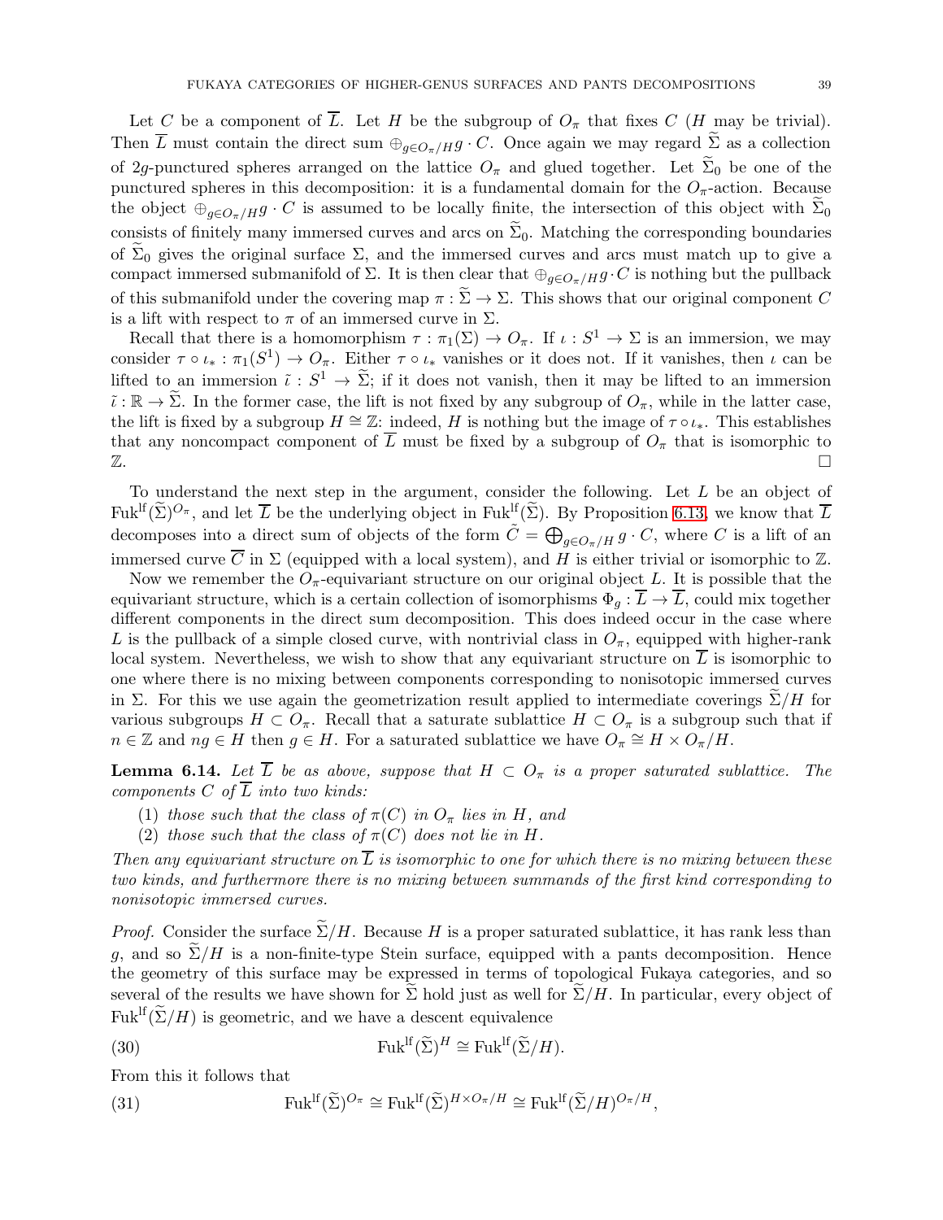Let $C$ be a component of $\overline{L}$. Let $H$ be the subgroup of $O_\pi$ that fixes $C$ ($H$ may be trivial). Then $\overline{L}$ must contain the direct sum $\oplus_{g\in O_\pi/H} g\cdot C$. Once again we may regard $\widetilde{\Sigma}$ as a collection of $2g$-punctured spheres arranged on the lattice $O_\pi$ and glued together. Let $\widetilde{\Sigma}_0$ be one of the punctured spheres in this decomposition: it is a fundamental domain for the $O_\pi$-action. Because the object $\oplus_{g\in O_\pi/H} g\cdot C$ is assumed to be locally finite, the intersection of this object with $\widetilde{\Sigma}_0$ consists of finitely many immersed curves and arcs on $\widetilde{\Sigma}_0$. Matching the corresponding boundaries of $\widetilde{\Sigma}_0$ gives the original surface $\Sigma$, and the immersed curves and arcs must match up to give a compact immersed submanifold of $\Sigma$. It is then clear that $\oplus_{g\in O_\pi/H} g\cdot C$ is nothing but the pullback of this submanifold under the covering map $\pi : \widetilde{\Sigma} \to \Sigma$. This shows that our original component $C$ is a lift with respect to $\pi$ of an immersed curve in $\Sigma$.

Recall that there is a homomorphism $\tau : \pi_1(\Sigma) \to O_\pi$. If $\iota : S^1 \to \Sigma$ is an immersion, we may consider $\tau\circ\iota_* : \pi_1(S^1) \to O_\pi$. Either $\tau\circ\iota_*$ vanishes or it does not. If it vanishes, then $\iota$ can be lifted to an immersion $\tilde{\iota} : S^1 \to \widetilde{\Sigma}$; if it does not vanish, then it may be lifted to an immersion $\tilde{\iota} : \mathbb{R} \to \widetilde{\Sigma}$. In the former case, the lift is not fixed by any subgroup of $O_\pi$, while in the latter case, the lift is fixed by a subgroup $H \cong \mathbb{Z}$: indeed, $H$ is nothing but the image of $\tau\circ\iota_*$. This establishes that any noncompact component of $\overline{L}$ must be fixed by a subgroup of $O_\pi$ that is isomorphic to $\mathbb{Z}$. □

To understand the next step in the argument, consider the following. Let $L$ be an object of $\mathrm{Fuk}^{\mathrm{lf}}(\widetilde{\Sigma})^{O_\pi}$, and let $\overline{L}$ be the underlying object in $\mathrm{Fuk}^{\mathrm{lf}}(\widetilde{\Sigma})$. By Proposition 6.13, we know that $\overline{L}$ decomposes into a direct sum of objects of the form $\tilde{C} = \bigoplus_{g\in O_\pi/H} g\cdot C$, where $C$ is a lift of an immersed curve $\overline{C}$ in $\Sigma$ (equipped with a local system), and $H$ is either trivial or isomorphic to $\mathbb{Z}$.

Now we remember the $O_\pi$-equivariant structure on our original object $L$. It is possible that the equivariant structure, which is a certain collection of isomorphisms $\Phi_g : \overline{L} \to \overline{L}$, could mix together different components in the direct sum decomposition. This does indeed occur in the case where $L$ is the pullback of a simple closed curve, with nontrivial class in $O_\pi$, equipped with higher-rank local system. Nevertheless, we wish to show that any equivariant structure on $\overline{L}$ is isomorphic to one where there is no mixing between components corresponding to nonisotopic immersed curves in $\Sigma$. For this we use again the geometrization result applied to intermediate coverings $\widetilde{\Sigma}/H$ for various subgroups $H \subset O_\pi$. Recall that a saturate sublattice $H \subset O_\pi$ is a subgroup such that if $n \in \mathbb{Z}$ and $ng \in H$ then $g \in H$. For a saturated sublattice we have $O_\pi \cong H \times O_\pi/H$.

**Lemma 6.14.** *Let $\overline{L}$ be as above, suppose that $H \subset O_\pi$ is a proper saturated sublattice. The components $C$ of $\overline{L}$ into two kinds:*

1. *those such that the class of $\pi(C)$ in $O_\pi$ lies in $H$, and*
2. *those such that the class of $\pi(C)$ does not lie in $H$.*

*Then any equivariant structure on $\overline{L}$ is isomorphic to one for which there is no mixing between these two kinds, and furthermore there is no mixing between summands of the first kind corresponding to nonisotopic immersed curves.*

*Proof.* Consider the surface $\widetilde{\Sigma}/H$. Because $H$ is a proper saturated sublattice, it has rank less than $g$, and so $\widetilde{\Sigma}/H$ is a non-finite-type Stein surface, equipped with a pants decomposition. Hence the geometry of this surface may be expressed in terms of topological Fukaya categories, and so several of the results we have shown for $\widetilde{\Sigma}$ hold just as well for $\widetilde{\Sigma}/H$. In particular, every object of $\mathrm{Fuk}^{\mathrm{lf}}(\widetilde{\Sigma}/H)$ is geometric, and we have a descent equivalence

$$\mathrm{Fuk}^{\mathrm{lf}}(\widetilde{\Sigma})^H \cong \mathrm{Fuk}^{\mathrm{lf}}(\widetilde{\Sigma}/H). \tag{30}$$

From this it follows that

$$\mathrm{Fuk}^{\mathrm{lf}}(\widetilde{\Sigma})^{O_\pi} \cong \mathrm{Fuk}^{\mathrm{lf}}(\widetilde{\Sigma})^{H\times O_\pi/H} \cong \mathrm{Fuk}^{\mathrm{lf}}(\widetilde{\Sigma}/H)^{O_\pi/H}, \tag{31}$$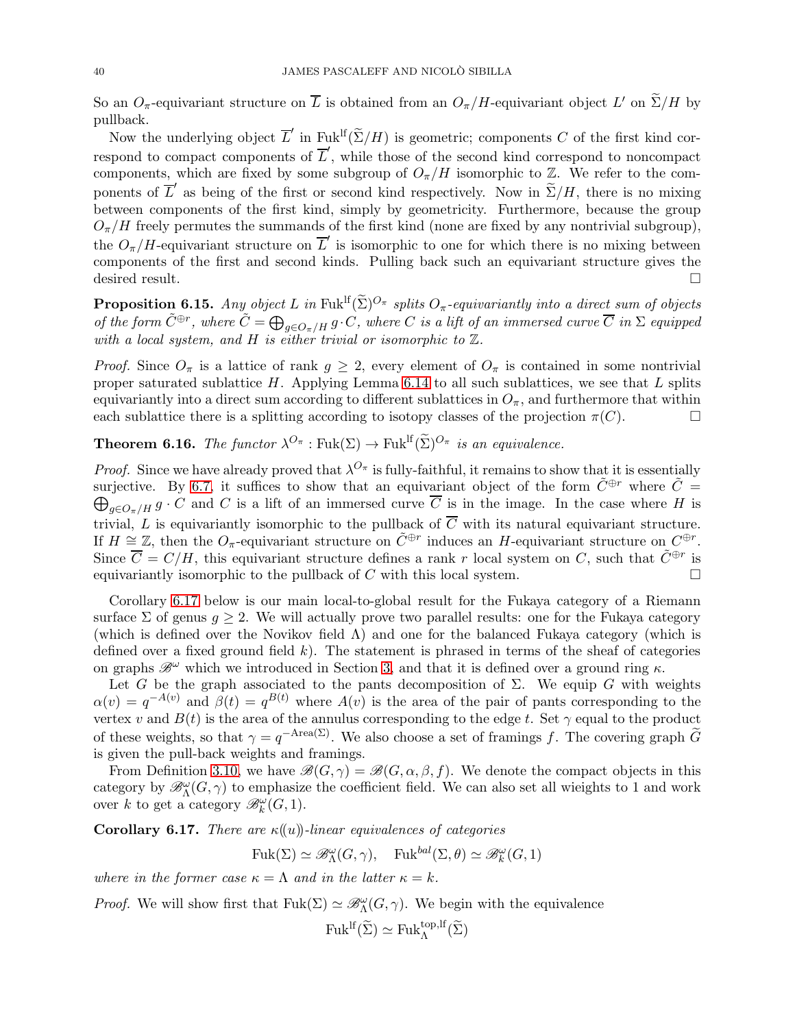So an $O_\pi$-equivariant structure on $\overline{L}$ is obtained from an $O_\pi/H$-equivariant object $L'$ on $\widetilde{\Sigma}/H$ by pullback.

Now the underlying object $\overline{L}'$ in $\mathrm{Fuk}^{\mathrm{lf}}(\widetilde{\Sigma}/H)$ is geometric; components $C$ of the first kind correspond to compact components of $\overline{L}'$, while those of the second kind correspond to noncompact components, which are fixed by some subgroup of $O_\pi/H$ isomorphic to $\mathbb{Z}$. We refer to the components of $\overline{L}'$ as being of the first or second kind respectively. Now in $\widetilde{\Sigma}/H$, there is no mixing between components of the first kind, simply by geometricity. Furthermore, because the group $O_\pi/H$ freely permutes the summands of the first kind (none are fixed by any nontrivial subgroup), the $O_\pi/H$-equivariant structure on $\overline{L}'$ is isomorphic to one for which there is no mixing between components of the first and second kinds. Pulling back such an equivariant structure gives the desired result. □

**Proposition 6.15.** *Any object $L$ in $\mathrm{Fuk}^{\mathrm{lf}}(\widetilde{\Sigma})^{O_\pi}$ splits $O_\pi$-equivariantly into a direct sum of objects of the form $\tilde{C}^{\oplus r}$, where $\tilde{C} = \bigoplus_{g\in O_\pi/H} g\cdot C$, where $C$ is a lift of an immersed curve $\overline{C}$ in $\Sigma$ equipped with a local system, and $H$ is either trivial or isomorphic to $\mathbb{Z}$.*

*Proof.* Since $O_\pi$ is a lattice of rank $g \geq 2$, every element of $O_\pi$ is contained in some nontrivial proper saturated sublattice $H$. Applying Lemma 6.14 to all such sublattices, we see that $L$ splits equivariantly into a direct sum according to different sublattices in $O_\pi$, and furthermore that within each sublattice there is a splitting according to isotopy classes of the projection $\pi(C)$. □

**Theorem 6.16.** *The functor $\lambda^{O_\pi} : \mathrm{Fuk}(\Sigma) \to \mathrm{Fuk}^{\mathrm{lf}}(\widetilde{\Sigma})^{O_\pi}$ is an equivalence.*

*Proof.* Since we have already proved that $\lambda^{O_\pi}$ is fully-faithful, it remains to show that it is essentially surjective. By 6.7, it suffices to show that an equivariant object of the form $\tilde{C}^{\oplus r}$ where $\tilde{C} = \bigoplus_{g\in O_\pi/H} g\cdot C$ and $C$ is a lift of an immersed curve $\overline{C}$ is in the image. In the case where $H$ is trivial, $L$ is equivariantly isomorphic to the pullback of $\overline{C}$ with its natural equivariant structure. If $H \cong \mathbb{Z}$, then the $O_\pi$-equivariant structure on $\tilde{C}^{\oplus r}$ induces an $H$-equivariant structure on $C^{\oplus r}$. Since $\overline{C} = C/H$, this equivariant structure defines a rank $r$ local system on $C$, such that $\tilde{C}^{\oplus r}$ is equivariantly isomorphic to the pullback of $C$ with this local system. □

Corollary 6.17 below is our main local-to-global result for the Fukaya category of a Riemann surface $\Sigma$ of genus $g \geq 2$. We will actually prove two parallel results: one for the Fukaya category (which is defined over the Novikov field $\Lambda$) and one for the balanced Fukaya category (which is defined over a fixed ground field $k$). The statement is phrased in terms of the sheaf of categories on graphs $\mathscr{B}^\omega$ which we introduced in Section 3, and that it is defined over a ground ring $\kappa$.

Let $G$ be the graph associated to the pants decomposition of $\Sigma$. We equip $G$ with weights $\alpha(v) = q^{-A(v)}$ and $\beta(t) = q^{B(t)}$ where $A(v)$ is the area of the pair of pants corresponding to the vertex $v$ and $B(t)$ is the area of the annulus corresponding to the edge $t$. Set $\gamma$ equal to the product of these weights, so that $\gamma = q^{-\mathrm{Area}(\Sigma)}$. We also choose a set of framings $f$. The covering graph $\widetilde{G}$ is given the pull-back weights and framings.

From Definition 3.10, we have $\mathscr{B}(G,\gamma) = \mathscr{B}(G,\alpha,\beta,f)$. We denote the compact objects in this category by $\mathscr{B}^\omega_\Lambda(G,\gamma)$ to emphasize the coefficient field. We can also set all wieights to 1 and work over $k$ to get a category $\mathscr{B}^\omega_k(G,1)$.

**Corollary 6.17.** *There are $\kappa(\!(u)\!)$-linear equivalences of categories*

$$\mathrm{Fuk}(\Sigma) \simeq \mathscr{B}^\omega_\Lambda(G,\gamma), \quad \mathrm{Fuk}^{bal}(\Sigma,\theta) \simeq \mathscr{B}^\omega_k(G,1)$$

*where in the former case $\kappa = \Lambda$ and in the latter $\kappa = k$.*

*Proof.* We will show first that $\mathrm{Fuk}(\Sigma) \simeq \mathscr{B}^\omega_\Lambda(G,\gamma)$. We begin with the equivalence

$$\mathrm{Fuk}^{\mathrm{lf}}(\widetilde{\Sigma}) \simeq \mathrm{Fuk}^{\mathrm{top,lf}}_\Lambda(\widetilde{\Sigma})$$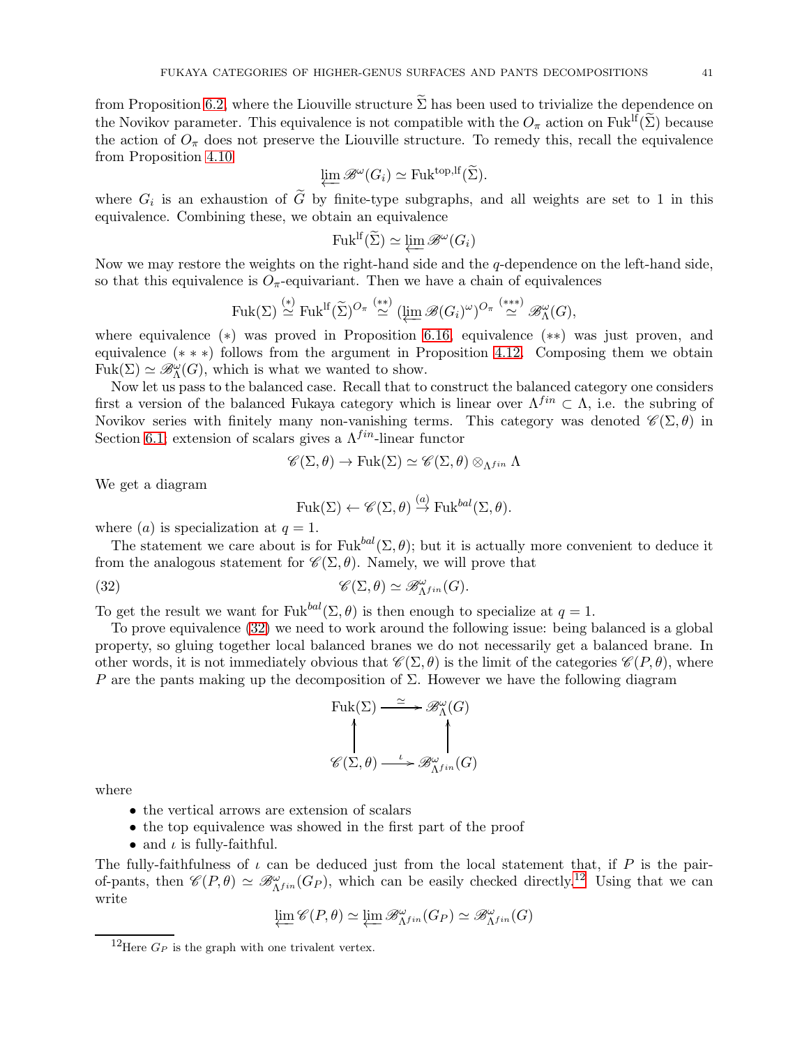from Proposition 6.2, where the Liouville structure $\widetilde{\Sigma}$ has been used to trivialize the dependence on the Novikov parameter. This equivalence is not compatible with the $O_\pi$ action on $\mathrm{Fuk}^{\mathrm{lf}}(\widetilde{\Sigma})$ because the action of $O_\pi$ does not preserve the Liouville structure. To remedy this, recall the equivalence from Proposition 4.10

$$\varprojlim \mathscr{B}^{\omega}(G_i) \simeq \mathrm{Fuk}^{\mathrm{top,lf}}(\widetilde{\Sigma}).$$

where $G_i$ is an exhaustion of $\widetilde{G}$ by finite-type subgraphs, and all weights are set to 1 in this equivalence. Combining these, we obtain an equivalence

$$\mathrm{Fuk}^{\mathrm{lf}}(\widetilde{\Sigma}) \simeq \varprojlim \mathscr{B}^{\omega}(G_i)$$

Now we may restore the weights on the right-hand side and the $q$-dependence on the left-hand side, so that this equivalence is $O_\pi$-equivariant. Then we have a chain of equivalences

$$\mathrm{Fuk}(\Sigma) \overset{(*)}{\simeq} \mathrm{Fuk}^{\mathrm{lf}}(\widetilde{\Sigma})^{O_\pi} \overset{(**)}{\simeq} (\varprojlim \mathscr{B}(G_i)^{\omega})^{O_\pi} \overset{(***)}{\simeq} \mathscr{B}^{\omega}_{\Lambda}(G),$$

where equivalence $(*)$ was proved in Proposition 6.16, equivalence $(**)$ was just proven, and equivalence $(***)$ follows from the argument in Proposition 4.12. Composing them we obtain $\mathrm{Fuk}(\Sigma) \simeq \mathscr{B}^{\omega}_{\Lambda}(G)$, which is what we wanted to show.

Now let us pass to the balanced case. Recall that to construct the balanced category one considers first a version of the balanced Fukaya category which is linear over $\Lambda^{fin} \subset \Lambda$, i.e. the subring of Novikov series with finitely many non-vanishing terms. This category was denoted $\mathscr{C}(\Sigma, \theta)$ in Section 6.1; extension of scalars gives a $\Lambda^{fin}$-linear functor

$$\mathscr{C}(\Sigma, \theta) \to \mathrm{Fuk}(\Sigma) \simeq \mathscr{C}(\Sigma, \theta) \otimes_{\Lambda^{fin}} \Lambda$$

We get a diagram

$$\mathrm{Fuk}(\Sigma) \leftarrow \mathscr{C}(\Sigma, \theta) \overset{(a)}{\to} \mathrm{Fuk}^{bal}(\Sigma, \theta).$$

where $(a)$ is specialization at $q = 1$.

The statement we care about is for $\mathrm{Fuk}^{bal}(\Sigma, \theta)$; but it is actually more convenient to deduce it from the analogous statement for $\mathscr{C}(\Sigma, \theta)$. Namely, we will prove that

$$\mathscr{C}(\Sigma, \theta) \simeq \mathscr{B}^{\omega}_{\Lambda^{fin}}(G). \tag{32}$$

To get the result we want for $\mathrm{Fuk}^{bal}(\Sigma, \theta)$ is then enough to specialize at $q = 1$.

To prove equivalence (32) we need to work around the following issue: being balanced is a global property, so gluing together local balanced branes we do not necessarily get a balanced brane. In other words, it is not immediately obvious that $\mathscr{C}(\Sigma, \theta)$ is the limit of the categories $\mathscr{C}(P, \theta)$, where $P$ are the pants making up the decomposition of $\Sigma$. However we have the following diagram

$$\begin{array}{ccc} \mathrm{Fuk}(\Sigma) & \xrightarrow{\simeq} & \mathscr{B}^{\omega}_{\Lambda}(G) \\ \uparrow & & \uparrow \\ \mathscr{C}(\Sigma, \theta) & \xrightarrow{\iota} & \mathscr{B}^{\omega}_{\Lambda^{fin}}(G) \end{array}$$

where

- the vertical arrows are extension of scalars
- the top equivalence was showed in the first part of the proof
- and $\iota$ is fully-faithful.

The fully-faithfulness of $\iota$ can be deduced just from the local statement that, if $P$ is the pair-of-pants, then $\mathscr{C}(P, \theta) \simeq \mathscr{B}^{\omega}_{\Lambda^{fin}}(G_P)$, which can be easily checked directly.[12] Using that we can write

$$\varprojlim \mathscr{C}(P, \theta) \simeq \varprojlim \mathscr{B}^{\omega}_{\Lambda^{fin}}(G_P) \simeq \mathscr{B}^{\omega}_{\Lambda^{fin}}(G)$$

[12] Here $G_P$ is the graph with one trivalent vertex.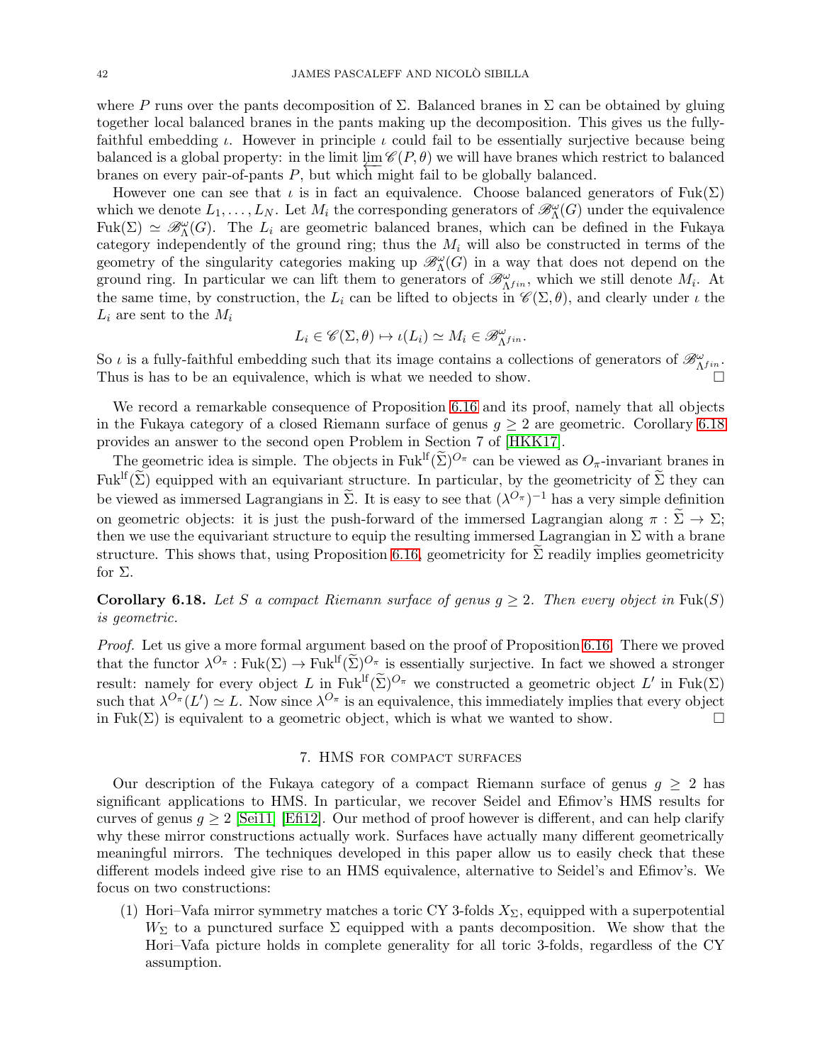where $P$ runs over the pants decomposition of $\Sigma$. Balanced branes in $\Sigma$ can be obtained by gluing together local balanced branes in the pants making up the decomposition. This gives us the fully-faithful embedding $\iota$. However in principle $\iota$ could fail to be essentially surjective because being balanced is a global property: in the limit $\varprojlim \mathscr{C}(P, \theta)$ we will have branes which restrict to balanced branes on every pair-of-pants $P$, but which might fail to be globally balanced.

However one can see that $\iota$ is in fact an equivalence. Choose balanced generators of $\mathrm{Fuk}(\Sigma)$ which we denote $L_1, \ldots, L_N$. Let $M_i$ the corresponding generators of $\mathscr{B}^{\omega}_{\Lambda}(G)$ under the equivalence $\mathrm{Fuk}(\Sigma) \simeq \mathscr{B}^{\omega}_{\Lambda}(G)$. The $L_i$ are geometric balanced branes, which can be defined in the Fukaya category independently of the ground ring; thus the $M_i$ will also be constructed in terms of the geometry of the singularity categories making up $\mathscr{B}^{\omega}_{\Lambda}(G)$ in a way that does not depend on the ground ring. In particular we can lift them to generators of $\mathscr{B}^{\omega}_{\Lambda^{fin}}$, which we still denote $M_i$. At the same time, by construction, the $L_i$ can be lifted to objects in $\mathscr{C}(\Sigma, \theta)$, and clearly under $\iota$ the $L_i$ are sent to the $M_i$

$$L_i \in \mathscr{C}(\Sigma, \theta) \mapsto \iota(L_i) \simeq M_i \in \mathscr{B}^{\omega}_{\Lambda^{fin}}.$$

So $\iota$ is a fully-faithful embedding such that its image contains a collections of generators of $\mathscr{B}^{\omega}_{\Lambda^{fin}}$. Thus is has to be an equivalence, which is what we needed to show. □

We record a remarkable consequence of Proposition 6.16 and its proof, namely that all objects in the Fukaya category of a closed Riemann surface of genus $g \geq 2$ are geometric. Corollary 6.18 provides an answer to the second open Problem in Section 7 of [HKK17].

The geometric idea is simple. The objects in $\mathrm{Fuk}^{\mathrm{lf}}(\widetilde{\Sigma})^{O_\pi}$ can be viewed as $O_\pi$-invariant branes in $\mathrm{Fuk}^{\mathrm{lf}}(\widetilde{\Sigma})$ equipped with an equivariant structure. In particular, by the geometricity of $\widetilde{\Sigma}$ they can be viewed as immersed Lagrangians in $\widetilde{\Sigma}$. It is easy to see that $(\lambda^{O_\pi})^{-1}$ has a very simple definition on geometric objects: it is just the push-forward of the immersed Lagrangian along $\pi : \widetilde{\Sigma} \to \Sigma$; then we use the equivariant structure to equip the resulting immersed Lagrangian in $\Sigma$ with a brane structure. This shows that, using Proposition 6.16, geometricity for $\widetilde{\Sigma}$ readily implies geometricity for $\Sigma$.

**Corollary 6.18.** *Let $S$ a compact Riemann surface of genus $g \geq 2$. Then every object in $\mathrm{Fuk}(S)$ is geometric.*

*Proof.* Let us give a more formal argument based on the proof of Proposition 6.16. There we proved that the functor $\lambda^{O_\pi} : \mathrm{Fuk}(\Sigma) \to \mathrm{Fuk}^{\mathrm{lf}}(\widetilde{\Sigma})^{O_\pi}$ is essentially surjective. In fact we showed a stronger result: namely for every object $L$ in $\mathrm{Fuk}^{\mathrm{lf}}(\widetilde{\Sigma})^{O_\pi}$ we constructed a geometric object $L'$ in $\mathrm{Fuk}(\Sigma)$ such that $\lambda^{O_\pi}(L') \simeq L$. Now since $\lambda^{O_\pi}$ is an equivalence, this immediately implies that every object in $\mathrm{Fuk}(\Sigma)$ is equivalent to a geometric object, which is what we wanted to show. □

## 7. HMS for compact surfaces

Our description of the Fukaya category of a compact Riemann surface of genus $g \geq 2$ has significant applications to HMS. In particular, we recover Seidel and Efimov's HMS results for curves of genus $g \geq 2$ [Sei11] [Efi12]. Our method of proof however is different, and can help clarify why these mirror constructions actually work. Surfaces have actually many different geometrically meaningful mirrors. The techniques developed in this paper allow us to easily check that these different models indeed give rise to an HMS equivalence, alternative to Seidel's and Efimov's. We focus on two constructions:

1. Hori–Vafa mirror symmetry matches a toric CY 3-folds $X_\Sigma$, equipped with a superpotential $W_\Sigma$ to a punctured surface $\Sigma$ equipped with a pants decomposition. We show that the Hori–Vafa picture holds in complete generality for all toric 3-folds, regardless of the CY assumption.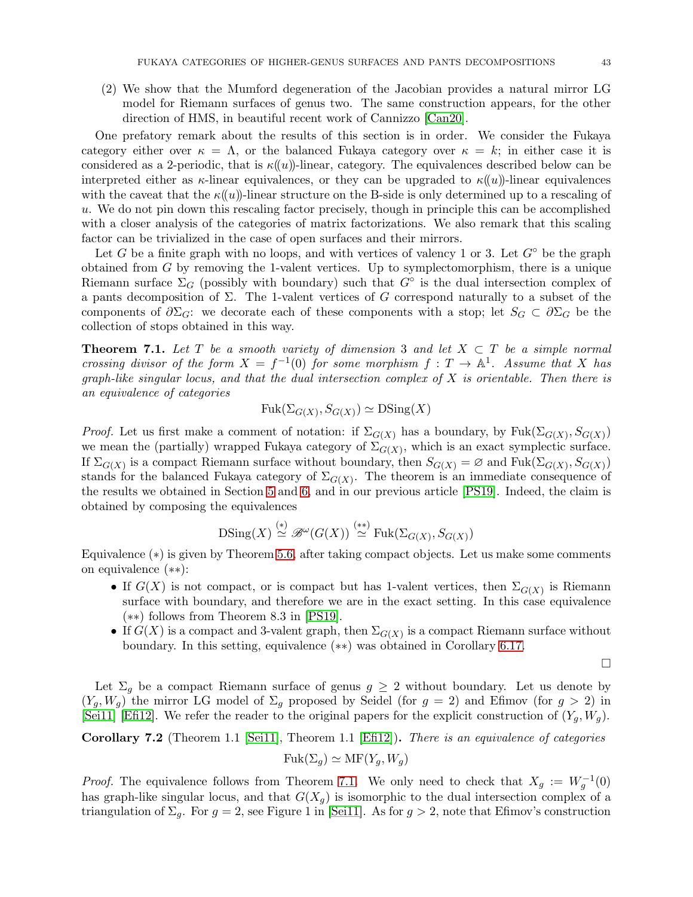(2) We show that the Mumford degeneration of the Jacobian provides a natural mirror LG model for Riemann surfaces of genus two. The same construction appears, for the other direction of HMS, in beautiful recent work of Cannizzo [Can20].

One prefatory remark about the results of this section is in order. We consider the Fukaya category either over $\kappa = \Lambda$, or the balanced Fukaya category over $\kappa = k$; in either case it is considered as a 2-periodic, that is $\kappa(\!(u)\!)$-linear, category. The equivalences described below can be interpreted either as $\kappa$-linear equivalences, or they can be upgraded to $\kappa(\!(u)\!)$-linear equivalences with the caveat that the $\kappa(\!(u)\!)$-linear structure on the B-side is only determined up to a rescaling of $u$. We do not pin down this rescaling factor precisely, though in principle this can be accomplished with a closer analysis of the categories of matrix factorizations. We also remark that this scaling factor can be trivialized in the case of open surfaces and their mirrors.

Let $G$ be a finite graph with no loops, and with vertices of valency 1 or 3. Let $G^\circ$ be the graph obtained from $G$ by removing the 1-valent vertices. Up to symplectomorphism, there is a unique Riemann surface $\Sigma_G$ (possibly with boundary) such that $G^\circ$ is the dual intersection complex of a pants decomposition of $\Sigma$. The 1-valent vertices of $G$ correspond naturally to a subset of the components of $\partial\Sigma_G$: we decorate each of these components with a stop; let $S_G \subset \partial\Sigma_G$ be the collection of stops obtained in this way.

**Theorem 7.1.** *Let $T$ be a smooth variety of dimension 3 and let $X \subset T$ be a simple normal crossing divisor of the form $X = f^{-1}(0)$ for some morphism $f : T \to \mathbb{A}^1$. Assume that $X$ has graph-like singular locus, and that the dual intersection complex of $X$ is orientable. Then there is an equivalence of categories*

$$\mathrm{Fuk}(\Sigma_{G(X)}, S_{G(X)}) \simeq \mathrm{DSing}(X)$$

*Proof.* Let us first make a comment of notation: if $\Sigma_{G(X)}$ has a boundary, by $\mathrm{Fuk}(\Sigma_{G(X)}, S_{G(X)})$ we mean the (partially) wrapped Fukaya category of $\Sigma_{G(X)}$, which is an exact symplectic surface. If $\Sigma_{G(X)}$ is a compact Riemann surface without boundary, then $S_{G(X)} = \varnothing$ and $\mathrm{Fuk}(\Sigma_{G(X)}, S_{G(X)})$ stands for the balanced Fukaya category of $\Sigma_{G(X)}$. The theorem is an immediate consequence of the results we obtained in Section 5 and 6, and in our previous article [PS19]. Indeed, the claim is obtained by composing the equivalences

$$\mathrm{DSing}(X) \overset{(*)}{\simeq} \mathscr{B}^\omega(G(X)) \overset{(**)}{\simeq} \mathrm{Fuk}(\Sigma_{G(X)}, S_{G(X)})$$

Equivalence $(*)$ is given by Theorem 5.6, after taking compact objects. Let us make some comments on equivalence $(**)$:

- If $G(X)$ is not compact, or is compact but has 1-valent vertices, then $\Sigma_{G(X)}$ is Riemann surface with boundary, and therefore we are in the exact setting. In this case equivalence $(**)$ follows from Theorem 8.3 in [PS19].
- If $G(X)$ is a compact and 3-valent graph, then $\Sigma_{G(X)}$ is a compact Riemann surface without boundary. In this setting, equivalence $(**)$ was obtained in Corollary 6.17.

□

Let $\Sigma_g$ be a compact Riemann surface of genus $g \geq 2$ without boundary. Let us denote by $(Y_g, W_g)$ the mirror LG model of $\Sigma_g$ proposed by Seidel (for $g = 2$) and Efimov (for $g > 2$) in [Sei11] [Efi12]. We refer the reader to the original papers for the explicit construction of $(Y_g, W_g)$.

**Corollary 7.2** (Theorem 1.1 [Sei11], Theorem 1.1 [Efi12])**.** *There is an equivalence of categories*

$$\mathrm{Fuk}(\Sigma_g) \simeq \mathrm{MF}(Y_g, W_g)$$

*Proof.* The equivalence follows from Theorem 7.1. We only need to check that $X_g := W_g^{-1}(0)$ has graph-like singular locus, and that $G(X_g)$ is isomorphic to the dual intersection complex of a triangulation of $\Sigma_g$. For $g = 2$, see Figure 1 in [Sei11]. As for $g > 2$, note that Efimov's construction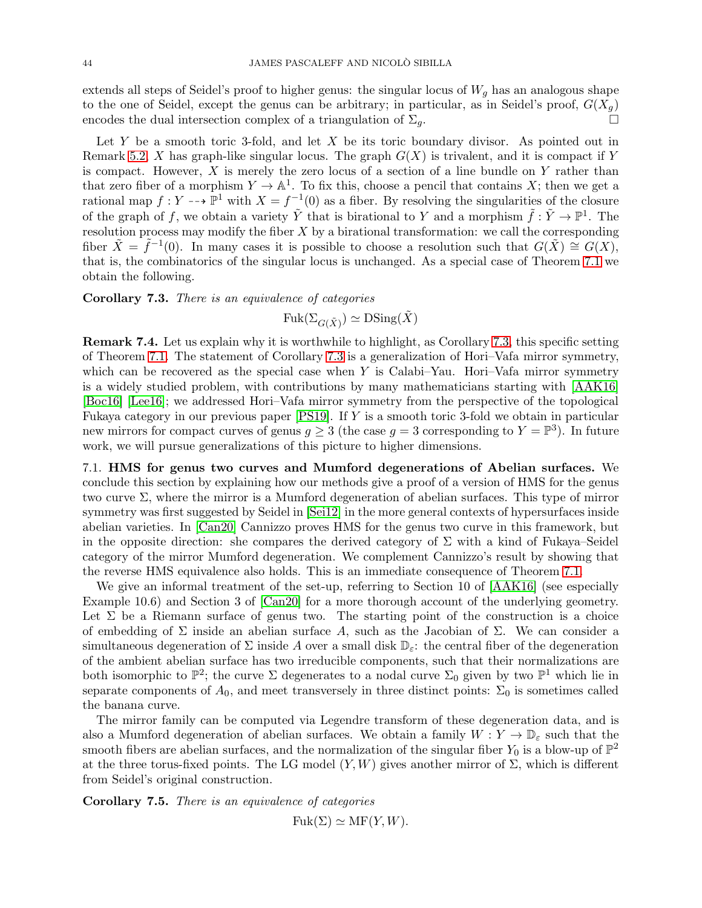extends all steps of Seidel's proof to higher genus: the singular locus of $W_g$ has an analogous shape to the one of Seidel, except the genus can be arbitrary; in particular, as in Seidel's proof, $G(X_g)$ encodes the dual intersection complex of a triangulation of $\Sigma_g$. □

Let $Y$ be a smooth toric 3-fold, and let $X$ be its toric boundary divisor. As pointed out in Remark 5.2, $X$ has graph-like singular locus. The graph $G(X)$ is trivalent, and it is compact if $Y$ is compact. However, $X$ is merely the zero locus of a section of a line bundle on $Y$ rather than that zero fiber of a morphism $Y \to \mathbb{A}^1$. To fix this, choose a pencil that contains $X$; then we get a rational map $f : Y \dashrightarrow \mathbb{P}^1$ with $X = f^{-1}(0)$ as a fiber. By resolving the singularities of the closure of the graph of $f$, we obtain a variety $\tilde{Y}$ that is birational to $Y$ and a morphism $\tilde{f} : \tilde{Y} \to \mathbb{P}^1$. The resolution process may modify the fiber $X$ by a birational transformation: we call the corresponding fiber $\tilde{X} = \tilde{f}^{-1}(0)$. In many cases it is possible to choose a resolution such that $G(\tilde{X}) \cong G(X)$, that is, the combinatorics of the singular locus is unchanged. As a special case of Theorem 7.1 we obtain the following.

**Corollary 7.3.** *There is an equivalence of categories*

$$\mathrm{Fuk}(\Sigma_{G(\tilde{X})}) \simeq \mathrm{DSing}(\tilde{X})$$

**Remark 7.4.** Let us explain why it is worthwhile to highlight, as Corollary 7.3, this specific setting of Theorem 7.1. The statement of Corollary 7.3 is a generalization of Hori–Vafa mirror symmetry, which can be recovered as the special case when $Y$ is Calabi–Yau. Hori–Vafa mirror symmetry is a widely studied problem, with contributions by many mathematicians starting with [AAK16] [Boc16] [Lee16]; we addressed Hori–Vafa mirror symmetry from the perspective of the topological Fukaya category in our previous paper [PS19]. If $Y$ is a smooth toric 3-fold we obtain in particular new mirrors for compact curves of genus $g \geq 3$ (the case $g = 3$ corresponding to $Y = \mathbb{P}^3$). In future work, we will pursue generalizations of this picture to higher dimensions.

7.1. **HMS for genus two curves and Mumford degenerations of Abelian surfaces.** We conclude this section by explaining how our methods give a proof of a version of HMS for the genus two curve $\Sigma$, where the mirror is a Mumford degeneration of abelian surfaces. This type of mirror symmetry was first suggested by Seidel in [Sei12] in the more general contexts of hypersurfaces inside abelian varieties. In [Can20] Cannizzo proves HMS for the genus two curve in this framework, but in the opposite direction: she compares the derived category of $\Sigma$ with a kind of Fukaya–Seidel category of the mirror Mumford degeneration. We complement Cannizzo's result by showing that the reverse HMS equivalence also holds. This is an immediate consequence of Theorem 7.1.

We give an informal treatment of the set-up, referring to Section 10 of [AAK16] (see especially Example 10.6) and Section 3 of [Can20] for a more thorough account of the underlying geometry. Let $\Sigma$ be a Riemann surface of genus two. The starting point of the construction is a choice of embedding of $\Sigma$ inside an abelian surface $A$, such as the Jacobian of $\Sigma$. We can consider a simultaneous degeneration of $\Sigma$ inside $A$ over a small disk $\mathbb{D}_\varepsilon$: the central fiber of the degeneration of the ambient abelian surface has two irreducible components, such that their normalizations are both isomorphic to $\mathbb{P}^2$; the curve $\Sigma$ degenerates to a nodal curve $\Sigma_0$ given by two $\mathbb{P}^1$ which lie in separate components of $A_0$, and meet transversely in three distinct points: $\Sigma_0$ is sometimes called the banana curve.

The mirror family can be computed via Legendre transform of these degeneration data, and is also a Mumford degeneration of abelian surfaces. We obtain a family $W : Y \to \mathbb{D}_\varepsilon$ such that the smooth fibers are abelian surfaces, and the normalization of the singular fiber $Y_0$ is a blow-up of $\mathbb{P}^2$ at the three torus-fixed points. The LG model $(Y, W)$ gives another mirror of $\Sigma$, which is different from Seidel's original construction.

**Corollary 7.5.** *There is an equivalence of categories*

$$\mathrm{Fuk}(\Sigma) \simeq \mathrm{MF}(Y, W).$$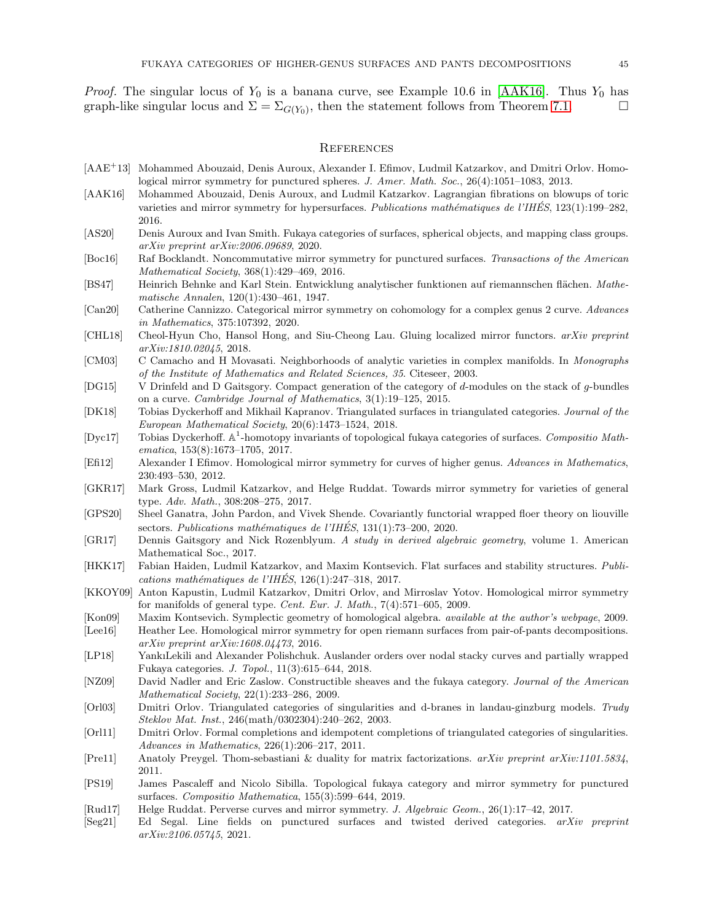*Proof.* The singular locus of $Y_0$ is a banana curve, see Example 10.6 in [AAK16]. Thus $Y_0$ has graph-like singular locus and $\Sigma = \Sigma_{G(Y_0)}$, then the statement follows from Theorem 7.1. □

## References

[AAE+13] Mohammed Abouzaid, Denis Auroux, Alexander I. Efimov, Ludmil Katzarkov, and Dmitri Orlov. Homological mirror symmetry for punctured spheres. *J. Amer. Math. Soc.*, 26(4):1051–1083, 2013.

[AAK16] Mohammed Abouzaid, Denis Auroux, and Ludmil Katzarkov. Lagrangian fibrations on blowups of toric varieties and mirror symmetry for hypersurfaces. *Publications mathématiques de l'IHÉS*, 123(1):199–282, 2016.

[AS20] Denis Auroux and Ivan Smith. Fukaya categories of surfaces, spherical objects, and mapping class groups. *arXiv preprint arXiv:2006.09689*, 2020.

[Boc16] Raf Bocklandt. Noncommutative mirror symmetry for punctured surfaces. *Transactions of the American Mathematical Society*, 368(1):429–469, 2016.

[BS47] Heinrich Behnke and Karl Stein. Entwicklung analytischer funktionen auf riemannschen flächen. *Mathematische Annalen*, 120(1):430–461, 1947.

[Can20] Catherine Cannizzo. Categorical mirror symmetry on cohomology for a complex genus 2 curve. *Advances in Mathematics*, 375:107392, 2020.

[CHL18] Cheol-Hyun Cho, Hansol Hong, and Siu-Cheong Lau. Gluing localized mirror functors. *arXiv preprint arXiv:1810.02045*, 2018.

[CM03] C Camacho and H Movasati. Neighborhoods of analytic varieties in complex manifolds. In *Monographs of the Institute of Mathematics and Related Sciences, 35*. Citeseer, 2003.

[DG15] V Drinfeld and D Gaitsgory. Compact generation of the category of $d$-modules on the stack of $g$-bundles on a curve. *Cambridge Journal of Mathematics*, 3(1):19–125, 2015.

[DK18] Tobias Dyckerhoff and Mikhail Kapranov. Triangulated surfaces in triangulated categories. *Journal of the European Mathematical Society*, 20(6):1473–1524, 2018.

[Dyc17] Tobias Dyckerhoff. $\mathbb{A}^1$-homotopy invariants of topological fukaya categories of surfaces. *Compositio Mathematica*, 153(8):1673–1705, 2017.

[Efi12] Alexander I Efimov. Homological mirror symmetry for curves of higher genus. *Advances in Mathematics*, 230:493–530, 2012.

[GKR17] Mark Gross, Ludmil Katzarkov, and Helge Ruddat. Towards mirror symmetry for varieties of general type. *Adv. Math.*, 308:208–275, 2017.

[GPS20] Sheel Ganatra, John Pardon, and Vivek Shende. Covariantly functorial wrapped floer theory on liouville sectors. *Publications mathématiques de l'IHÉS*, 131(1):73–200, 2020.

[GR17] Dennis Gaitsgory and Nick Rozenblyum. *A study in derived algebraic geometry*, volume 1. American Mathematical Soc., 2017.

[HKK17] Fabian Haiden, Ludmil Katzarkov, and Maxim Kontsevich. Flat surfaces and stability structures. *Publications mathématiques de l'IHÉS*, 126(1):247–318, 2017.

[KKOY09] Anton Kapustin, Ludmil Katzarkov, Dmitri Orlov, and Mirroslav Yotov. Homological mirror symmetry for manifolds of general type. *Cent. Eur. J. Math.*, 7(4):571–605, 2009.

[Kon09] Maxim Kontsevich. Symplectic geometry of homological algebra. *available at the author's webpage*, 2009.

[Lee16] Heather Lee. Homological mirror symmetry for open riemann surfaces from pair-of-pants decompositions. *arXiv preprint arXiv:1608.04473*, 2016.

[LP18] YankıLekili and Alexander Polishchuk. Auslander orders over nodal stacky curves and partially wrapped Fukaya categories. *J. Topol.*, 11(3):615–644, 2018.

[NZ09] David Nadler and Eric Zaslow. Constructible sheaves and the fukaya category. *Journal of the American Mathematical Society*, 22(1):233–286, 2009.

[Orl03] Dmitri Orlov. Triangulated categories of singularities and d-branes in landau-ginzburg models. *Trudy Steklov Mat. Inst.*, 246(math/0302304):240–262, 2003.

[Orl11] Dmitri Orlov. Formal completions and idempotent completions of triangulated categories of singularities. *Advances in Mathematics*, 226(1):206–217, 2011.

[Pre11] Anatoly Preygel. Thom-sebastiani & duality for matrix factorizations. *arXiv preprint arXiv:1101.5834*, 2011.

[PS19] James Pascaleff and Nicolo Sibilla. Topological fukaya category and mirror symmetry for punctured surfaces. *Compositio Mathematica*, 155(3):599–644, 2019.

[Rud17] Helge Ruddat. Perverse curves and mirror symmetry. *J. Algebraic Geom.*, 26(1):17–42, 2017.

[Seg21] Ed Segal. Line fields on punctured surfaces and twisted derived categories. *arXiv preprint arXiv:2106.05745*, 2021.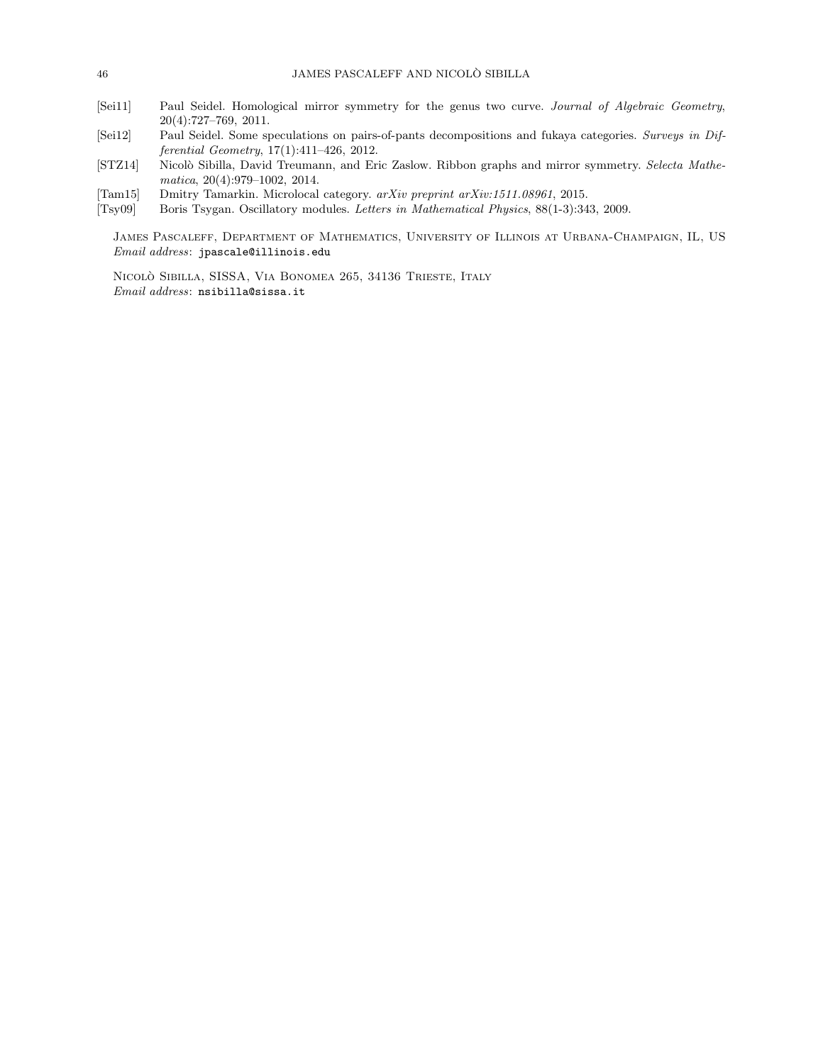[Sei11] Paul Seidel. Homological mirror symmetry for the genus two curve. *Journal of Algebraic Geometry*, 20(4):727–769, 2011.

[Sei12] Paul Seidel. Some speculations on pairs-of-pants decompositions and fukaya categories. *Surveys in Differential Geometry*, 17(1):411–426, 2012.

[STZ14] Nicolò Sibilla, David Treumann, and Eric Zaslow. Ribbon graphs and mirror symmetry. *Selecta Mathematica*, 20(4):979–1002, 2014.

[Tam15] Dmitry Tamarkin. Microlocal category. *arXiv preprint arXiv:1511.08961*, 2015.

[Tsy09] Boris Tsygan. Oscillatory modules. *Letters in Mathematical Physics*, 88(1-3):343, 2009.

James Pascaleff, Department of Mathematics, University of Illinois at Urbana-Champaign, IL, US
*Email address*: `jpascale@illinois.edu`

Nicolò Sibilla, SISSA, Via Bonomea 265, 34136 Trieste, Italy
*Email address*: `nsibilla@sissa.it`